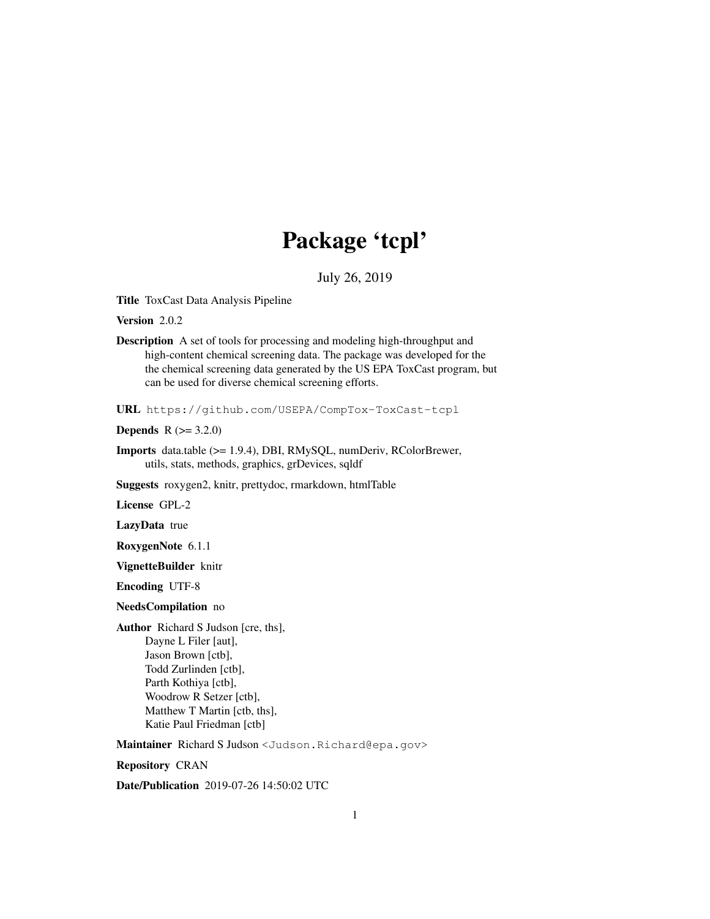# Package 'tcpl'

July 26, 2019

**Title** ToxCast Data Analysis Pipeline

**Version** 2.0.2

**Description** A set of tools for processing and modeling high-throughput and high-content chemical screening data. The package was developed for the the chemical screening data generated by the US EPA ToxCast program, but can be used for diverse chemical screening efforts.

**URL** https://github.com/USEPA/CompTox-ToxCast-tcpl

**Depends** R (>= 3.2.0)

**Imports** data.table (>= 1.9.4), DBI, RMySQL, numDeriv, RColorBrewer, utils, stats, methods, graphics, grDevices, sqldf

**Suggests** roxygen2, knitr, prettydoc, rmarkdown, htmlTable

**License** GPL-2

**LazyData** true

**RoxygenNote** 6.1.1

**VignetteBuilder** knitr

**Encoding** UTF-8

**NeedsCompilation** no

**Author** Richard S Judson [cre, ths],
Dayne L Filer [aut],
Jason Brown [ctb],
Todd Zurlinden [ctb],
Parth Kothiya [ctb],
Woodrow R Setzer [ctb],
Matthew T Martin [ctb, ths],
Katie Paul Friedman [ctb]

**Maintainer** Richard S Judson <Judson.Richard@epa.gov>

**Repository** CRAN

**Date/Publication** 2019-07-26 14:50:02 UTC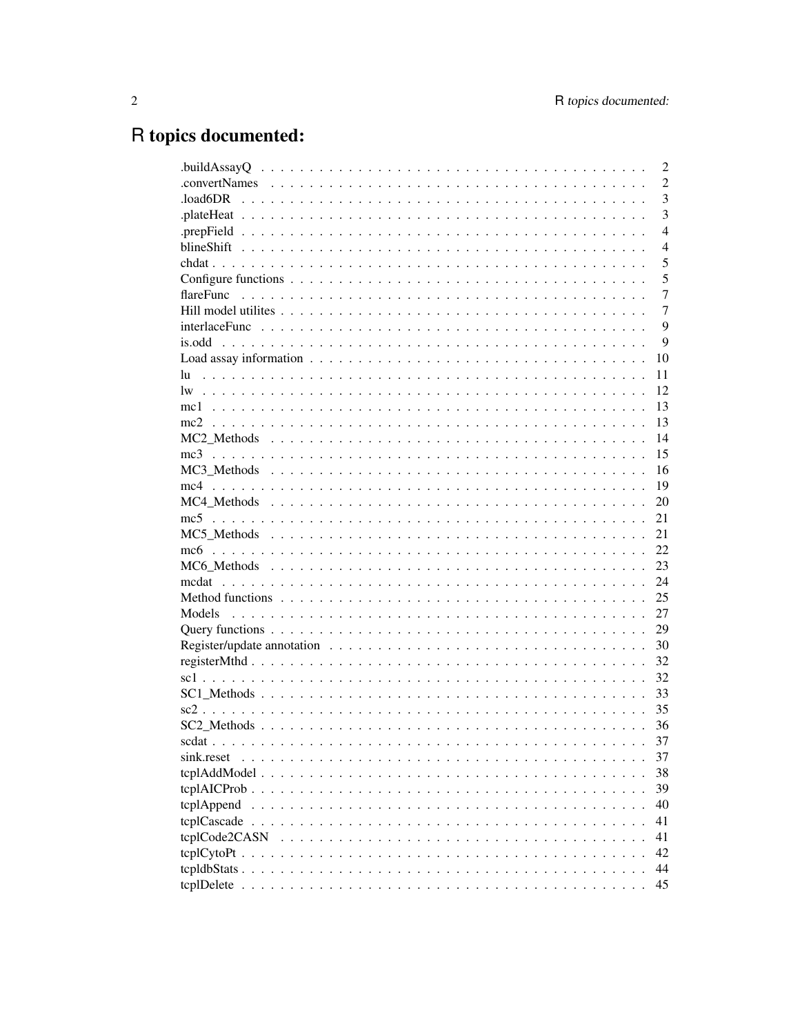# R topics documented:

| | |
|---|---|
| .buildAssayQ | 2 |
| .convertNames | 2 |
| .load6DR | 3 |
| .plateHeat | 3 |
| .prepField | 4 |
| blineShift | 4 |
| chdat | 5 |
| Configure functions | 5 |
| flareFunc | 7 |
| Hill model utilites | 7 |
| interlaceFunc | 9 |
| is.odd | 9 |
| Load assay information | 10 |
| lu | 11 |
| lw | 12 |
| mc1 | 13 |
| mc2 | 13 |
| MC2_Methods | 14 |
| mc3 | 15 |
| MC3_Methods | 16 |
| mc4 | 19 |
| MC4_Methods | 20 |
| mc5 | 21 |
| MC5_Methods | 21 |
| mc6 | 22 |
| MC6_Methods | 23 |
| mcdat | 24 |
| Method functions | 25 |
| Models | 27 |
| Query functions | 29 |
| Register/update annotation | 30 |
| registerMthd | 32 |
| sc1 | 32 |
| SC1_Methods | 33 |
| sc2 | 35 |
| SC2_Methods | 36 |
| scdat | 37 |
| sink.reset | 37 |
| tcplAddModel | 38 |
| tcplAICProb | 39 |
| tcplAppend | 40 |
| tcplCascade | 41 |
| tcplCode2CASN | 41 |
| tcplCytoPt | 42 |
| tcpldbStats | 44 |
| tcplDelete | 45 |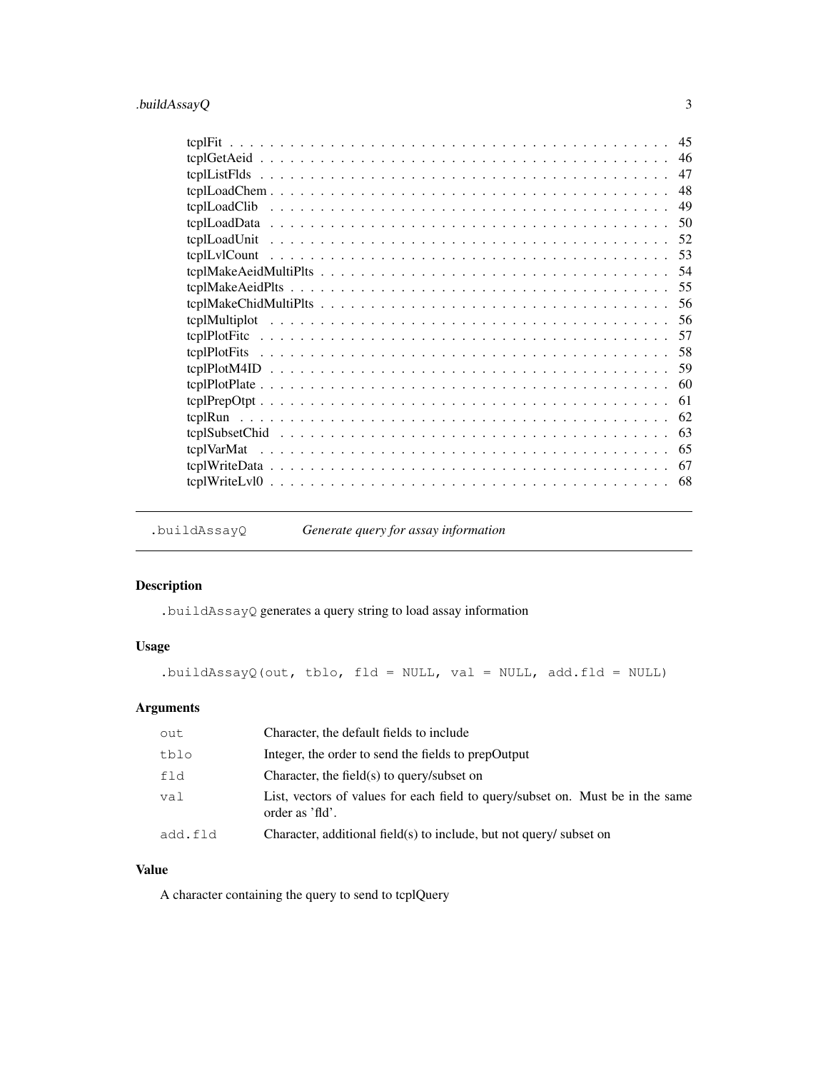| | |
|---|---|
| tcplFit | 45 |
| tcplGetAeid | 46 |
| tcplListFlds | 47 |
| tcplLoadChem | 48 |
| tcplLoadClib | 49 |
| tcplLoadData | 50 |
| tcplLoadUnit | 52 |
| tcplLvlCount | 53 |
| tcplMakeAeidMultiPlts | 54 |
| tcplMakeAeidPlts | 55 |
| tcplMakeChidMultiPlts | 56 |
| tcplMultiplot | 56 |
| tcplPlotFitc | 57 |
| tcplPlotFits | 58 |
| tcplPlotM4ID | 59 |
| tcplPlotPlate | 60 |
| tcplPrepOtpt | 61 |
| tcplRun | 62 |
| tcplSubsetChid | 63 |
| tcplVarMat | 65 |
| tcplWriteData | 67 |
| tcplWriteLvl0 | 68 |

## .buildAssayQ    *Generate query for assay information*

### Description

.buildAssayQ generates a query string to load assay information

### Usage

```
.buildAssayQ(out, tblo, fld = NULL, val = NULL, add.fld = NULL)
```

### Arguments

| | |
|---|---|
| out | Character, the default fields to include |
| tblo | Integer, the order to send the fields to prepOutput |
| fld | Character, the field(s) to query/subset on |
| val | List, vectors of values for each field to query/subset on. Must be in the same order as 'fld'. |
| add.fld | Character, additional field(s) to include, but not query/ subset on |

### Value

A character containing the query to send to tcplQuery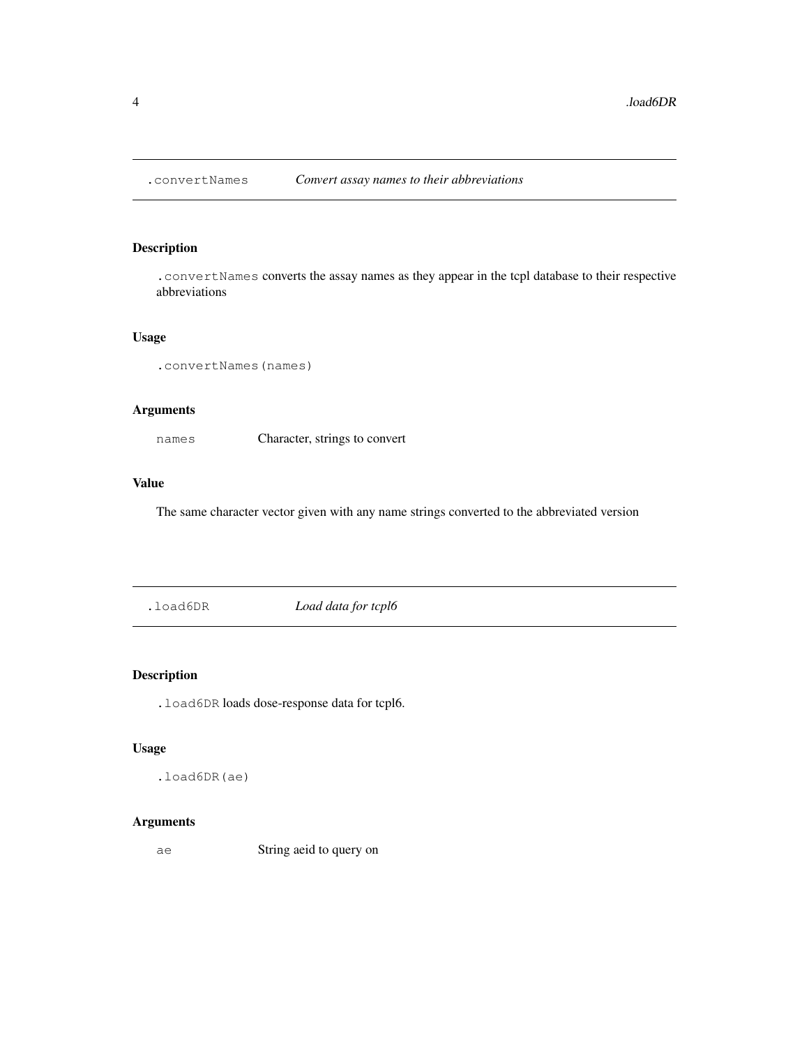## .convertNames *Convert assay names to their abbreviations*

### Description

`.convertNames` converts the assay names as they appear in the tcpl database to their respective abbreviations

### Usage

```
.convertNames(names)
```

### Arguments

| | |
|---|---|
| `names` | Character, strings to convert |

### Value

The same character vector given with any name strings converted to the abbreviated version

## .load6DR *Load data for tcpl6*

### Description

`.load6DR` loads dose-response data for tcpl6.

### Usage

```
.load6DR(ae)
```

### Arguments

| | |
|---|---|
| `ae` | String aeid to query on |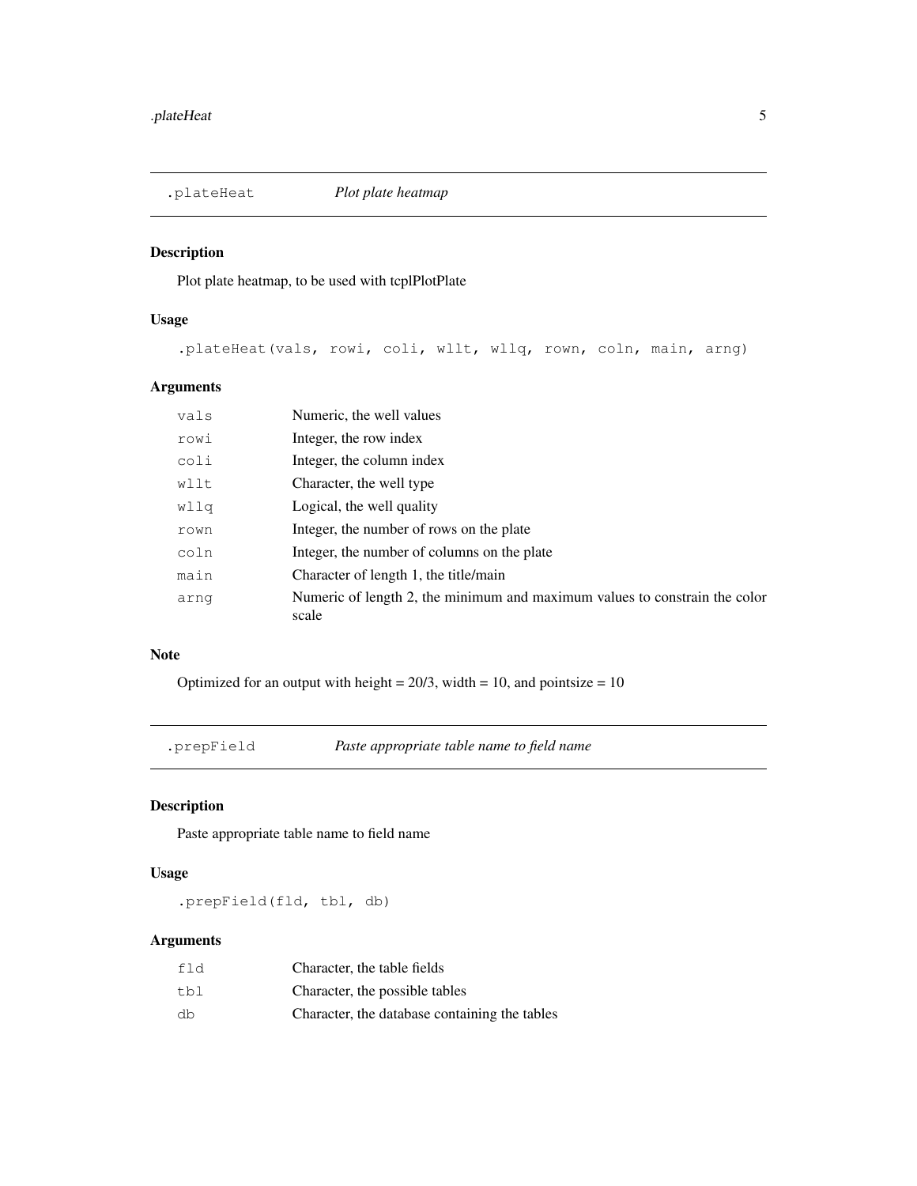## .plateHeat    *Plot plate heatmap*

### Description

Plot plate heatmap, to be used with tcplPlotPlate

### Usage

```
.plateHeat(vals, rowi, coli, wllt, wllq, rown, coln, main, arng)
```

### Arguments

| | |
|---|---|
| vals | Numeric, the well values |
| rowi | Integer, the row index |
| coli | Integer, the column index |
| wllt | Character, the well type |
| wllq | Logical, the well quality |
| rown | Integer, the number of rows on the plate |
| coln | Integer, the number of columns on the plate |
| main | Character of length 1, the title/main |
| arng | Numeric of length 2, the minimum and maximum values to constrain the color scale |

### Note

Optimized for an output with height = 20/3, width = 10, and pointsize = 10

## .prepField    *Paste appropriate table name to field name*

### Description

Paste appropriate table name to field name

### Usage

```
.prepField(fld, tbl, db)
```

### Arguments

| | |
|---|---|
| fld | Character, the table fields |
| tbl | Character, the possible tables |
| db | Character, the database containing the tables |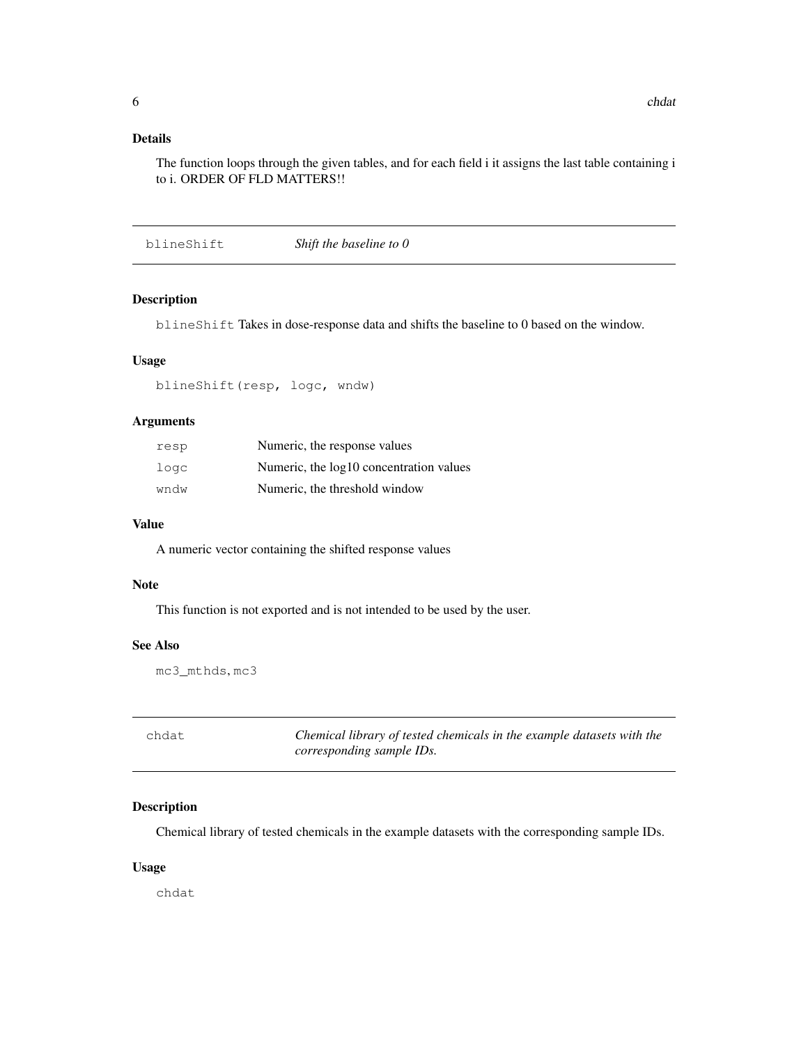### Details

The function loops through the given tables, and for each field i it assigns the last table containing i to i. ORDER OF FLD MATTERS!!

## blineShift — *Shift the baseline to 0*

### Description

`blineShift` Takes in dose-response data and shifts the baseline to 0 based on the window.

### Usage

```
blineShift(resp, logc, wndw)
```

### Arguments

| | |
|---|---|
| `resp` | Numeric, the response values |
| `logc` | Numeric, the log10 concentration values |
| `wndw` | Numeric, the threshold window |

### Value

A numeric vector containing the shifted response values

### Note

This function is not exported and is not intended to be used by the user.

### See Also

`mc3_mthds`, `mc3`

## chdat — *Chemical library of tested chemicals in the example datasets with the corresponding sample IDs.*

### Description

Chemical library of tested chemicals in the example datasets with the corresponding sample IDs.

### Usage

```
chdat
```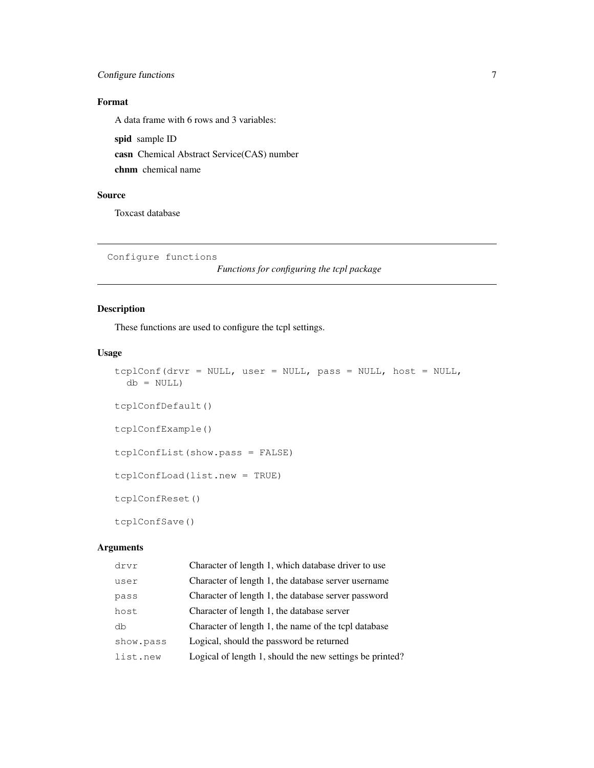### Format

A data frame with 6 rows and 3 variables:

**spid** sample ID

**casn** Chemical Abstract Service(CAS) number

**chnm** chemical name

### Source

Toxcast database

---

## Configure functions

*Functions for configuring the tcpl package*

---

### Description

These functions are used to configure the tcpl settings.

### Usage

```
tcplConf(drvr = NULL, user = NULL, pass = NULL, host = NULL,
  db = NULL)

tcplConfDefault()

tcplConfExample()

tcplConfList(show.pass = FALSE)

tcplConfLoad(list.new = TRUE)

tcplConfReset()

tcplConfSave()
```

### Arguments

| | |
|---|---|
| `drvr` | Character of length 1, which database driver to use |
| `user` | Character of length 1, the database server username |
| `pass` | Character of length 1, the database server password |
| `host` | Character of length 1, the database server |
| `db` | Character of length 1, the name of the tcpl database |
| `show.pass` | Logical, should the password be returned |
| `list.new` | Logical of length 1, should the new settings be printed? |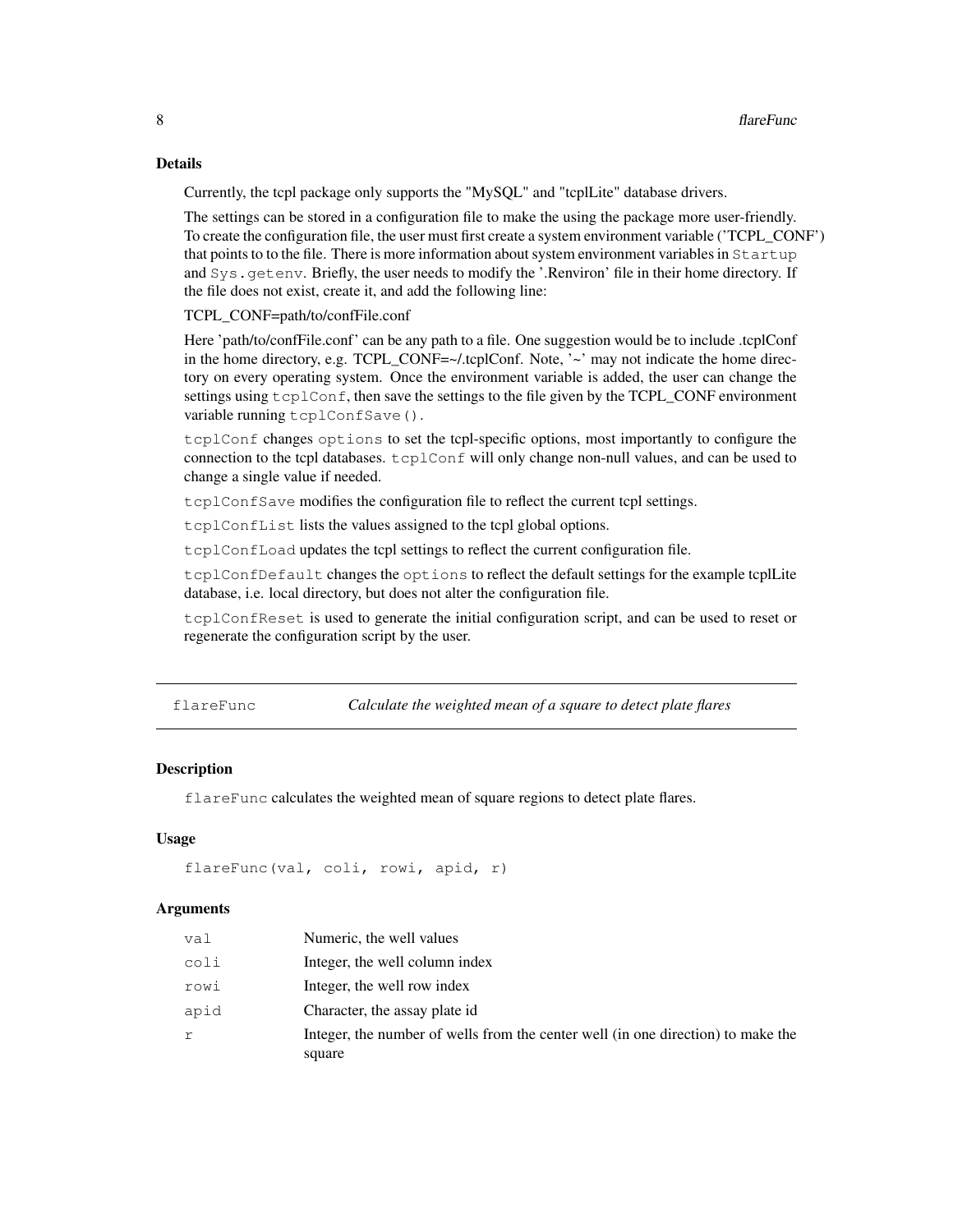### Details

Currently, the tcpl package only supports the "MySQL" and "tcplLite" database drivers.

The settings can be stored in a configuration file to make the using the package more user-friendly. To create the configuration file, the user must first create a system environment variable ('TCPL_CONF') that points to to the file. There is more information about system environment variables in `Startup` and `Sys.getenv`. Briefly, the user needs to modify the '.Renviron' file in their home directory. If the file does not exist, create it, and add the following line:

TCPL_CONF=path/to/confFile.conf

Here 'path/to/confFile.conf' can be any path to a file. One suggestion would be to include .tcplConf in the home directory, e.g. TCPL_CONF=~/.tcplConf. Note, '~' may not indicate the home directory on every operating system. Once the environment variable is added, the user can change the settings using `tcplConf`, then save the settings to the file given by the TCPL_CONF environment variable running `tcplConfSave()`.

`tcplConf` changes `options` to set the tcpl-specific options, most importantly to configure the connection to the tcpl databases. `tcplConf` will only change non-null values, and can be used to change a single value if needed.

`tcplConfSave` modifies the configuration file to reflect the current tcpl settings.

`tcplConfList` lists the values assigned to the tcpl global options.

`tcplConfLoad` updates the tcpl settings to reflect the current configuration file.

`tcplConfDefault` changes the `options` to reflect the default settings for the example tcplLite database, i.e. local directory, but does not alter the configuration file.

`tcplConfReset` is used to generate the initial configuration script, and can be used to reset or regenerate the configuration script by the user.

---

## flareFunc — *Calculate the weighted mean of a square to detect plate flares*

### Description

`flareFunc` calculates the weighted mean of square regions to detect plate flares.

### Usage

```
flareFunc(val, coli, rowi, apid, r)
```

### Arguments

| | |
|---|---|
| `val` | Numeric, the well values |
| `coli` | Integer, the well column index |
| `rowi` | Integer, the well row index |
| `apid` | Character, the assay plate id |
| `r` | Integer, the number of wells from the center well (in one direction) to make the square |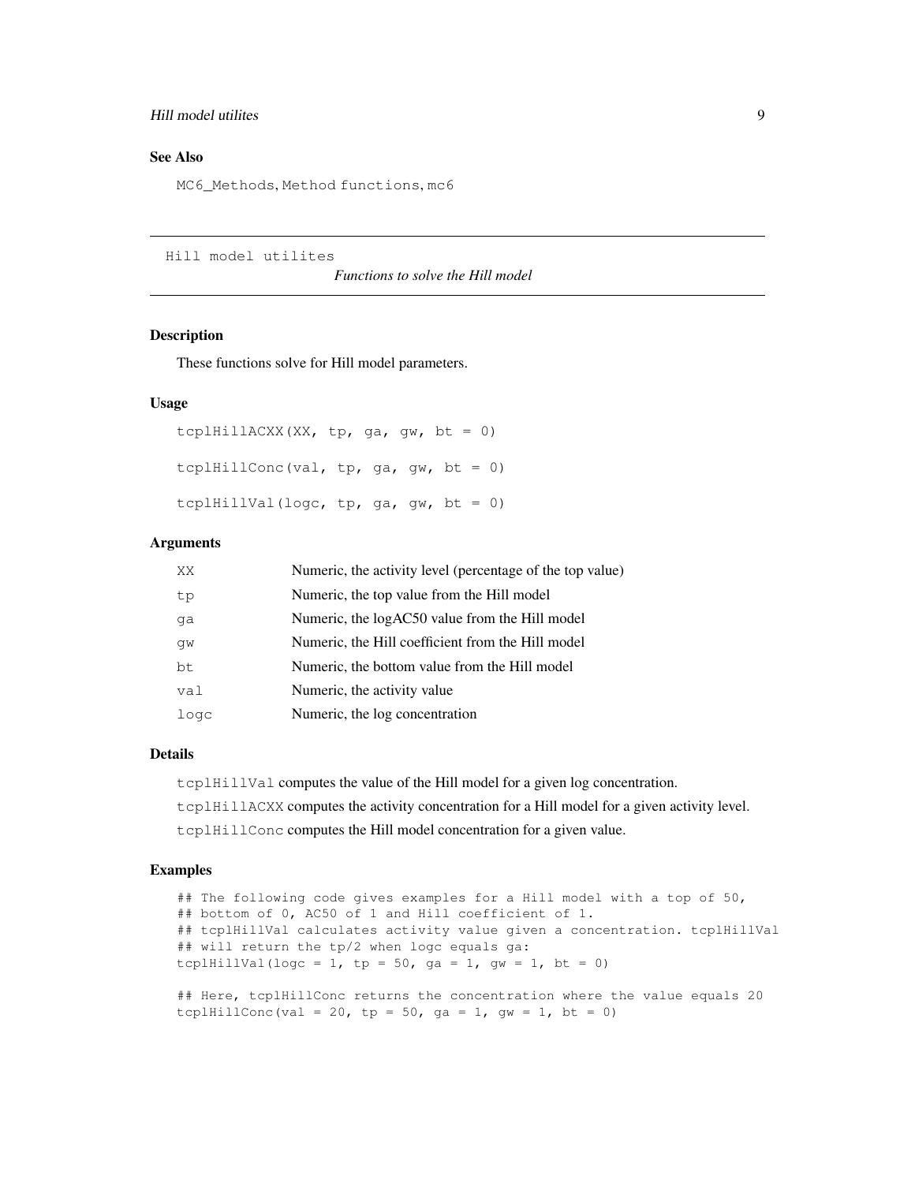## See Also

MC6_Methods, Method functions, mc6

---

Hill model utilites

*Functions to solve the Hill model*

---

### Description

These functions solve for Hill model parameters.

### Usage

```
tcplHillACXX(XX, tp, ga, gw, bt = 0)

tcplHillConc(val, tp, ga, gw, bt = 0)

tcplHillVal(logc, tp, ga, gw, bt = 0)
```

### Arguments

| | |
|---|---|
| XX | Numeric, the activity level (percentage of the top value) |
| tp | Numeric, the top value from the Hill model |
| ga | Numeric, the logAC50 value from the Hill model |
| gw | Numeric, the Hill coefficient from the Hill model |
| bt | Numeric, the bottom value from the Hill model |
| val | Numeric, the activity value |
| logc | Numeric, the log concentration |

### Details

`tcplHillVal` computes the value of the Hill model for a given log concentration.

`tcplHillACXX` computes the activity concentration for a Hill model for a given activity level.

`tcplHillConc` computes the Hill model concentration for a given value.

### Examples

```
## The following code gives examples for a Hill model with a top of 50,
## bottom of 0, AC50 of 1 and Hill coefficient of 1.
## tcplHillVal calculates activity value given a concentration. tcplHillVal
## will return the tp/2 when logc equals ga:
tcplHillVal(logc = 1, tp = 50, ga = 1, gw = 1, bt = 0)

## Here, tcplHillConc returns the concentration where the value equals 20
tcplHillConc(val = 20, tp = 50, ga = 1, gw = 1, bt = 0)
```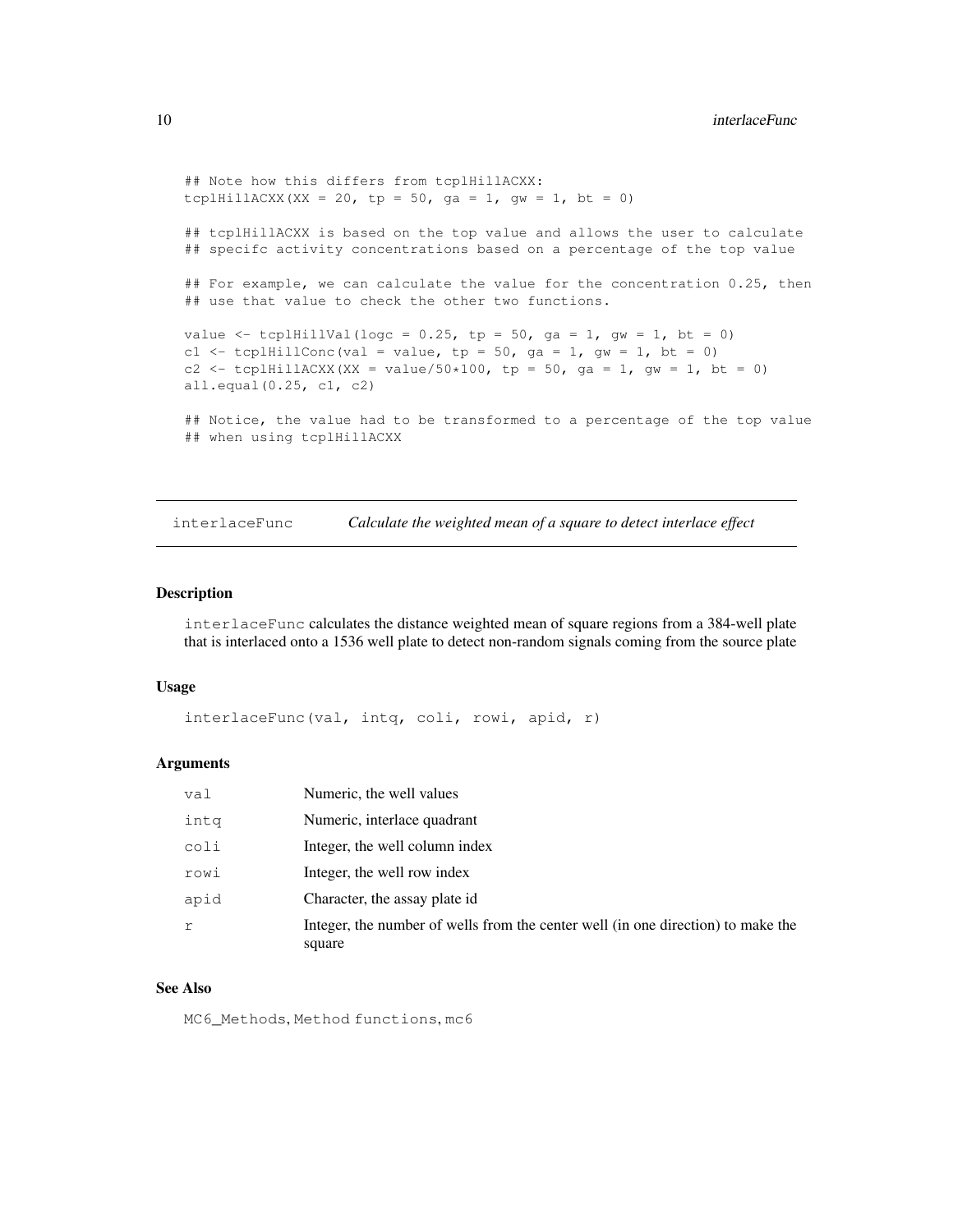```
## Note how this differs from tcplHillACXX:
tcplHillACXX(XX = 20, tp = 50, ga = 1, gw = 1, bt = 0)

## tcplHillACXX is based on the top value and allows the user to calculate
## specifc activity concentrations based on a percentage of the top value

## For example, we can calculate the value for the concentration 0.25, then
## use that value to check the other two functions.

value <- tcplHillVal(logc = 0.25, tp = 50, ga = 1, gw = 1, bt = 0)
c1 <- tcplHillConc(val = value, tp = 50, ga = 1, gw = 1, bt = 0)
c2 <- tcplHillACXX(XX = value/50*100, tp = 50, ga = 1, gw = 1, bt = 0)
all.equal(0.25, c1, c2)

## Notice, the value had to be transformed to a percentage of the top value
## when using tcplHillACXX
```

## interlaceFunc — *Calculate the weighted mean of a square to detect interlace effect*

### Description

`interlaceFunc` calculates the distance weighted mean of square regions from a 384-well plate that is interlaced onto a 1536 well plate to detect non-random signals coming from the source plate

### Usage

```
interlaceFunc(val, intq, coli, rowi, apid, r)
```

### Arguments

| | |
|---|---|
| `val` | Numeric, the well values |
| `intq` | Numeric, interlace quadrant |
| `coli` | Integer, the well column index |
| `rowi` | Integer, the well row index |
| `apid` | Character, the assay plate id |
| `r` | Integer, the number of wells from the center well (in one direction) to make the square |

### See Also

`MC6_Methods`, `Method functions`, `mc6`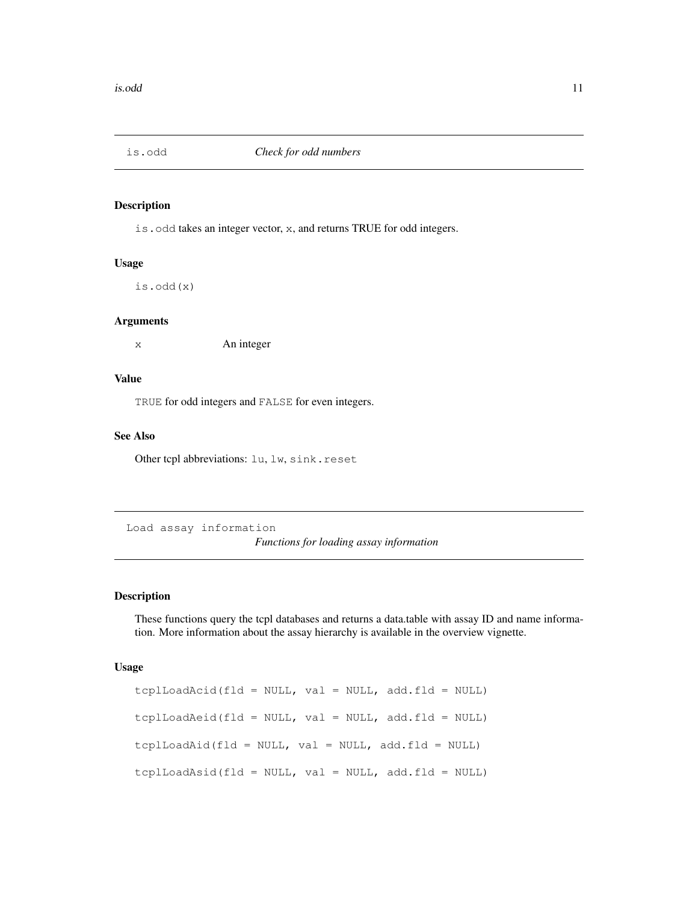## is.odd *Check for odd numbers*

### Description

`is.odd` takes an integer vector, `x`, and returns TRUE for odd integers.

### Usage

```
is.odd(x)
```

### Arguments

| | |
|---|---|
| x | An integer |

### Value

`TRUE` for odd integers and `FALSE` for even integers.

### See Also

Other tcpl abbreviations: `lu`, `lw`, `sink.reset`

## Load assay information *Functions for loading assay information*

### Description

These functions query the tcpl databases and returns a data.table with assay ID and name information. More information about the assay hierarchy is available in the overview vignette.

### Usage

```
tcplLoadAcid(fld = NULL, val = NULL, add.fld = NULL)

tcplLoadAeid(fld = NULL, val = NULL, add.fld = NULL)

tcplLoadAid(fld = NULL, val = NULL, add.fld = NULL)

tcplLoadAsid(fld = NULL, val = NULL, add.fld = NULL)
```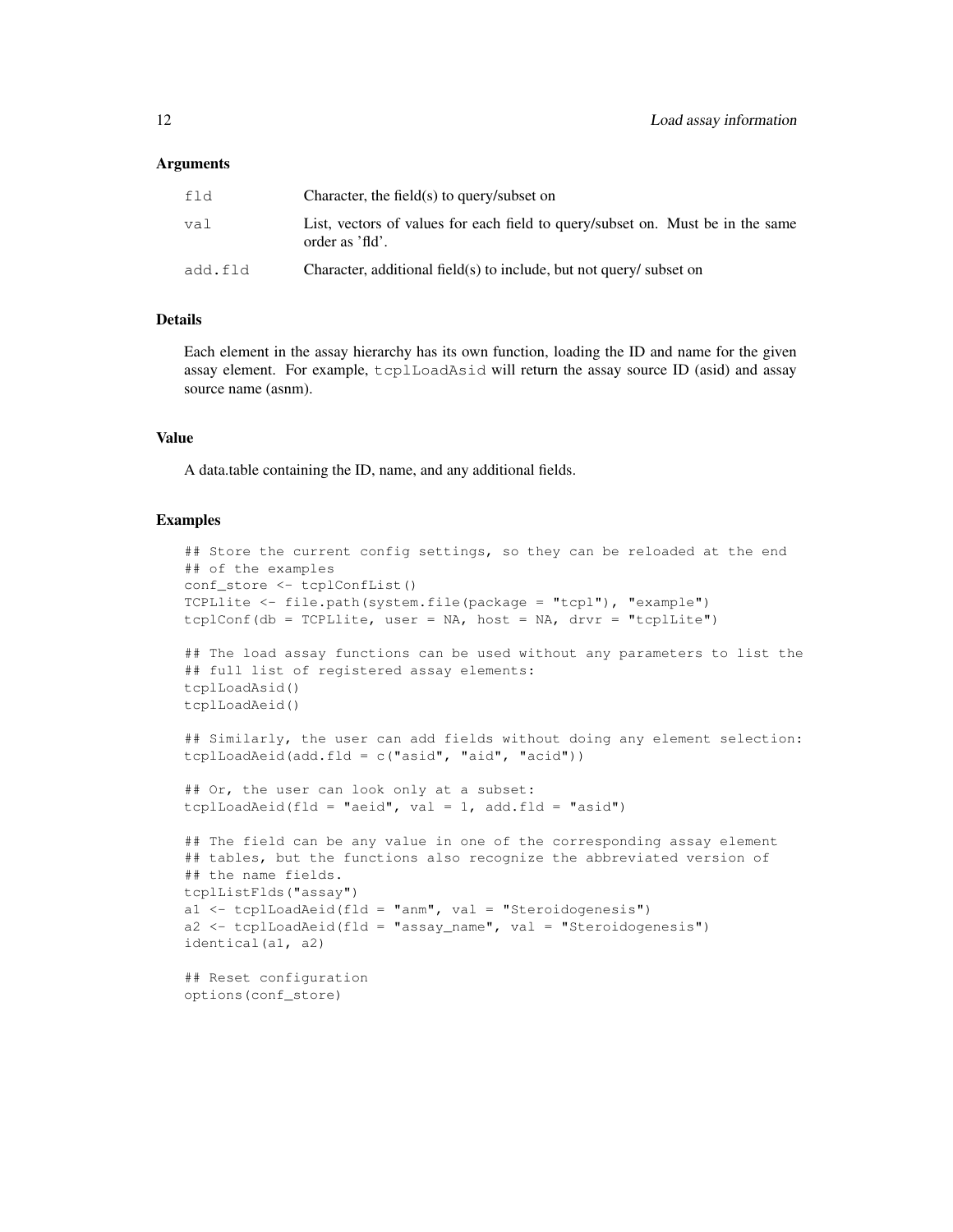### Arguments

| | |
|---|---|
| fld | Character, the field(s) to query/subset on |
| val | List, vectors of values for each field to query/subset on. Must be in the same order as 'fld'. |
| add.fld | Character, additional field(s) to include, but not query/ subset on |

### Details

Each element in the assay hierarchy has its own function, loading the ID and name for the given assay element. For example, `tcplLoadAsid` will return the assay source ID (asid) and assay source name (asnm).

### Value

A data.table containing the ID, name, and any additional fields.

### Examples

```
## Store the current config settings, so they can be reloaded at the end
## of the examples
conf_store <- tcplConfList()
TCPLlite <- file.path(system.file(package = "tcpl"), "example")
tcplConf(db = TCPLlite, user = NA, host = NA, drvr = "tcplLite")

## The load assay functions can be used without any parameters to list the
## full list of registered assay elements:
tcplLoadAsid()
tcplLoadAeid()

## Similarly, the user can add fields without doing any element selection:
tcplLoadAeid(add.fld = c("asid", "aid", "acid"))

## Or, the user can look only at a subset:
tcplLoadAeid(fld = "aeid", val = 1, add.fld = "asid")

## The field can be any value in one of the corresponding assay element
## tables, but the functions also recognize the abbreviated version of
## the name fields.
tcplListFlds("assay")
a1 <- tcplLoadAeid(fld = "anm", val = "Steroidogenesis")
a2 <- tcplLoadAeid(fld = "assay_name", val = "Steroidogenesis")
identical(a1, a2)

## Reset configuration
options(conf_store)
```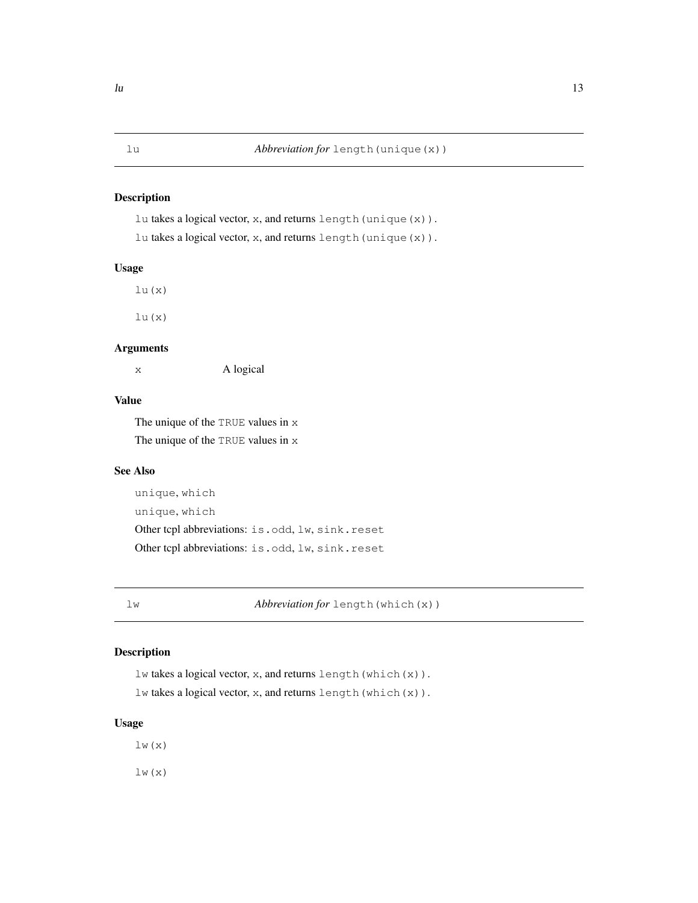## lu — *Abbreviation for* `length(unique(x))`

### Description

`lu` takes a logical vector, `x`, and returns `length(unique(x))`.

`lu` takes a logical vector, `x`, and returns `length(unique(x))`.

### Usage

```
lu(x)

lu(x)
```

### Arguments

| | |
|---|---|
| `x` | A logical |

### Value

The unique of the `TRUE` values in `x`

The unique of the `TRUE` values in `x`

### See Also

`unique`, `which`

`unique`, `which`

Other tcpl abbreviations: `is.odd`, `lw`, `sink.reset`

Other tcpl abbreviations: `is.odd`, `lw`, `sink.reset`

## lw — *Abbreviation for* `length(which(x))`

### Description

`lw` takes a logical vector, `x`, and returns `length(which(x))`.

`lw` takes a logical vector, `x`, and returns `length(which(x))`.

### Usage

```
lw(x)

lw(x)
```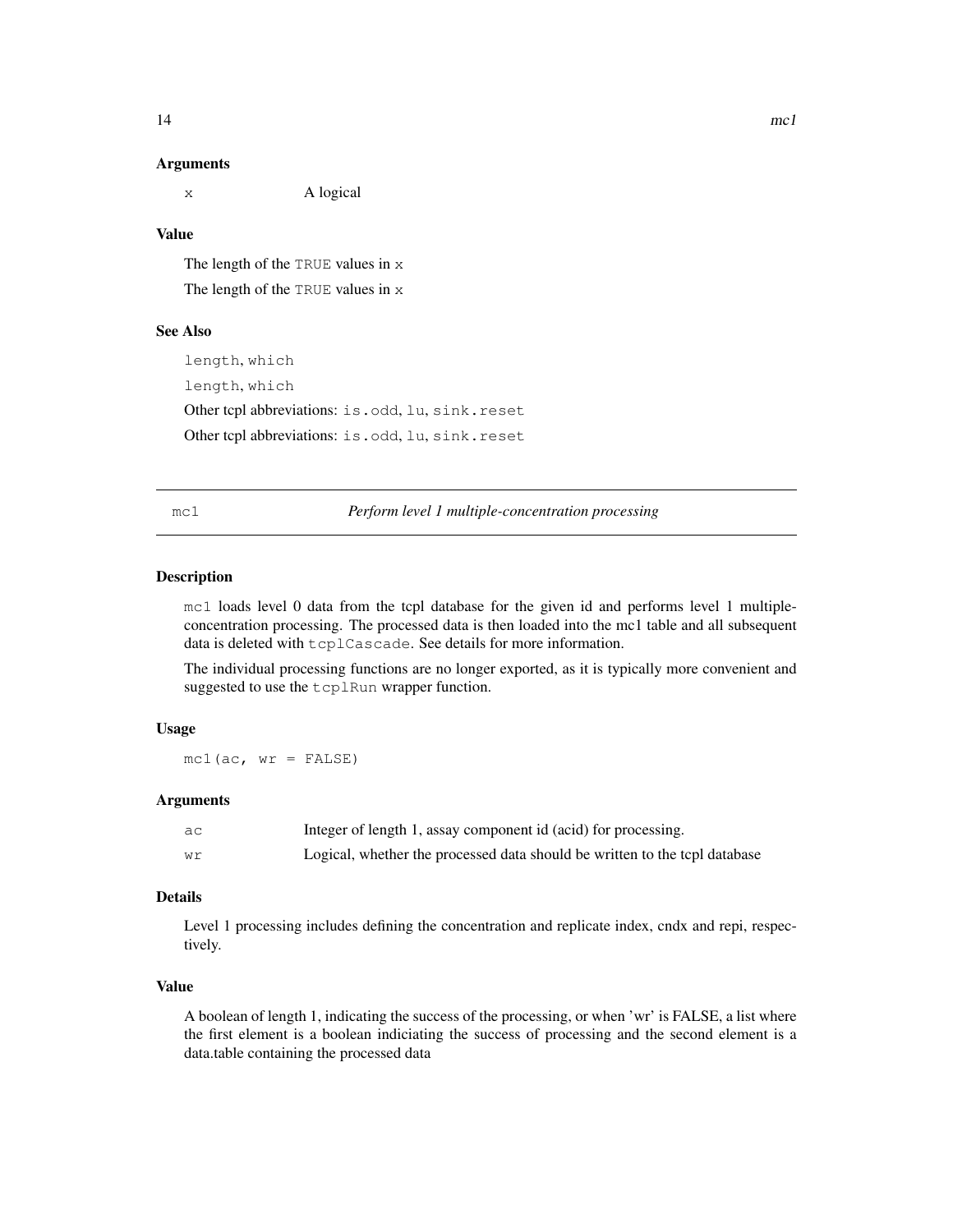## Arguments

| | |
|---|---|
| `x` | A logical |

## Value

The length of the `TRUE` values in `x`

The length of the `TRUE` values in `x`

## See Also

`length`, `which`

`length`, `which`

Other tcpl abbreviations: `is.odd`, `lu`, `sink.reset`

Other tcpl abbreviations: `is.odd`, `lu`, `sink.reset`

---

# `mc1` — *Perform level 1 multiple-concentration processing*

---

## Description

`mc1` loads level 0 data from the tcpl database for the given id and performs level 1 multiple-concentration processing. The processed data is then loaded into the mc1 table and all subsequent data is deleted with `tcplCascade`. See details for more information.

The individual processing functions are no longer exported, as it is typically more convenient and suggested to use the `tcplRun` wrapper function.

## Usage

```
mc1(ac, wr = FALSE)
```

## Arguments

| | |
|---|---|
| `ac` | Integer of length 1, assay component id (acid) for processing. |
| `wr` | Logical, whether the processed data should be written to the tcpl database |

## Details

Level 1 processing includes defining the concentration and replicate index, cndx and repi, respectively.

## Value

A boolean of length 1, indicating the success of the processing, or when 'wr' is FALSE, a list where the first element is a boolean indiciating the success of processing and the second element is a data.table containing the processed data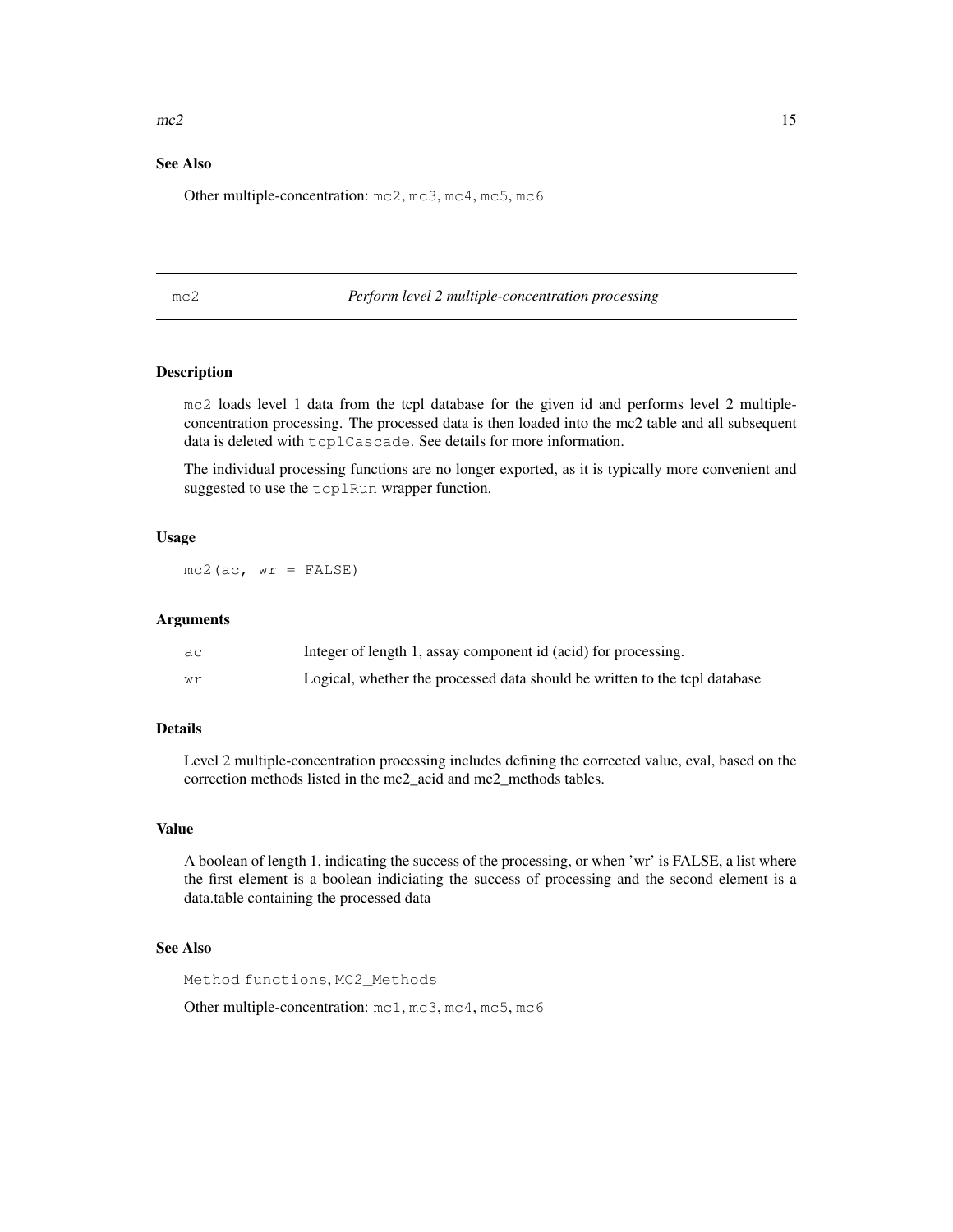## See Also

Other multiple-concentration: `mc2`, `mc3`, `mc4`, `mc5`, `mc6`

---

# mc2 — *Perform level 2 multiple-concentration processing*

---

## Description

`mc2` loads level 1 data from the tcpl database for the given id and performs level 2 multiple-concentration processing. The processed data is then loaded into the mc2 table and all subsequent data is deleted with `tcplCascade`. See details for more information.

The individual processing functions are no longer exported, as it is typically more convenient and suggested to use the `tcplRun` wrapper function.

## Usage

```
mc2(ac, wr = FALSE)
```

## Arguments

| | |
|---|---|
| `ac` | Integer of length 1, assay component id (acid) for processing. |
| `wr` | Logical, whether the processed data should be written to the tcpl database |

## Details

Level 2 multiple-concentration processing includes defining the corrected value, cval, based on the correction methods listed in the mc2_acid and mc2_methods tables.

## Value

A boolean of length 1, indicating the success of the processing, or when 'wr' is FALSE, a list where the first element is a boolean indiciating the success of processing and the second element is a data.table containing the processed data

## See Also

`Method functions`, `MC2_Methods`

Other multiple-concentration: `mc1`, `mc3`, `mc4`, `mc5`, `mc6`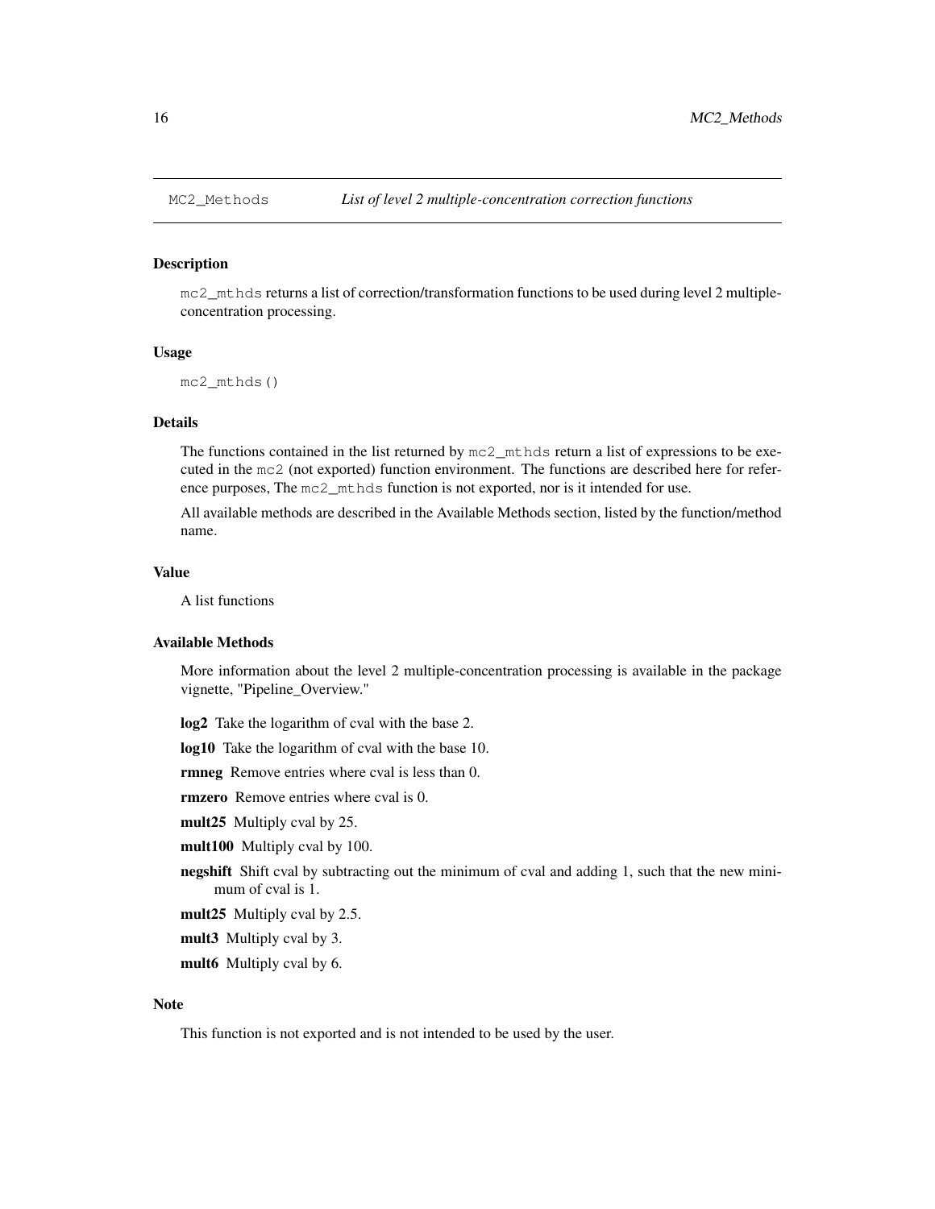MC2_Methods    *List of level 2 multiple-concentration correction functions*

### Description

`mc2_mthds` returns a list of correction/transformation functions to be used during level 2 multiple-concentration processing.

### Usage

```
mc2_mthds()
```

### Details

The functions contained in the list returned by `mc2_mthds` return a list of expressions to be executed in the `mc2` (not exported) function environment. The functions are described here for reference purposes, The `mc2_mthds` function is not exported, nor is it intended for use.

All available methods are described in the Available Methods section, listed by the function/method name.

### Value

A list functions

### Available Methods

More information about the level 2 multiple-concentration processing is available in the package vignette, "Pipeline_Overview."

**log2** Take the logarithm of cval with the base 2.

**log10** Take the logarithm of cval with the base 10.

**rmneg** Remove entries where cval is less than 0.

**rmzero** Remove entries where cval is 0.

**mult25** Multiply cval by 25.

**mult100** Multiply cval by 100.

**negshift** Shift cval by subtracting out the minimum of cval and adding 1, such that the new minimum of cval is 1.

**mult25** Multiply cval by 2.5.

**mult3** Multiply cval by 3.

**mult6** Multiply cval by 6.

### Note

This function is not exported and is not intended to be used by the user.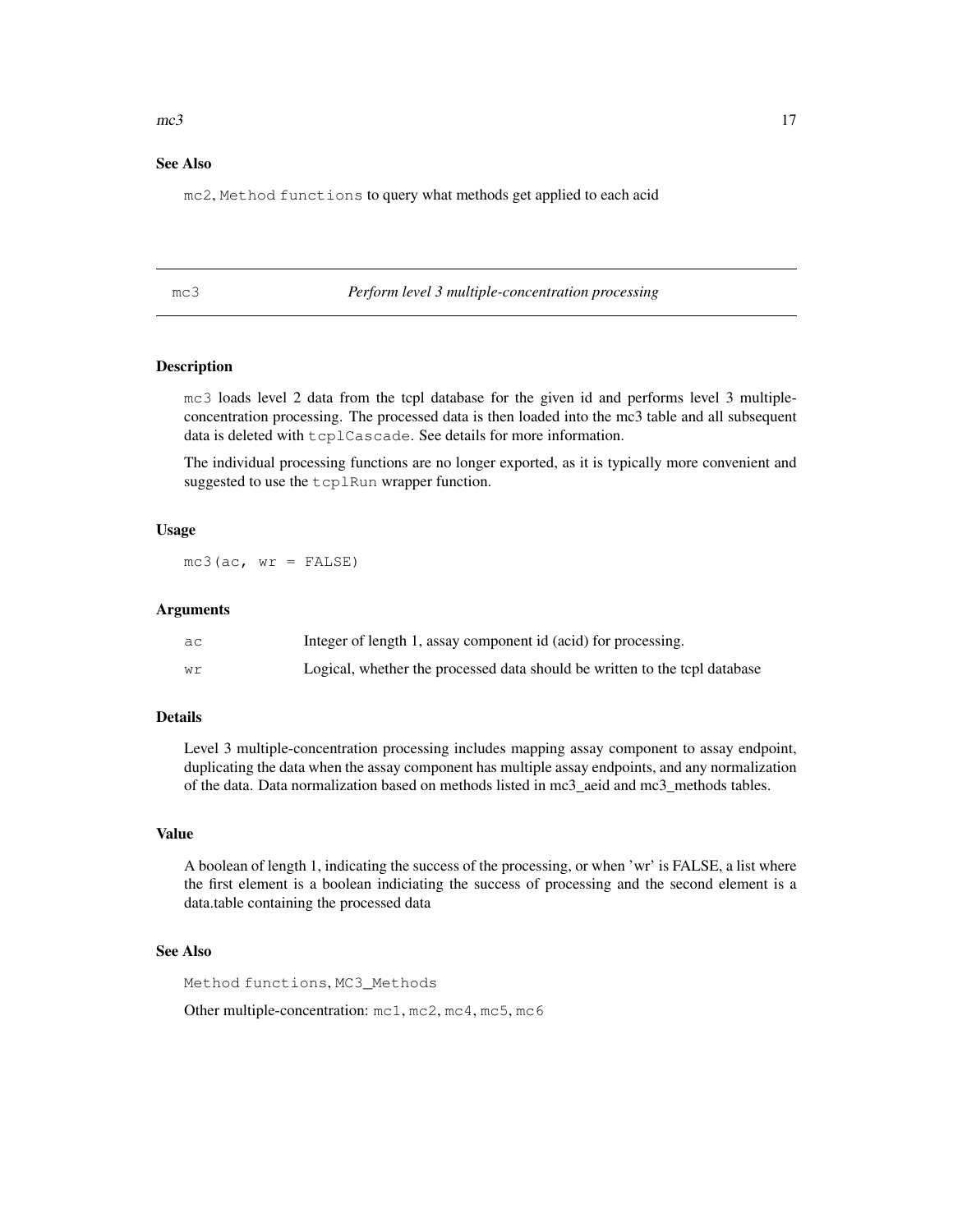### See Also

`mc2`, `Method functions` to query what methods get applied to each acid

---

## mc3 — *Perform level 3 multiple-concentration processing*

### Description

`mc3` loads level 2 data from the tcpl database for the given id and performs level 3 multiple-concentration processing. The processed data is then loaded into the mc3 table and all subsequent data is deleted with `tcplCascade`. See details for more information.

The individual processing functions are no longer exported, as it is typically more convenient and suggested to use the `tcplRun` wrapper function.

### Usage

```
mc3(ac, wr = FALSE)
```

### Arguments

| | |
|---|---|
| `ac` | Integer of length 1, assay component id (acid) for processing. |
| `wr` | Logical, whether the processed data should be written to the tcpl database |

### Details

Level 3 multiple-concentration processing includes mapping assay component to assay endpoint, duplicating the data when the assay component has multiple assay endpoints, and any normalization of the data. Data normalization based on methods listed in mc3_aeid and mc3_methods tables.

### Value

A boolean of length 1, indicating the success of the processing, or when 'wr' is FALSE, a list where the first element is a boolean indiciating the success of processing and the second element is a data.table containing the processed data

### See Also

`Method functions`, `MC3_Methods`

Other multiple-concentration: `mc1`, `mc2`, `mc4`, `mc5`, `mc6`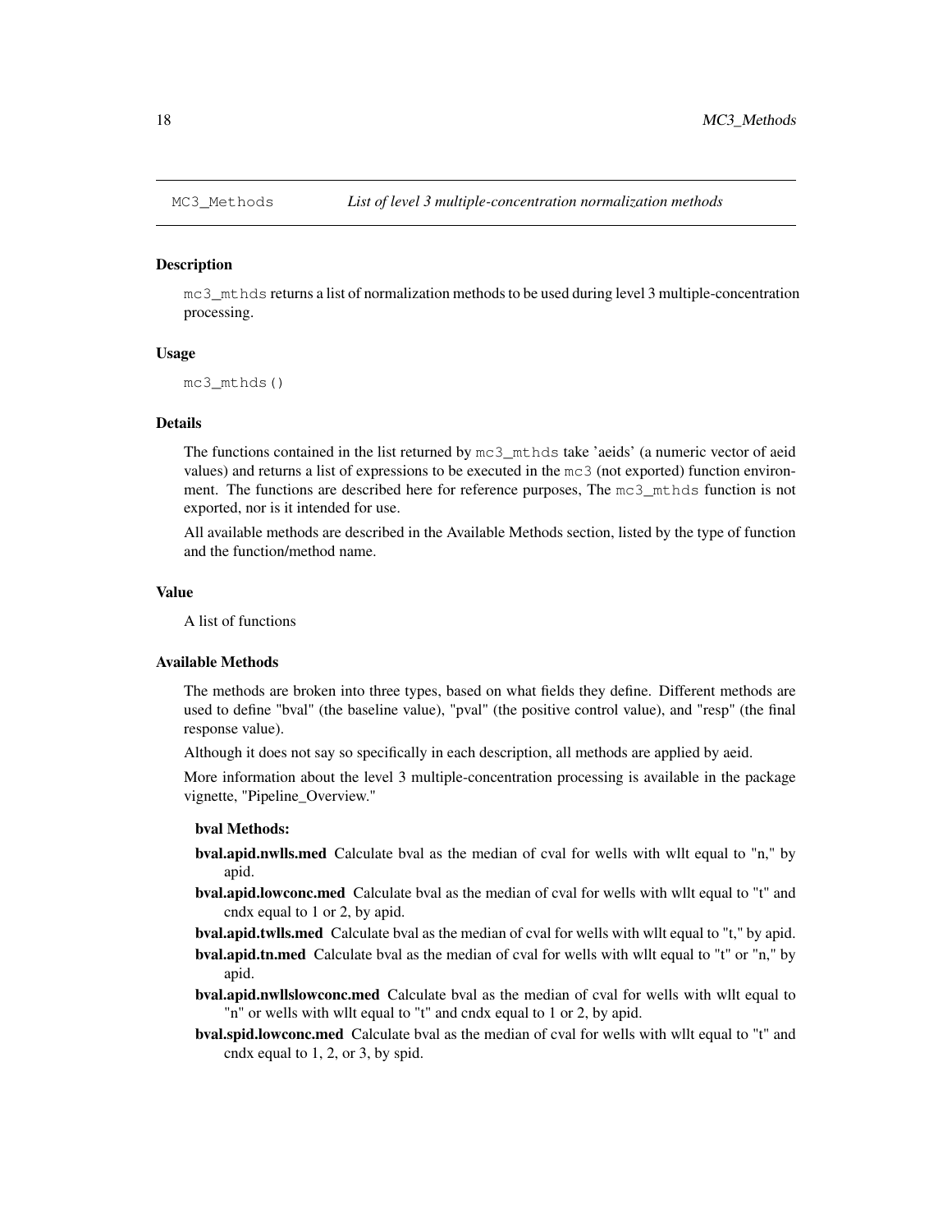MC3_Methods *List of level 3 multiple-concentration normalization methods*

### Description

mc3_mthds returns a list of normalization methods to be used during level 3 multiple-concentration processing.

### Usage

```
mc3_mthds()
```

### Details

The functions contained in the list returned by mc3_mthds take 'aeids' (a numeric vector of aeid values) and returns a list of expressions to be executed in the mc3 (not exported) function environment. The functions are described here for reference purposes, The mc3_mthds function is not exported, nor is it intended for use.

All available methods are described in the Available Methods section, listed by the type of function and the function/method name.

### Value

A list of functions

### Available Methods

The methods are broken into three types, based on what fields they define. Different methods are used to define "bval" (the baseline value), "pval" (the positive control value), and "resp" (the final response value).

Although it does not say so specifically in each description, all methods are applied by aeid.

More information about the level 3 multiple-concentration processing is available in the package vignette, "Pipeline_Overview."

**bval Methods:**

**bval.apid.nwlls.med** Calculate bval as the median of cval for wells with wllt equal to "n," by apid.

**bval.apid.lowconc.med** Calculate bval as the median of cval for wells with wllt equal to "t" and cndx equal to 1 or 2, by apid.

**bval.apid.twlls.med** Calculate bval as the median of cval for wells with wllt equal to "t," by apid.

**bval.apid.tn.med** Calculate bval as the median of cval for wells with wllt equal to "t" or "n," by apid.

**bval.apid.nwllslowconc.med** Calculate bval as the median of cval for wells with wllt equal to "n" or wells with wllt equal to "t" and cndx equal to 1 or 2, by apid.

**bval.spid.lowconc.med** Calculate bval as the median of cval for wells with wllt equal to "t" and cndx equal to 1, 2, or 3, by spid.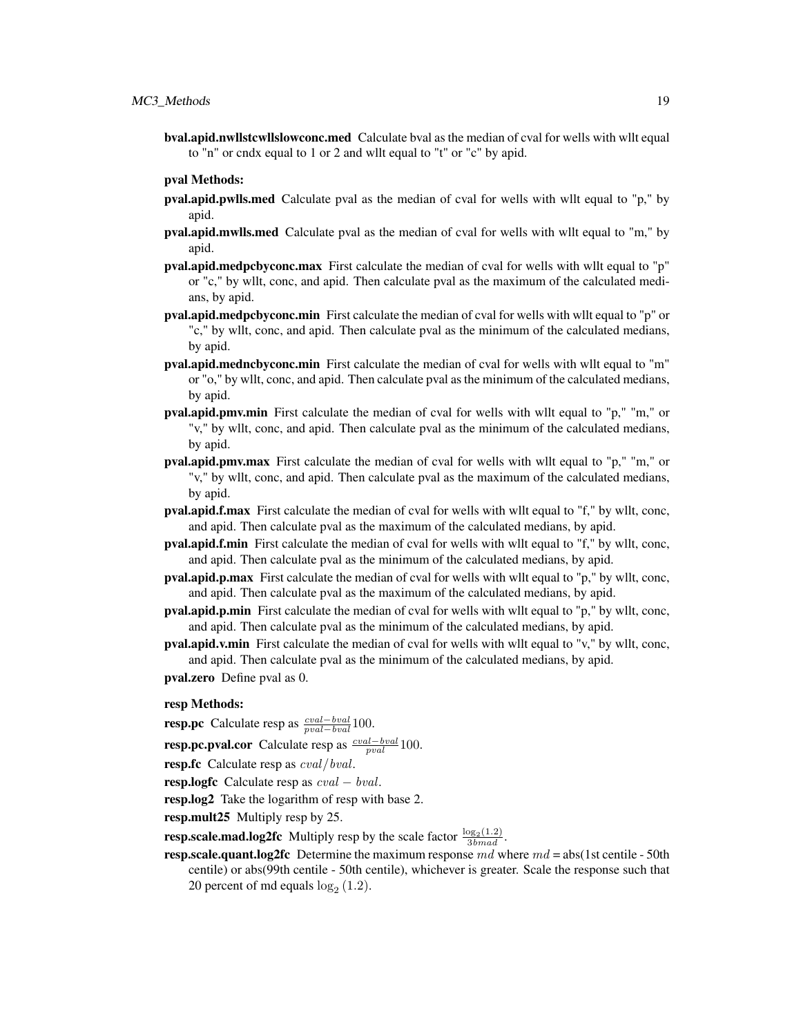**bval.apid.nwllstcwllslowconc.med** Calculate bval as the median of cval for wells with wllt equal to "n" or cndx equal to 1 or 2 and wllt equal to "t" or "c" by apid.

**pval Methods:**

**pval.apid.pwlls.med** Calculate pval as the median of cval for wells with wllt equal to "p," by apid.

**pval.apid.mwlls.med** Calculate pval as the median of cval for wells with wllt equal to "m," by apid.

**pval.apid.medpcbyconc.max** First calculate the median of cval for wells with wllt equal to "p" or "c," by wllt, conc, and apid. Then calculate pval as the maximum of the calculated medians, by apid.

**pval.apid.medpcbyconc.min** First calculate the median of cval for wells with wllt equal to "p" or "c," by wllt, conc, and apid. Then calculate pval as the minimum of the calculated medians, by apid.

**pval.apid.medncbyconc.min** First calculate the median of cval for wells with wllt equal to "m" or "o," by wllt, conc, and apid. Then calculate pval as the minimum of the calculated medians, by apid.

**pval.apid.pmv.min** First calculate the median of cval for wells with wllt equal to "p," "m," or "v," by wllt, conc, and apid. Then calculate pval as the minimum of the calculated medians, by apid.

**pval.apid.pmv.max** First calculate the median of cval for wells with wllt equal to "p," "m," or "v," by wllt, conc, and apid. Then calculate pval as the maximum of the calculated medians, by apid.

**pval.apid.f.max** First calculate the median of cval for wells with wllt equal to "f," by wllt, conc, and apid. Then calculate pval as the maximum of the calculated medians, by apid.

**pval.apid.f.min** First calculate the median of cval for wells with wllt equal to "f," by wllt, conc, and apid. Then calculate pval as the minimum of the calculated medians, by apid.

**pval.apid.p.max** First calculate the median of cval for wells with wllt equal to "p," by wllt, conc, and apid. Then calculate pval as the maximum of the calculated medians, by apid.

**pval.apid.p.min** First calculate the median of cval for wells with wllt equal to "p," by wllt, conc, and apid. Then calculate pval as the minimum of the calculated medians, by apid.

**pval.apid.v.min** First calculate the median of cval for wells with wllt equal to "v," by wllt, conc, and apid. Then calculate pval as the minimum of the calculated medians, by apid.

**pval.zero** Define pval as 0.

**resp Methods:**

**resp.pc** Calculate resp as $\frac{cval - bval}{pval - bval}100$.

**resp.pc.pval.cor** Calculate resp as $\frac{cval - bval}{pval}100$.

**resp.fc** Calculate resp as $cval/bval$.

**resp.logfc** Calculate resp as $cval - bval$.

**resp.log2** Take the logarithm of resp with base 2.

**resp.mult25** Multiply resp by 25.

**resp.scale.mad.log2fc** Multiply resp by the scale factor $\frac{\log_2(1.2)}{3bmad}$.

**resp.scale.quant.log2fc** Determine the maximum response $md$ where $md$ = abs(1st centile - 50th centile) or abs(99th centile - 50th centile), whichever is greater. Scale the response such that 20 percent of md equals $\log_2(1.2)$.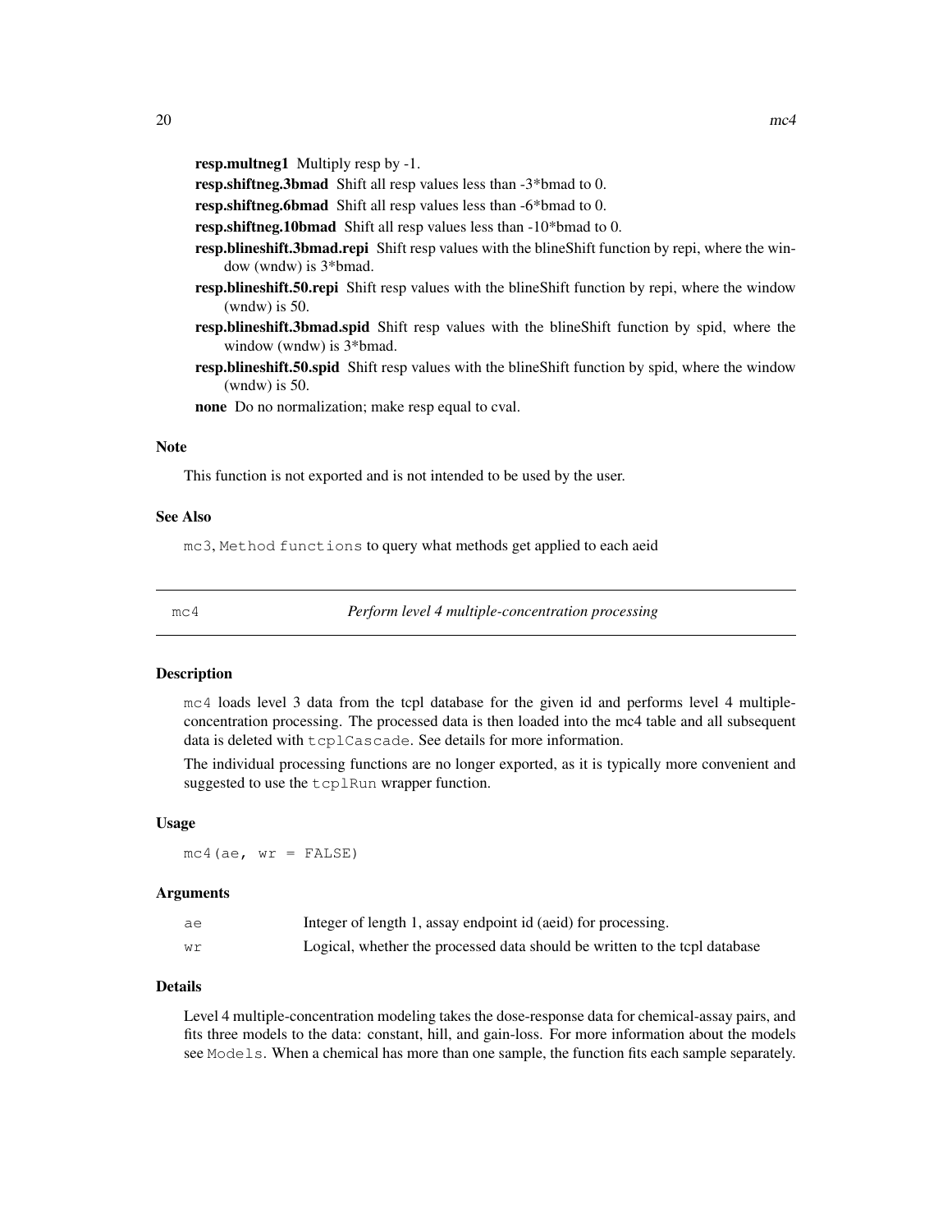**resp.multneg1** Multiply resp by -1.

**resp.shiftneg.3bmad** Shift all resp values less than -3*bmad to 0.

**resp.shiftneg.6bmad** Shift all resp values less than -6*bmad to 0.

**resp.shiftneg.10bmad** Shift all resp values less than -10*bmad to 0.

**resp.blineshift.3bmad.repi** Shift resp values with the blineShift function by repi, where the window (wndw) is 3*bmad.

**resp.blineshift.50.repi** Shift resp values with the blineShift function by repi, where the window (wndw) is 50.

**resp.blineshift.3bmad.spid** Shift resp values with the blineShift function by spid, where the window (wndw) is 3*bmad.

**resp.blineshift.50.spid** Shift resp values with the blineShift function by spid, where the window (wndw) is 50.

**none** Do no normalization; make resp equal to cval.

### Note

This function is not exported and is not intended to be used by the user.

### See Also

`mc3`, `Method functions` to query what methods get applied to each aeid

---

## mc4 &nbsp;&nbsp;&nbsp;&nbsp; *Perform level 4 multiple-concentration processing*

---

### Description

`mc4` loads level 3 data from the tcpl database for the given id and performs level 4 multiple-concentration processing. The processed data is then loaded into the mc4 table and all subsequent data is deleted with `tcplCascade`. See details for more information.

The individual processing functions are no longer exported, as it is typically more convenient and suggested to use the `tcplRun` wrapper function.

### Usage

```
mc4(ae, wr = FALSE)
```

### Arguments

| | |
|---|---|
| `ae` | Integer of length 1, assay endpoint id (aeid) for processing. |
| `wr` | Logical, whether the processed data should be written to the tcpl database |

### Details

Level 4 multiple-concentration modeling takes the dose-response data for chemical-assay pairs, and fits three models to the data: constant, hill, and gain-loss. For more information about the models see `Models`. When a chemical has more than one sample, the function fits each sample separately.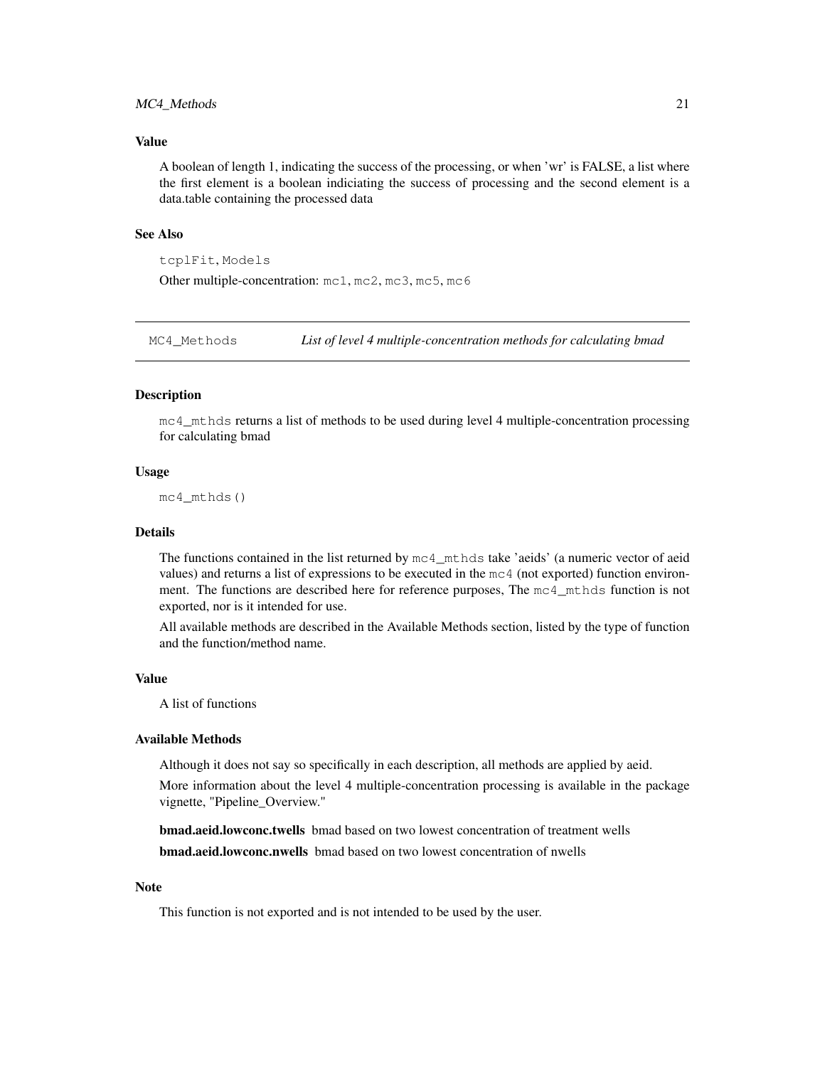### Value

A boolean of length 1, indicating the success of the processing, or when 'wr' is FALSE, a list where the first element is a boolean indiciating the success of processing and the second element is a data.table containing the processed data

### See Also

`tcplFit`, `Models`

Other multiple-concentration: `mc1`, `mc2`, `mc3`, `mc5`, `mc6`

---

## MC4_Methods *List of level 4 multiple-concentration methods for calculating bmad*

---

### Description

`mc4_mthds` returns a list of methods to be used during level 4 multiple-concentration processing for calculating bmad

### Usage

```
mc4_mthds()
```

### Details

The functions contained in the list returned by `mc4_mthds` take 'aeids' (a numeric vector of aeid values) and returns a list of expressions to be executed in the `mc4` (not exported) function environment. The functions are described here for reference purposes, The `mc4_mthds` function is not exported, nor is it intended for use.

All available methods are described in the Available Methods section, listed by the type of function and the function/method name.

### Value

A list of functions

### Available Methods

Although it does not say so specifically in each description, all methods are applied by aeid.

More information about the level 4 multiple-concentration processing is available in the package vignette, "Pipeline_Overview."

**bmad.aeid.lowconc.twells** bmad based on two lowest concentration of treatment wells

**bmad.aeid.lowconc.nwells** bmad based on two lowest concentration of nwells

### Note

This function is not exported and is not intended to be used by the user.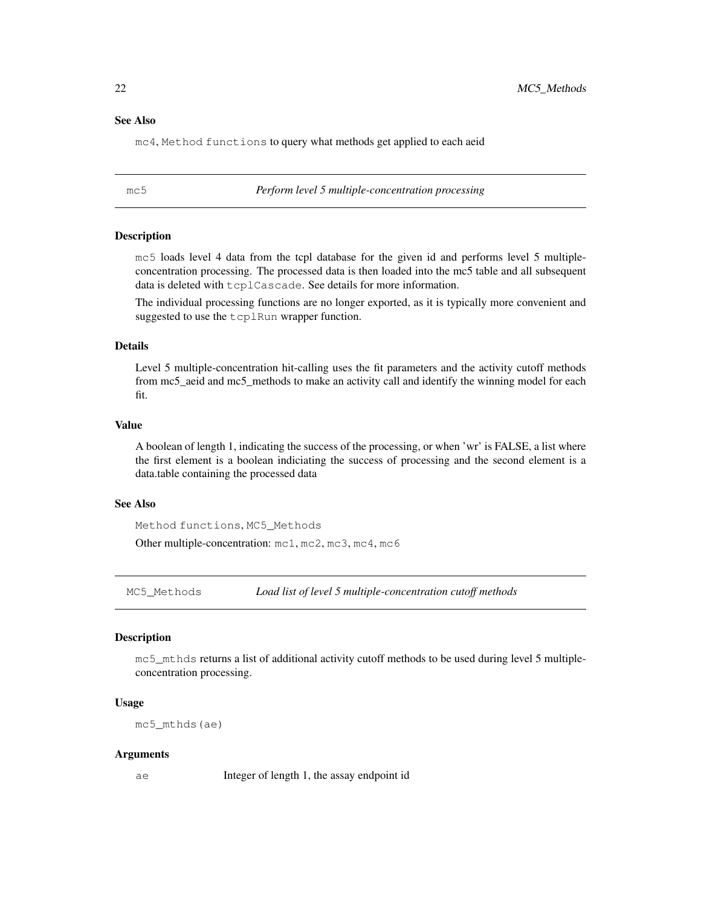### See Also

mc4, Method functions to query what methods get applied to each aeid

---

## mc5 — *Perform level 5 multiple-concentration processing*

### Description

mc5 loads level 4 data from the tcpl database for the given id and performs level 5 multiple-concentration processing. The processed data is then loaded into the mc5 table and all subsequent data is deleted with tcplCascade. See details for more information.

The individual processing functions are no longer exported, as it is typically more convenient and suggested to use the tcplRun wrapper function.

### Details

Level 5 multiple-concentration hit-calling uses the fit parameters and the activity cutoff methods from mc5_aeid and mc5_methods to make an activity call and identify the winning model for each fit.

### Value

A boolean of length 1, indicating the success of the processing, or when 'wr' is FALSE, a list where the first element is a boolean indiciating the success of processing and the second element is a data.table containing the processed data

### See Also

Method functions, MC5_Methods

Other multiple-concentration: mc1, mc2, mc3, mc4, mc6

---

## MC5_Methods — *Load list of level 5 multiple-concentration cutoff methods*

### Description

mc5_mthds returns a list of additional activity cutoff methods to be used during level 5 multiple-concentration processing.

### Usage

```
mc5_mthds(ae)
```

### Arguments

| | |
|---|---|
| ae | Integer of length 1, the assay endpoint id |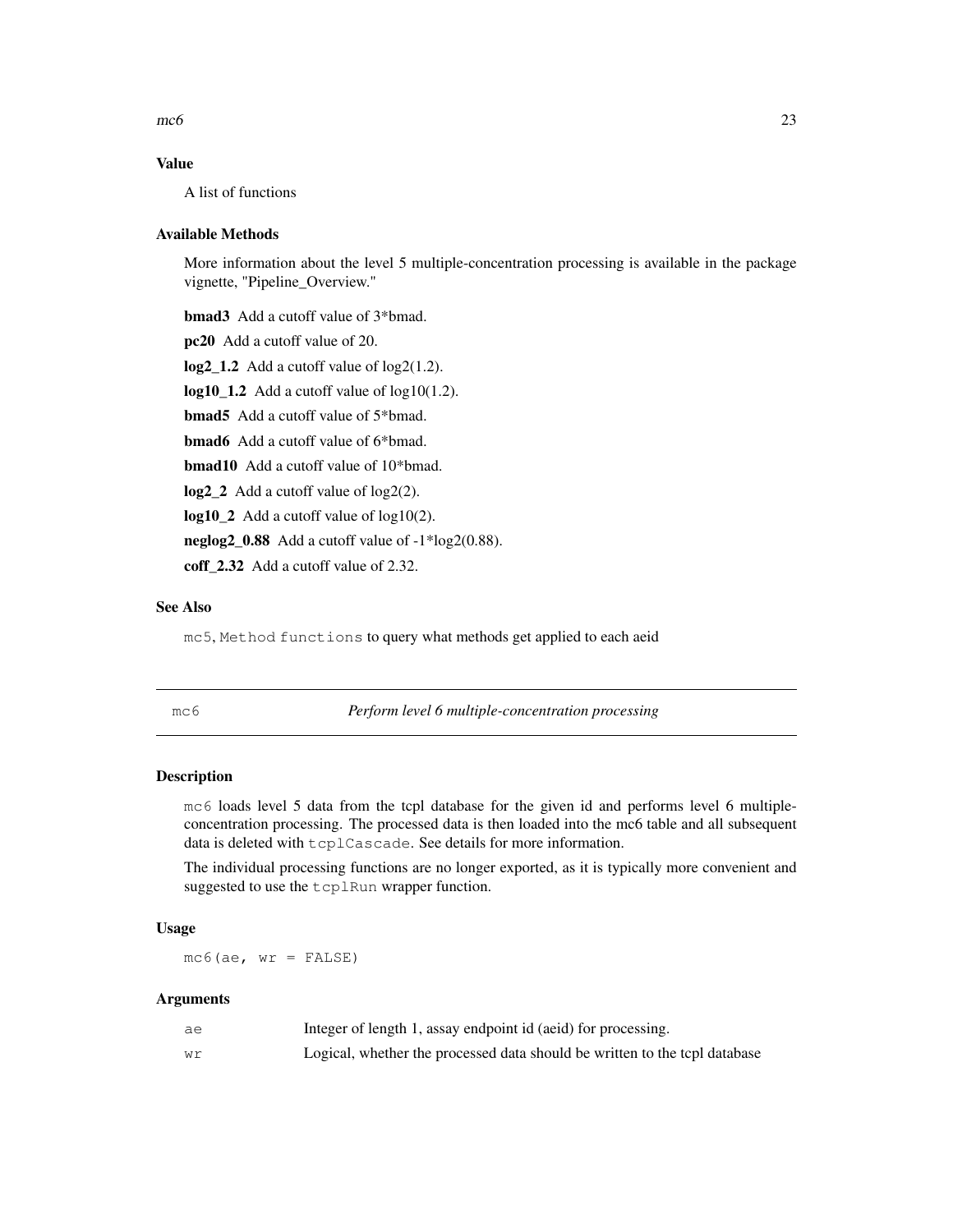### Value

A list of functions

### Available Methods

More information about the level 5 multiple-concentration processing is available in the package vignette, "Pipeline_Overview."

**bmad3** Add a cutoff value of 3*bmad.

**pc20** Add a cutoff value of 20.

**log2_1.2** Add a cutoff value of log2(1.2).

**log10_1.2** Add a cutoff value of log10(1.2).

**bmad5** Add a cutoff value of 5*bmad.

**bmad6** Add a cutoff value of 6*bmad.

**bmad10** Add a cutoff value of 10*bmad.

**log2_2** Add a cutoff value of log2(2).

**log10_2** Add a cutoff value of log10(2).

**neglog2_0.88** Add a cutoff value of -1*log2(0.88).

**coff_2.32** Add a cutoff value of 2.32.

### See Also

`mc5`, `Method functions` to query what methods get applied to each aeid

---

## mc6 — *Perform level 6 multiple-concentration processing*

### Description

`mc6` loads level 5 data from the tcpl database for the given id and performs level 6 multiple-concentration processing. The processed data is then loaded into the mc6 table and all subsequent data is deleted with `tcplCascade`. See details for more information.

The individual processing functions are no longer exported, as it is typically more convenient and suggested to use the `tcplRun` wrapper function.

### Usage

```
mc6(ae, wr = FALSE)
```

### Arguments

| | |
|---|---|
| `ae` | Integer of length 1, assay endpoint id (aeid) for processing. |
| `wr` | Logical, whether the processed data should be written to the tcpl database |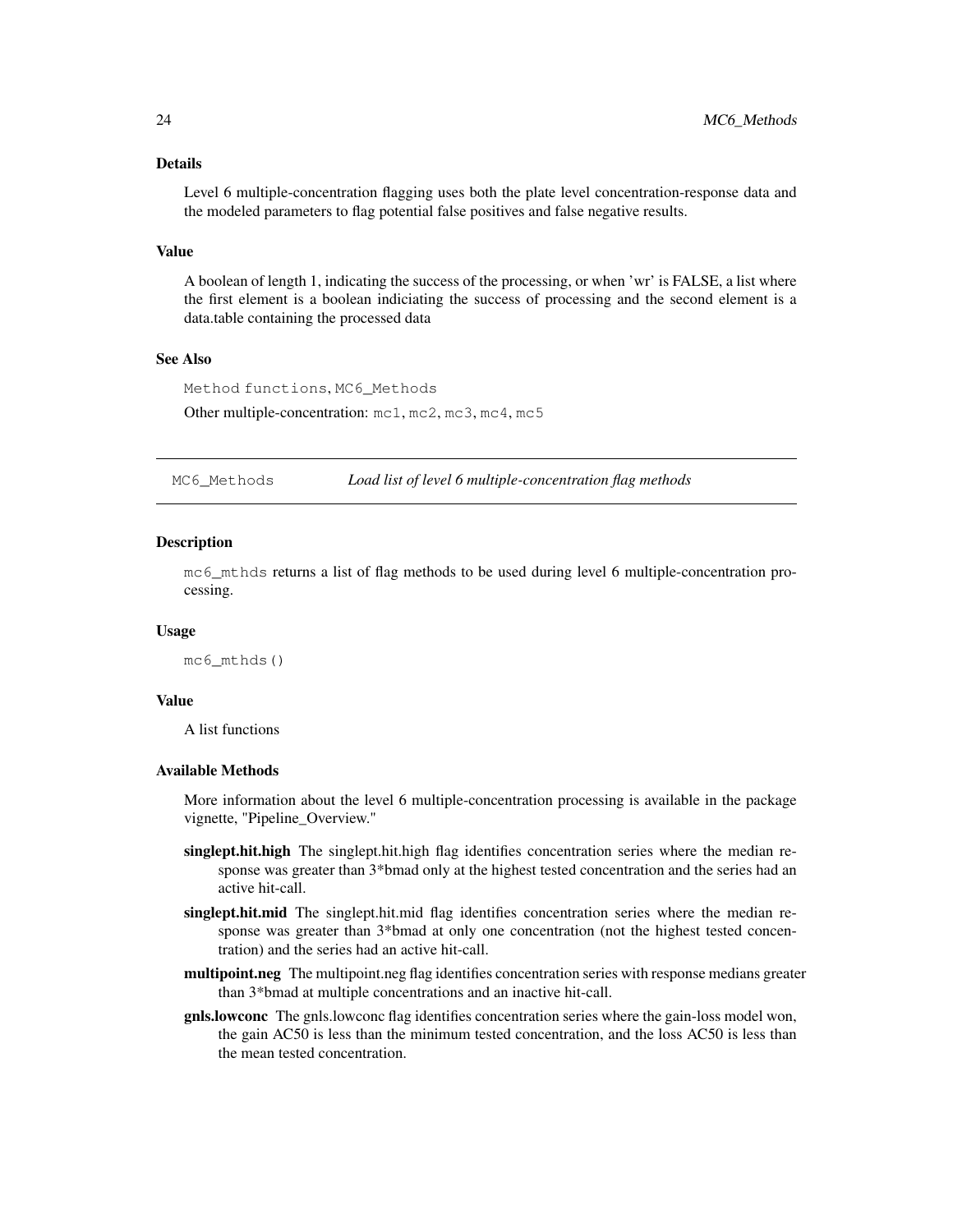### Details

Level 6 multiple-concentration flagging uses both the plate level concentration-response data and the modeled parameters to flag potential false positives and false negative results.

### Value

A boolean of length 1, indicating the success of the processing, or when 'wr' is FALSE, a list where the first element is a boolean indiciating the success of processing and the second element is a data.table containing the processed data

### See Also

Method functions, MC6_Methods

Other multiple-concentration: mc1, mc2, mc3, mc4, mc5

---

## MC6_Methods *Load list of level 6 multiple-concentration flag methods*

### Description

mc6_mthds returns a list of flag methods to be used during level 6 multiple-concentration processing.

### Usage

```
mc6_mthds()
```

### Value

A list functions

### Available Methods

More information about the level 6 multiple-concentration processing is available in the package vignette, "Pipeline_Overview."

- **singlept.hit.high** The singlept.hit.high flag identifies concentration series where the median response was greater than 3*bmad only at the highest tested concentration and the series had an active hit-call.
- **singlept.hit.mid** The singlept.hit.mid flag identifies concentration series where the median response was greater than 3*bmad at only one concentration (not the highest tested concentration) and the series had an active hit-call.
- **multipoint.neg** The multipoint.neg flag identifies concentration series with response medians greater than 3*bmad at multiple concentrations and an inactive hit-call.
- **gnls.lowconc** The gnls.lowconc flag identifies concentration series where the gain-loss model won, the gain AC50 is less than the minimum tested concentration, and the loss AC50 is less than the mean tested concentration.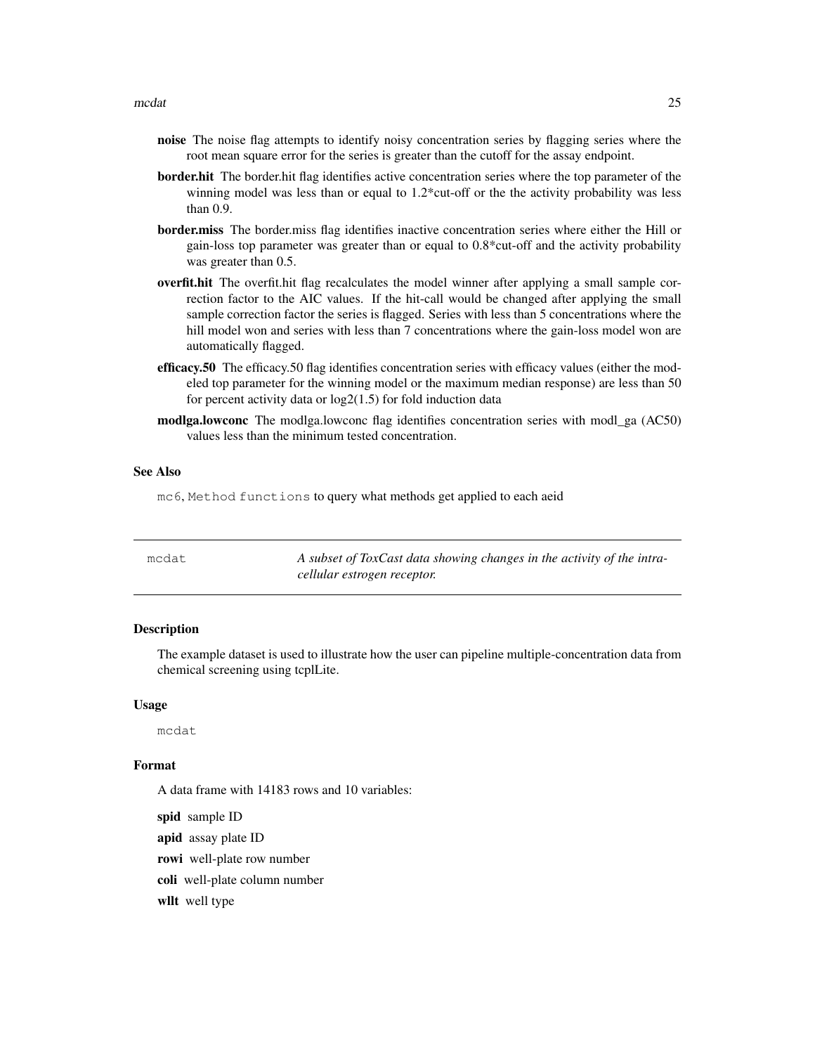- **noise** The noise flag attempts to identify noisy concentration series by flagging series where the root mean square error for the series is greater than the cutoff for the assay endpoint.
- **border.hit** The border.hit flag identifies active concentration series where the top parameter of the winning model was less than or equal to 1.2*cut-off or the the activity probability was less than 0.9.
- **border.miss** The border.miss flag identifies inactive concentration series where either the Hill or gain-loss top parameter was greater than or equal to 0.8*cut-off and the activity probability was greater than 0.5.
- **overfit.hit** The overfit.hit flag recalculates the model winner after applying a small sample correction factor to the AIC values. If the hit-call would be changed after applying the small sample correction factor the series is flagged. Series with less than 5 concentrations where the hill model won and series with less than 7 concentrations where the gain-loss model won are automatically flagged.
- **efficacy.50** The efficacy.50 flag identifies concentration series with efficacy values (either the modeled top parameter for the winning model or the maximum median response) are less than 50 for percent activity data or log2(1.5) for fold induction data
- **modlga.lowconc** The modlga.lowconc flag identifies concentration series with modl_ga (AC50) values less than the minimum tested concentration.

### See Also

`mc6`, `Method functions` to query what methods get applied to each aeid

---

## mcdat — *A subset of ToxCast data showing changes in the activity of the intracellular estrogen receptor.*

### Description

The example dataset is used to illustrate how the user can pipeline multiple-concentration data from chemical screening using tcplLite.

### Usage

```
mcdat
```

### Format

A data frame with 14183 rows and 10 variables:

- **spid** sample ID
- **apid** assay plate ID
- **rowi** well-plate row number
- **coli** well-plate column number
- **wllt** well type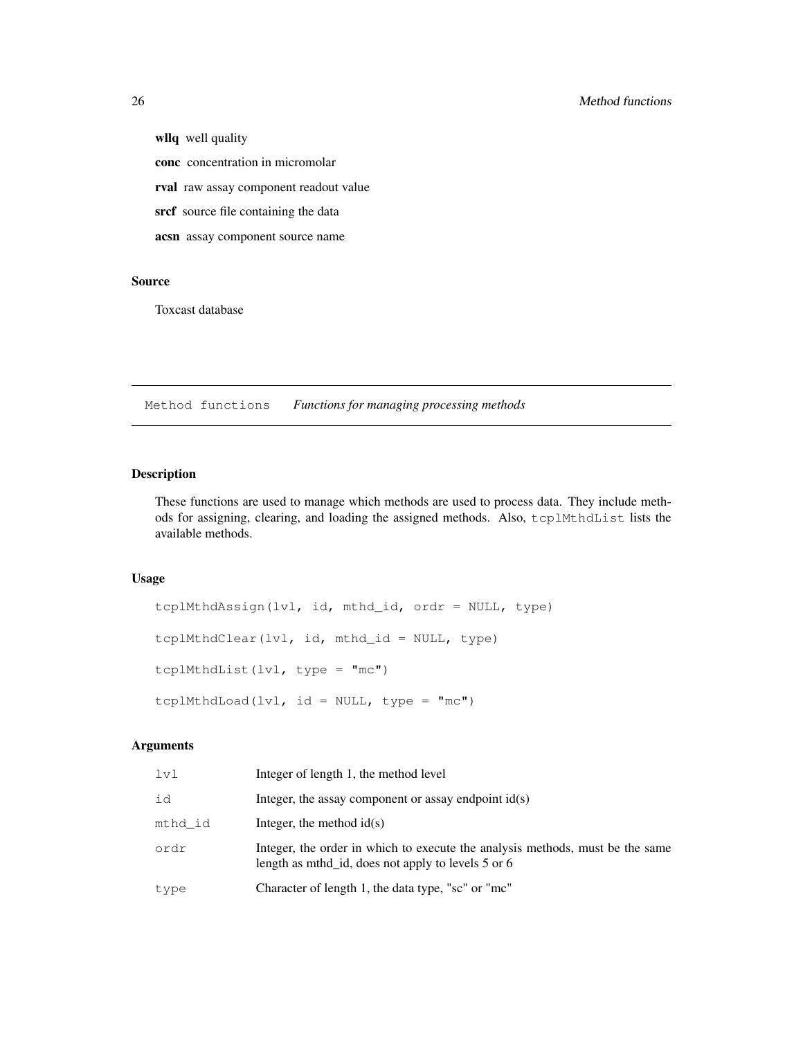**wllq** well quality

**conc** concentration in micromolar

**rval** raw assay component readout value

**srcf** source file containing the data

**acsn** assay component source name

## Source

Toxcast database

---

Method functions *Functions for managing processing methods*

---

## Description

These functions are used to manage which methods are used to process data. They include methods for assigning, clearing, and loading the assigned methods. Also, `tcplMthdList` lists the available methods.

## Usage

```
tcplMthdAssign(lvl, id, mthd_id, ordr = NULL, type)

tcplMthdClear(lvl, id, mthd_id = NULL, type)

tcplMthdList(lvl, type = "mc")

tcplMthdLoad(lvl, id = NULL, type = "mc")
```

## Arguments

| | |
|---|---|
| `lvl` | Integer of length 1, the method level |
| `id` | Integer, the assay component or assay endpoint id(s) |
| `mthd_id` | Integer, the method id(s) |
| `ordr` | Integer, the order in which to execute the analysis methods, must be the same length as mthd_id, does not apply to levels 5 or 6 |
| `type` | Character of length 1, the data type, "sc" or "mc" |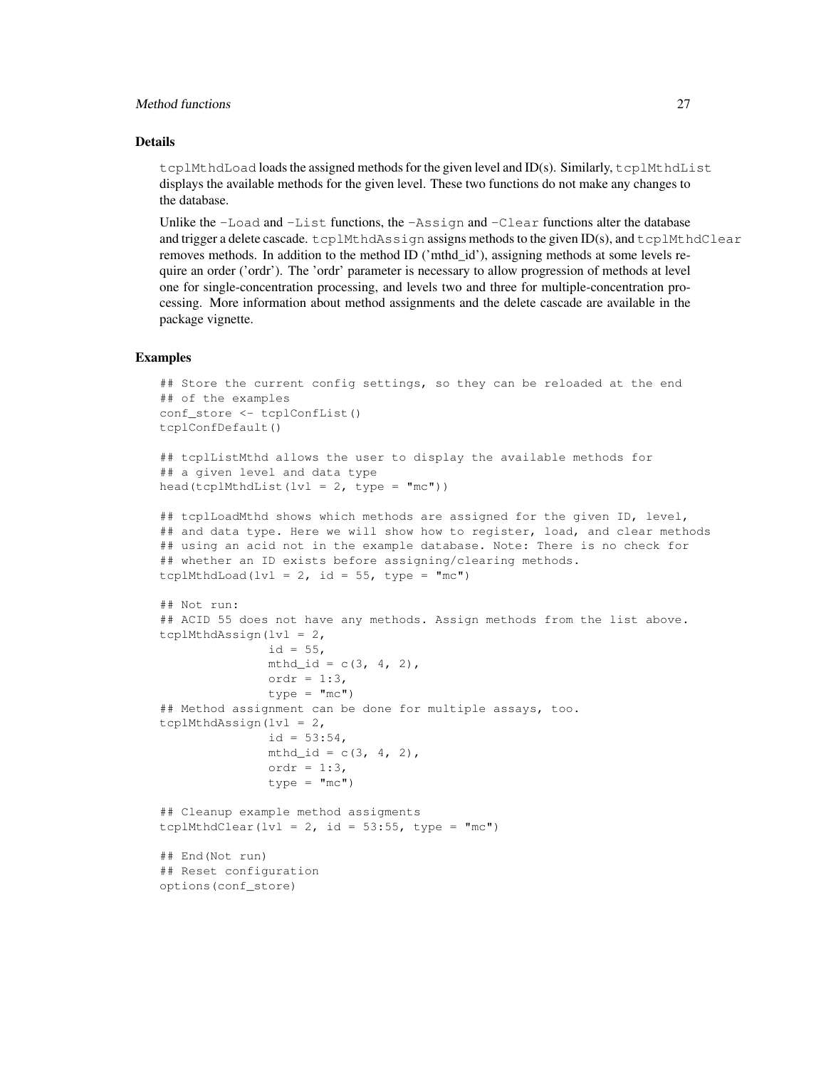## Details

`tcplMthdLoad` loads the assigned methods for the given level and ID(s). Similarly, `tcplMthdList` displays the available methods for the given level. These two functions do not make any changes to the database.

Unlike the `-Load` and `-List` functions, the `-Assign` and `-Clear` functions alter the database and trigger a delete cascade. `tcplMthdAssign` assigns methods to the given ID(s), and `tcplMthdClear` removes methods. In addition to the method ID ('mthd_id'), assigning methods at some levels require an order ('ordr'). The 'ordr' parameter is necessary to allow progression of methods at level one for single-concentration processing, and levels two and three for multiple-concentration processing. More information about method assignments and the delete cascade are available in the package vignette.

## Examples

```
## Store the current config settings, so they can be reloaded at the end
## of the examples
conf_store <- tcplConfList()
tcplConfDefault()

## tcplListMthd allows the user to display the available methods for
## a given level and data type
head(tcplMthdList(lvl = 2, type = "mc"))

## tcplLoadMthd shows which methods are assigned for the given ID, level,
## and data type. Here we will show how to register, load, and clear methods
## using an acid not in the example database. Note: There is no check for
## whether an ID exists before assigning/clearing methods.
tcplMthdLoad(lvl = 2, id = 55, type = "mc")

## Not run:
## ACID 55 does not have any methods. Assign methods from the list above.
tcplMthdAssign(lvl = 2,
               id = 55,
               mthd_id = c(3, 4, 2),
               ordr = 1:3,
               type = "mc")
## Method assignment can be done for multiple assays, too.
tcplMthdAssign(lvl = 2,
               id = 53:54,
               mthd_id = c(3, 4, 2),
               ordr = 1:3,
               type = "mc")

## Cleanup example method assigments
tcplMthdClear(lvl = 2, id = 53:55, type = "mc")

## End(Not run)
## Reset configuration
options(conf_store)
```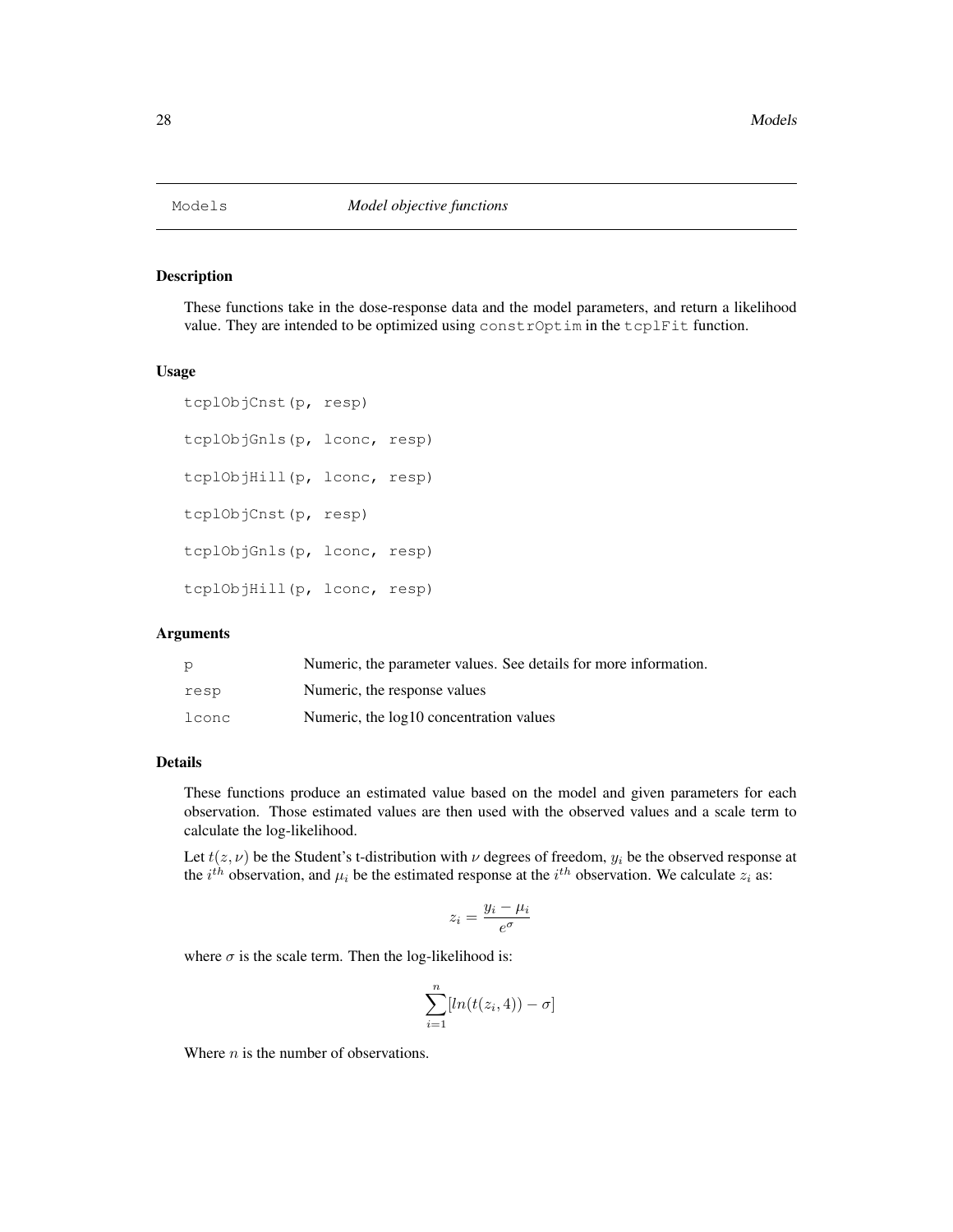# Models *Model objective functions*

## Description

These functions take in the dose-response data and the model parameters, and return a likelihood value. They are intended to be optimized using `constrOptim` in the `tcplFit` function.

## Usage

```
tcplObjCnst(p, resp)

tcplObjGnls(p, lconc, resp)

tcplObjHill(p, lconc, resp)

tcplObjCnst(p, resp)

tcplObjGnls(p, lconc, resp)

tcplObjHill(p, lconc, resp)
```

## Arguments

| | |
|---|---|
| `p` | Numeric, the parameter values. See details for more information. |
| `resp` | Numeric, the response values |
| `lconc` | Numeric, the log10 concentration values |

## Details

These functions produce an estimated value based on the model and given parameters for each observation. Those estimated values are then used with the observed values and a scale term to calculate the log-likelihood.

Let $t(z, \nu)$ be the Student's t-distribution with $\nu$ degrees of freedom, $y_i$ be the observed response at the $i^{th}$ observation, and $\mu_i$ be the estimated response at the $i^{th}$ observation. We calculate $z_i$ as:

$$z_i = \frac{y_i - \mu_i}{e^{\sigma}}$$

where $\sigma$ is the scale term. Then the log-likelihood is:

$$\sum_{i=1}^{n} [ln(t(z_i, 4)) - \sigma]$$

Where $n$ is the number of observations.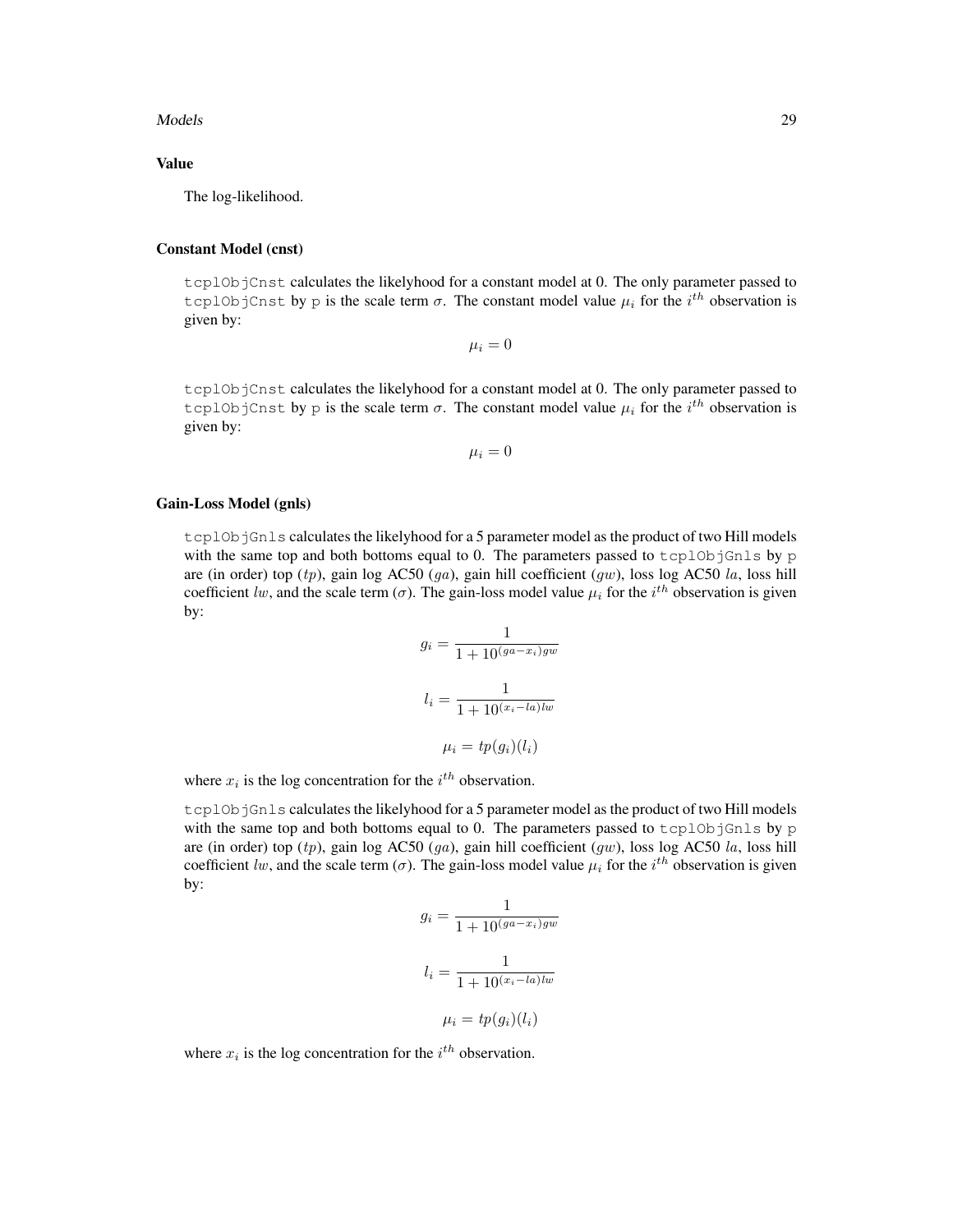### Value

The log-likelihood.

### Constant Model (cnst)

`tcplObjCnst` calculates the likelyhood for a constant model at 0. The only parameter passed to `tcplObjCnst` by `p` is the scale term $\sigma$. The constant model value $\mu_i$ for the $i^{th}$ observation is given by:

$$\mu_i = 0$$

`tcplObjCnst` calculates the likelyhood for a constant model at 0. The only parameter passed to `tcplObjCnst` by `p` is the scale term $\sigma$. The constant model value $\mu_i$ for the $i^{th}$ observation is given by:

$$\mu_i = 0$$

### Gain-Loss Model (gnls)

`tcplObjGnls` calculates the likelyhood for a 5 parameter model as the product of two Hill models with the same top and both bottoms equal to 0. The parameters passed to `tcplObjGnls` by `p` are (in order) top ($tp$), gain log AC50 ($ga$), gain hill coefficient ($gw$), loss log AC50 $la$, loss hill coefficient $lw$, and the scale term ($\sigma$). The gain-loss model value $\mu_i$ for the $i^{th}$ observation is given by:

$$g_i = \frac{1}{1 + 10^{(ga - x_i)gw}}$$

$$l_i = \frac{1}{1 + 10^{(x_i - la)lw}}$$

$$\mu_i = tp(g_i)(l_i)$$

where $x_i$ is the log concentration for the $i^{th}$ observation.

`tcplObjGnls` calculates the likelyhood for a 5 parameter model as the product of two Hill models with the same top and both bottoms equal to 0. The parameters passed to `tcplObjGnls` by `p` are (in order) top ($tp$), gain log AC50 ($ga$), gain hill coefficient ($gw$), loss log AC50 $la$, loss hill coefficient $lw$, and the scale term ($\sigma$). The gain-loss model value $\mu_i$ for the $i^{th}$ observation is given by:

$$g_i = \frac{1}{1 + 10^{(ga - x_i)gw}}$$

$$l_i = \frac{1}{1 + 10^{(x_i - la)lw}}$$

$$\mu_i = tp(g_i)(l_i)$$

where $x_i$ is the log concentration for the $i^{th}$ observation.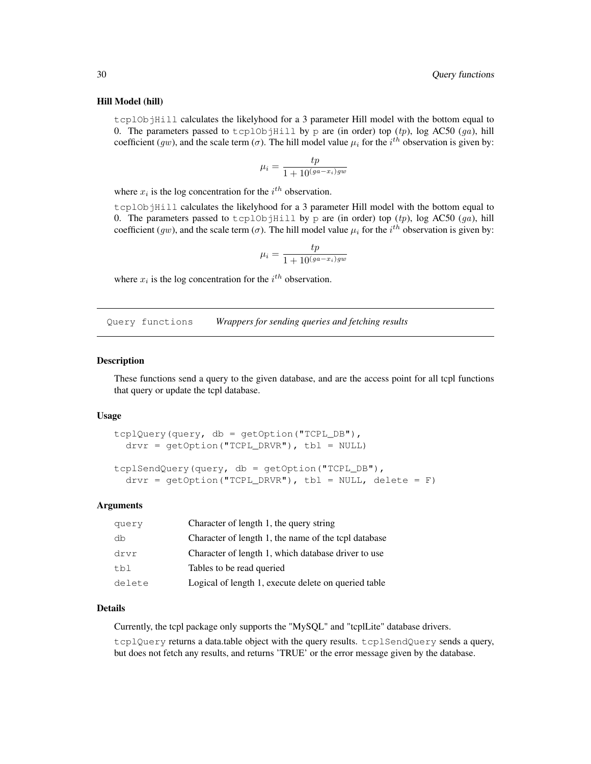### Hill Model (hill)

`tcplObjHill` calculates the likelyhood for a 3 parameter Hill model with the bottom equal to 0. The parameters passed to `tcplObjHill` by `p` are (in order) top ($tp$), log AC50 ($ga$), hill coefficient ($gw$), and the scale term ($\sigma$). The hill model value $\mu_i$ for the $i^{th}$ observation is given by:

$$\mu_i = \frac{tp}{1 + 10^{(ga - x_i)gw}}$$

where $x_i$ is the log concentration for the $i^{th}$ observation.

`tcplObjHill` calculates the likelyhood for a 3 parameter Hill model with the bottom equal to 0. The parameters passed to `tcplObjHill` by `p` are (in order) top ($tp$), log AC50 ($ga$), hill coefficient ($gw$), and the scale term ($\sigma$). The hill model value $\mu_i$ for the $i^{th}$ observation is given by:

$$\mu_i = \frac{tp}{1 + 10^{(ga - x_i)gw}}$$

where $x_i$ is the log concentration for the $i^{th}$ observation.

---

## Query functions — *Wrappers for sending queries and fetching results*

---

### Description

These functions send a query to the given database, and are the access point for all tcpl functions that query or update the tcpl database.

### Usage

```
tcplQuery(query, db = getOption("TCPL_DB"),
  drvr = getOption("TCPL_DRVR"), tbl = NULL)

tcplSendQuery(query, db = getOption("TCPL_DB"),
  drvr = getOption("TCPL_DRVR"), tbl = NULL, delete = F)
```

### Arguments

| | |
|---|---|
| `query` | Character of length 1, the query string |
| `db` | Character of length 1, the name of the tcpl database |
| `drvr` | Character of length 1, which database driver to use |
| `tbl` | Tables to be read queried |
| `delete` | Logical of length 1, execute delete on queried table |

### Details

Currently, the tcpl package only supports the "MySQL" and "tcplLite" database drivers.

`tcplQuery` returns a data.table object with the query results. `tcplSendQuery` sends a query, but does not fetch any results, and returns 'TRUE' or the error message given by the database.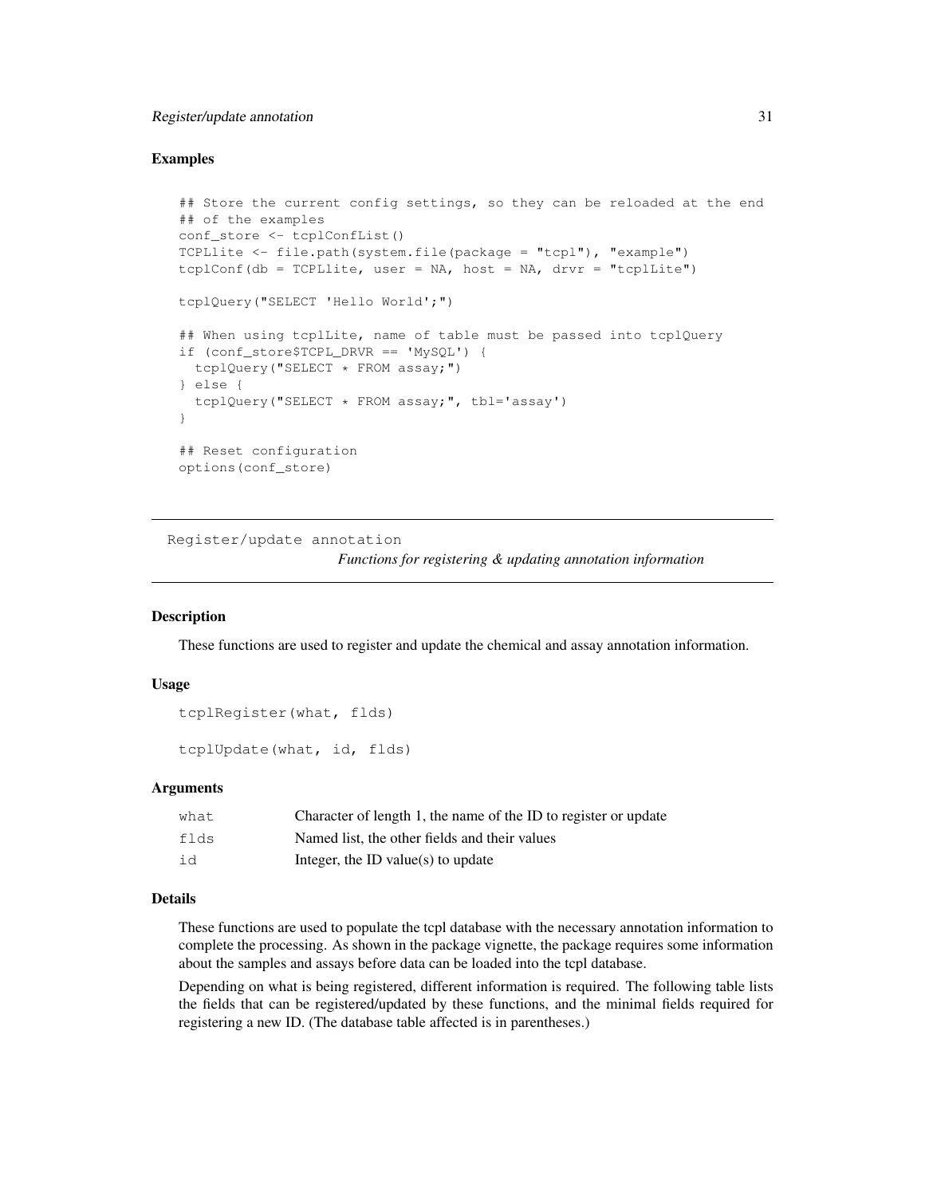### Examples

```
## Store the current config settings, so they can be reloaded at the end
## of the examples
conf_store <- tcplConfList()
TCPLlite <- file.path(system.file(package = "tcpl"), "example")
tcplConf(db = TCPLlite, user = NA, host = NA, drvr = "tcplLite")

tcplQuery("SELECT 'Hello World';")

## When using tcplLite, name of table must be passed into tcplQuery
if (conf_store$TCPL_DRVR == 'MySQL') {
  tcplQuery("SELECT * FROM assay;")
} else {
  tcplQuery("SELECT * FROM assay;", tbl='assay')
}

## Reset configuration
options(conf_store)
```

---

## Register/update annotation

*Functions for registering & updating annotation information*

---

### Description

These functions are used to register and update the chemical and assay annotation information.

### Usage

```
tcplRegister(what, flds)

tcplUpdate(what, id, flds)
```

### Arguments

| | |
|---|---|
| `what` | Character of length 1, the name of the ID to register or update |
| `flds` | Named list, the other fields and their values |
| `id` | Integer, the ID value(s) to update |

### Details

These functions are used to populate the tcpl database with the necessary annotation information to complete the processing. As shown in the package vignette, the package requires some information about the samples and assays before data can be loaded into the tcpl database.

Depending on what is being registered, different information is required. The following table lists the fields that can be registered/updated by these functions, and the minimal fields required for registering a new ID. (The database table affected is in parentheses.)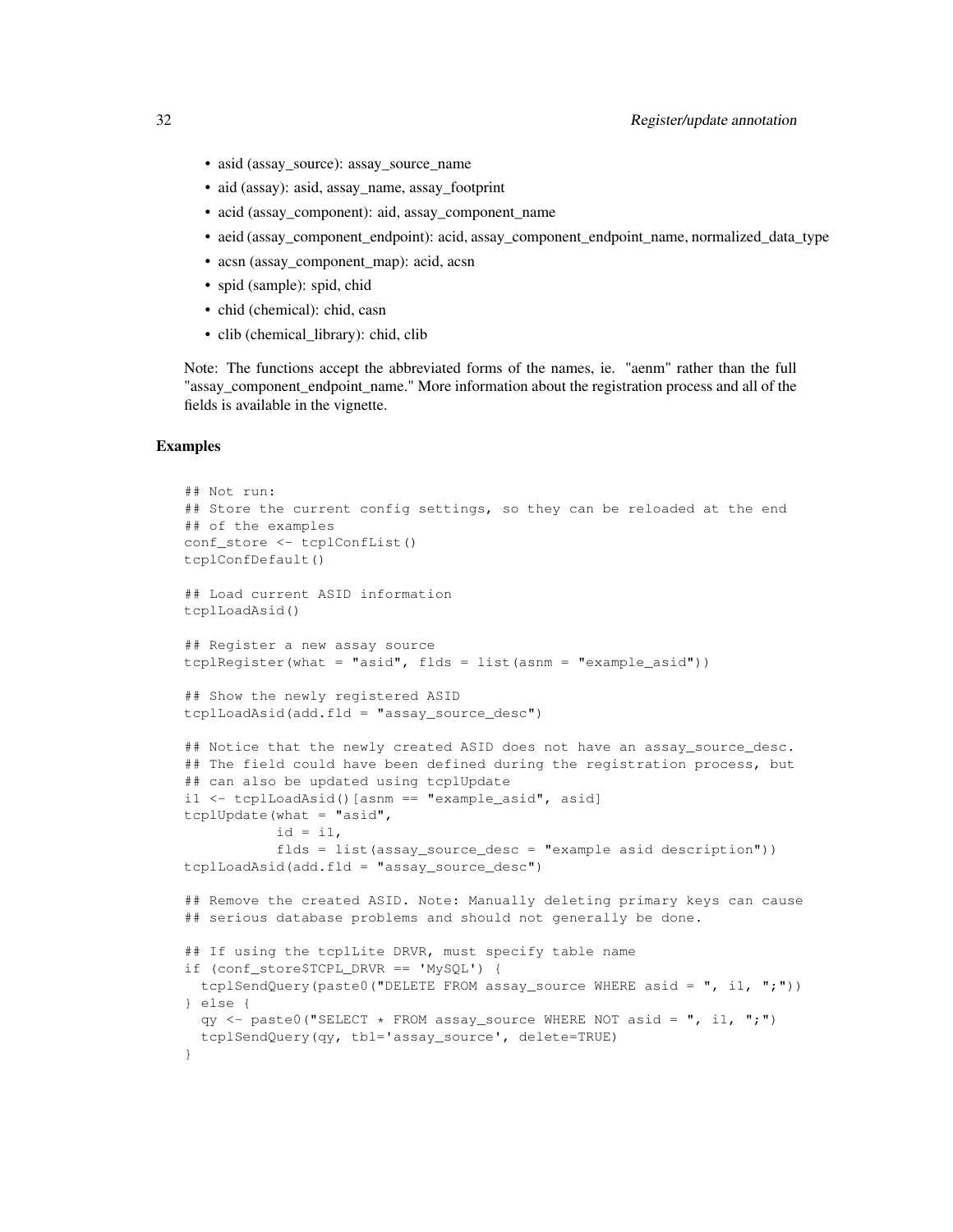- asid (assay_source): assay_source_name
- aid (assay): asid, assay_name, assay_footprint
- acid (assay_component): aid, assay_component_name
- aeid (assay_component_endpoint): acid, assay_component_endpoint_name, normalized_data_type
- acsn (assay_component_map): acid, acsn
- spid (sample): spid, chid
- chid (chemical): chid, casn
- clib (chemical_library): chid, clib

Note: The functions accept the abbreviated forms of the names, ie. "aenm" rather than the full "assay_component_endpoint_name." More information about the registration process and all of the fields is available in the vignette.

### Examples

```
## Not run:
## Store the current config settings, so they can be reloaded at the end
## of the examples
conf_store <- tcplConfList()
tcplConfDefault()

## Load current ASID information
tcplLoadAsid()

## Register a new assay source
tcplRegister(what = "asid", flds = list(asnm = "example_asid"))

## Show the newly registered ASID
tcplLoadAsid(add.fld = "assay_source_desc")

## Notice that the newly created ASID does not have an assay_source_desc.
## The field could have been defined during the registration process, but
## can also be updated using tcplUpdate
i1 <- tcplLoadAsid()[asnm == "example_asid", asid]
tcplUpdate(what = "asid",
           id = i1,
           flds = list(assay_source_desc = "example asid description"))
tcplLoadAsid(add.fld = "assay_source_desc")

## Remove the created ASID. Note: Manually deleting primary keys can cause
## serious database problems and should not generally be done.

## If using the tcplLite DRVR, must specify table name
if (conf_store$TCPL_DRVR == 'MySQL') {
  tcplSendQuery(paste0("DELETE FROM assay_source WHERE asid = ", i1, ";"))
} else {
  qy <- paste0("SELECT * FROM assay_source WHERE NOT asid = ", i1, ";")
  tcplSendQuery(qy, tbl='assay_source', delete=TRUE)
}
```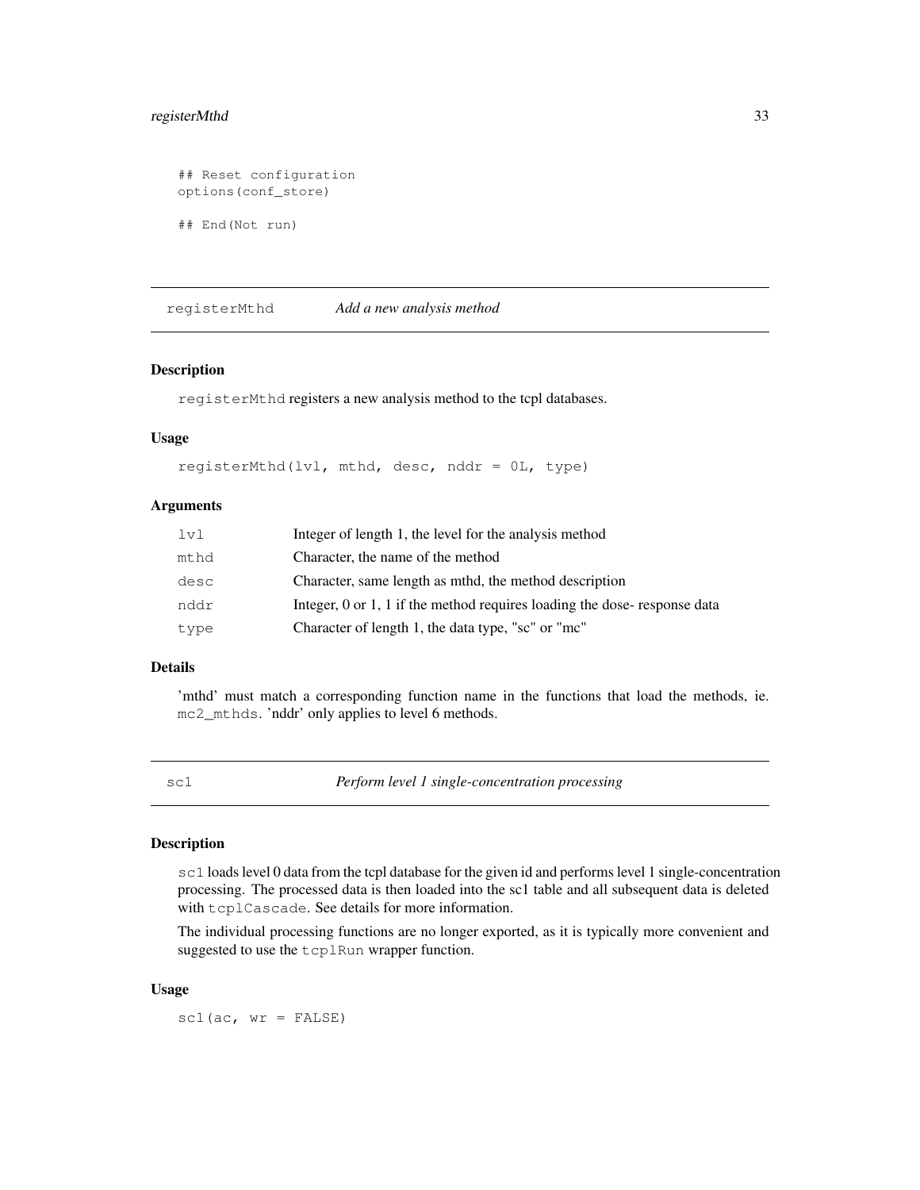```
## Reset configuration
options(conf_store)

## End(Not run)
```

## registerMthd — *Add a new analysis method*

### Description

`registerMthd` registers a new analysis method to the tcpl databases.

### Usage

```
registerMthd(lvl, mthd, desc, nddr = 0L, type)
```

### Arguments

| | |
|---|---|
| `lvl` | Integer of length 1, the level for the analysis method |
| `mthd` | Character, the name of the method |
| `desc` | Character, same length as mthd, the method description |
| `nddr` | Integer, 0 or 1, 1 if the method requires loading the dose- response data |
| `type` | Character of length 1, the data type, "sc" or "mc" |

### Details

'mthd' must match a corresponding function name in the functions that load the methods, ie. `mc2_mthds`. 'nddr' only applies to level 6 methods.

## sc1 — *Perform level 1 single-concentration processing*

### Description

`sc1` loads level 0 data from the tcpl database for the given id and performs level 1 single-concentration processing. The processed data is then loaded into the sc1 table and all subsequent data is deleted with `tcplCascade`. See details for more information.

The individual processing functions are no longer exported, as it is typically more convenient and suggested to use the `tcplRun` wrapper function.

### Usage

```
sc1(ac, wr = FALSE)
```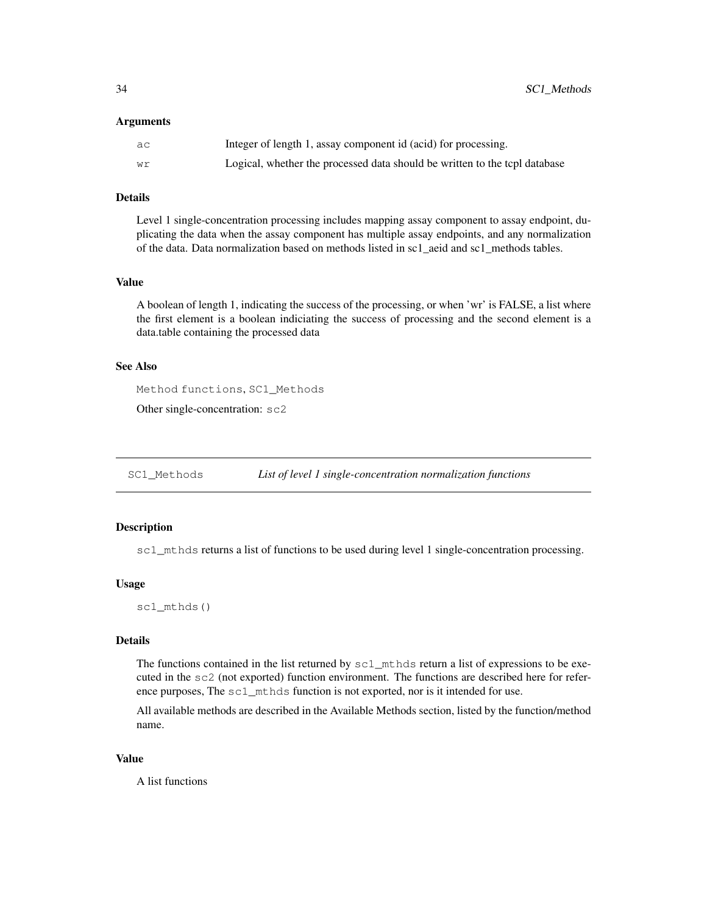### Arguments

| | |
|---|---|
| ac | Integer of length 1, assay component id (acid) for processing. |
| wr | Logical, whether the processed data should be written to the tcpl database |

### Details

Level 1 single-concentration processing includes mapping assay component to assay endpoint, duplicating the data when the assay component has multiple assay endpoints, and any normalization of the data. Data normalization based on methods listed in sc1_aeid and sc1_methods tables.

### Value

A boolean of length 1, indicating the success of the processing, or when 'wr' is FALSE, a list where the first element is a boolean indiciating the success of processing and the second element is a data.table containing the processed data

### See Also

`Method functions`, `SC1_Methods`

Other single-concentration: `sc2`

---

## `SC1_Methods` *List of level 1 single-concentration normalization functions*

---

### Description

`sc1_mthds` returns a list of functions to be used during level 1 single-concentration processing.

### Usage

```
sc1_mthds()
```

### Details

The functions contained in the list returned by `sc1_mthds` return a list of expressions to be executed in the `sc2` (not exported) function environment. The functions are described here for reference purposes, The `sc1_mthds` function is not exported, nor is it intended for use.

All available methods are described in the Available Methods section, listed by the function/method name.

### Value

A list functions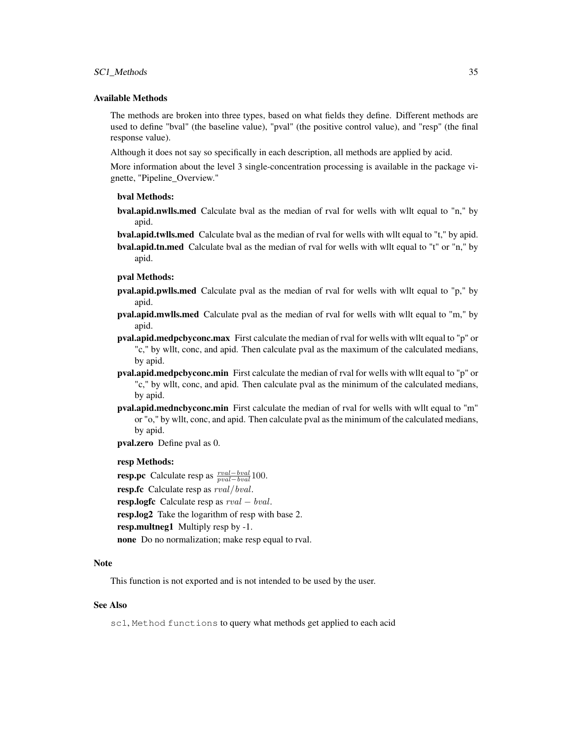### Available Methods

The methods are broken into three types, based on what fields they define. Different methods are used to define "bval" (the baseline value), "pval" (the positive control value), and "resp" (the final response value).

Although it does not say so specifically in each description, all methods are applied by acid.

More information about the level 3 single-concentration processing is available in the package vignette, "Pipeline_Overview."

**bval Methods:**

**bval.apid.nwlls.med** Calculate bval as the median of rval for wells with wllt equal to "n," by apid.

**bval.apid.twlls.med** Calculate bval as the median of rval for wells with wllt equal to "t," by apid.

**bval.apid.tn.med** Calculate bval as the median of rval for wells with wllt equal to "t" or "n," by apid.

**pval Methods:**

**pval.apid.pwlls.med** Calculate pval as the median of rval for wells with wllt equal to "p," by apid.

**pval.apid.mwlls.med** Calculate pval as the median of rval for wells with wllt equal to "m," by apid.

**pval.apid.medpcbyconc.max** First calculate the median of rval for wells with wllt equal to "p" or "c," by wllt, conc, and apid. Then calculate pval as the maximum of the calculated medians, by apid.

**pval.apid.medpcbyconc.min** First calculate the median of rval for wells with wllt equal to "p" or "c," by wllt, conc, and apid. Then calculate pval as the minimum of the calculated medians, by apid.

**pval.apid.medncbyconc.min** First calculate the median of rval for wells with wllt equal to "m" or "o," by wllt, conc, and apid. Then calculate pval as the minimum of the calculated medians, by apid.

**pval.zero** Define pval as 0.

**resp Methods:**

**resp.pc** Calculate resp as $\frac{rval - bval}{pval - bval}100$.

**resp.fc** Calculate resp as $rval/bval$.

**resp.logfc** Calculate resp as $rval - bval$.

**resp.log2** Take the logarithm of resp with base 2.

**resp.multneg1** Multiply resp by -1.

**none** Do no normalization; make resp equal to rval.

### Note

This function is not exported and is not intended to be used by the user.

### See Also

`sc1`, `Method functions` to query what methods get applied to each acid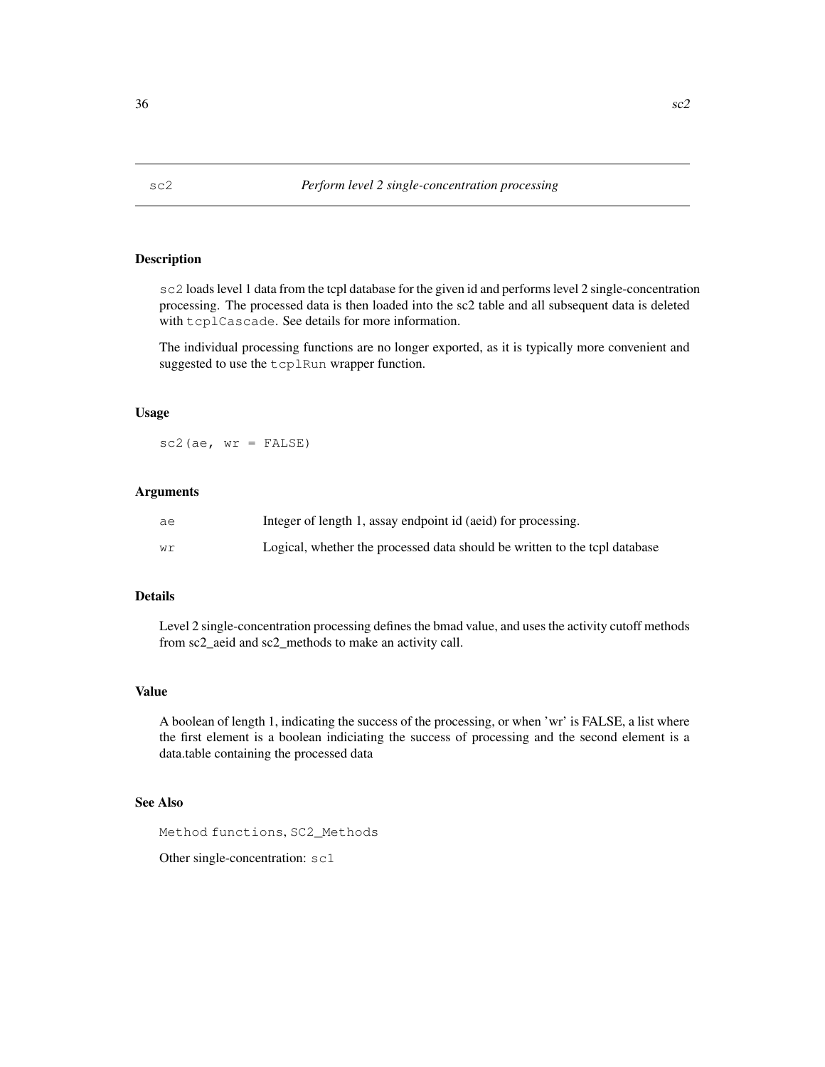# sc2 — *Perform level 2 single-concentration processing*

## Description

`sc2` loads level 1 data from the tcpl database for the given id and performs level 2 single-concentration processing. The processed data is then loaded into the sc2 table and all subsequent data is deleted with `tcplCascade`. See details for more information.

The individual processing functions are no longer exported, as it is typically more convenient and suggested to use the `tcplRun` wrapper function.

## Usage

```
sc2(ae, wr = FALSE)
```

## Arguments

| | |
|---|---|
| `ae` | Integer of length 1, assay endpoint id (aeid) for processing. |
| `wr` | Logical, whether the processed data should be written to the tcpl database |

## Details

Level 2 single-concentration processing defines the bmad value, and uses the activity cutoff methods from sc2_aeid and sc2_methods to make an activity call.

## Value

A boolean of length 1, indicating the success of the processing, or when 'wr' is FALSE, a list where the first element is a boolean indiciating the success of processing and the second element is a data.table containing the processed data

## See Also

`Method functions`, `SC2_Methods`

Other single-concentration: `sc1`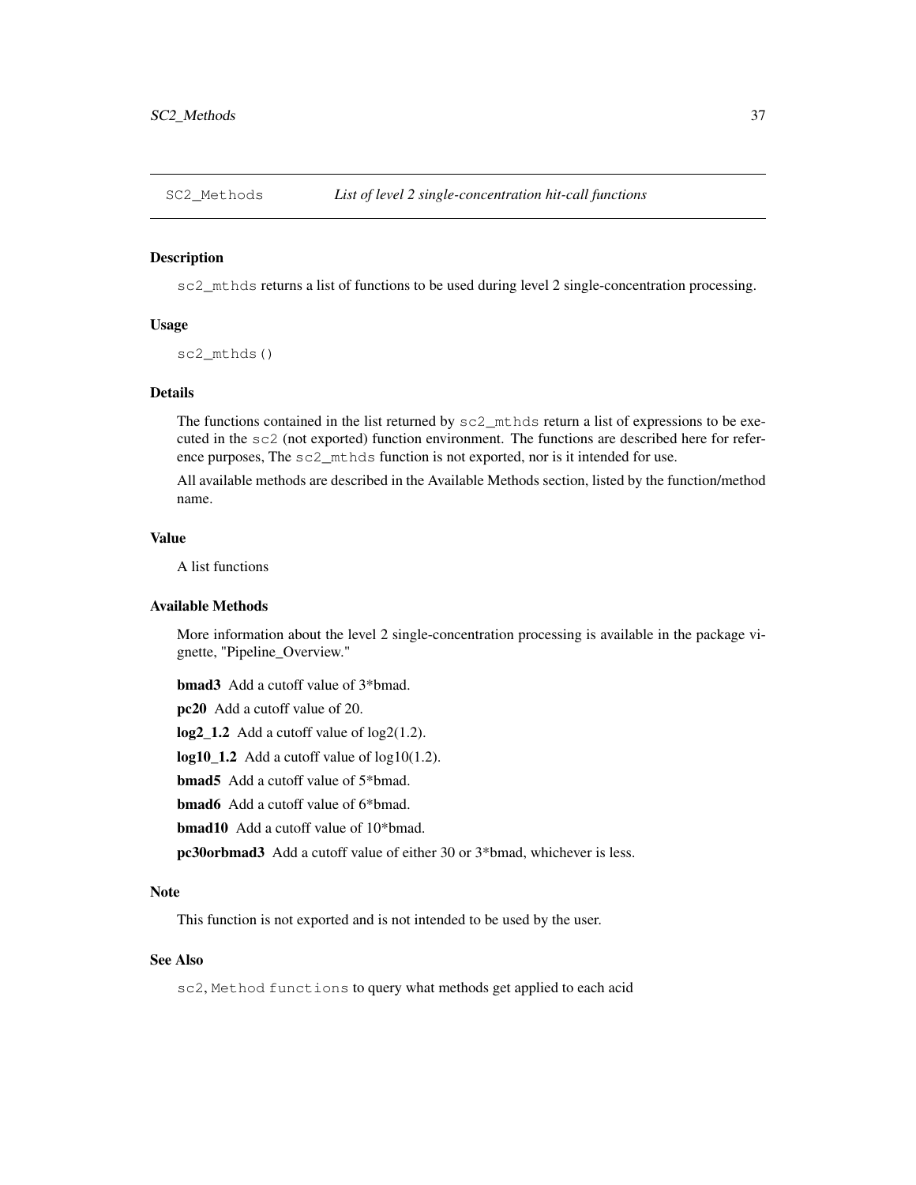# SC2_Methods *List of level 2 single-concentration hit-call functions*

### Description

`sc2_mthds` returns a list of functions to be used during level 2 single-concentration processing.

### Usage

```
sc2_mthds()
```

### Details

The functions contained in the list returned by `sc2_mthds` return a list of expressions to be executed in the `sc2` (not exported) function environment. The functions are described here for reference purposes, The `sc2_mthds` function is not exported, nor is it intended for use.

All available methods are described in the Available Methods section, listed by the function/method name.

### Value

A list functions

### Available Methods

More information about the level 2 single-concentration processing is available in the package vignette, "Pipeline_Overview."

**bmad3** Add a cutoff value of 3*bmad.

**pc20** Add a cutoff value of 20.

**log2_1.2** Add a cutoff value of log2(1.2).

**log10_1.2** Add a cutoff value of log10(1.2).

**bmad5** Add a cutoff value of 5*bmad.

**bmad6** Add a cutoff value of 6*bmad.

**bmad10** Add a cutoff value of 10*bmad.

**pc30orbmad3** Add a cutoff value of either 30 or 3*bmad, whichever is less.

### Note

This function is not exported and is not intended to be used by the user.

### See Also

`sc2`, `Method functions` to query what methods get applied to each acid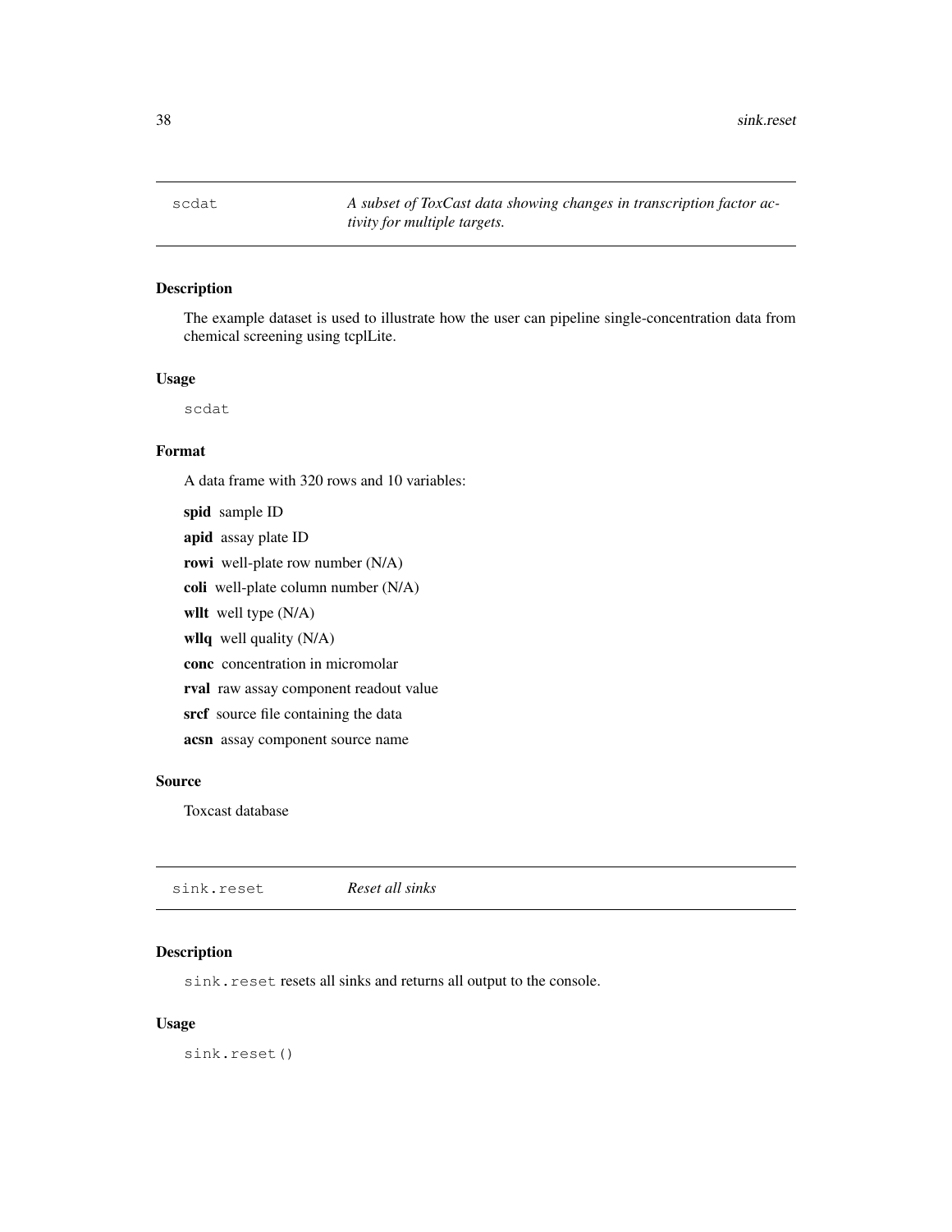## scdat

*A subset of ToxCast data showing changes in transcription factor activity for multiple targets.*

### Description

The example dataset is used to illustrate how the user can pipeline single-concentration data from chemical screening using tcplLite.

### Usage

```
scdat
```

### Format

A data frame with 320 rows and 10 variables:

**spid** sample ID

**apid** assay plate ID

**rowi** well-plate row number (N/A)

**coli** well-plate column number (N/A)

**wllt** well type (N/A)

**wllq** well quality (N/A)

**conc** concentration in micromolar

**rval** raw assay component readout value

**srcf** source file containing the data

**acsn** assay component source name

### Source

Toxcast database

## sink.reset

*Reset all sinks*

### Description

`sink.reset` resets all sinks and returns all output to the console.

### Usage

```
sink.reset()
```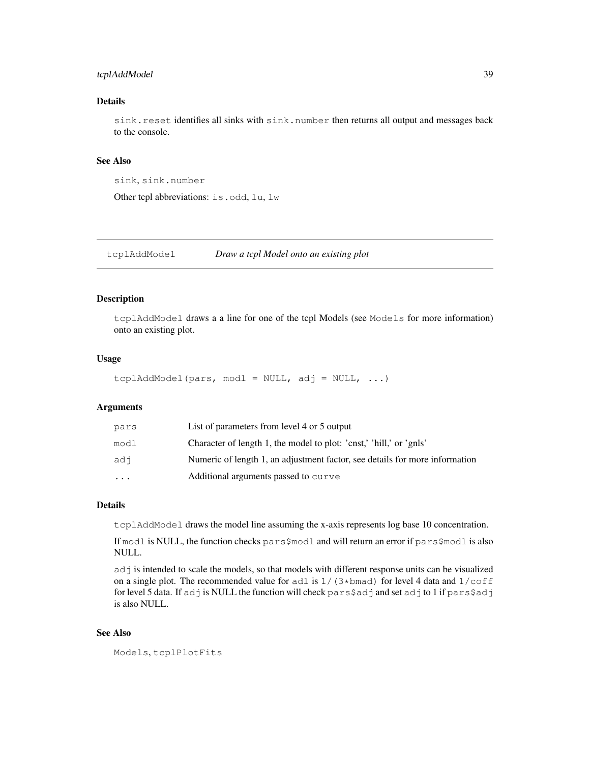### Details

`sink.reset` identifies all sinks with `sink.number` then returns all output and messages back to the console.

### See Also

`sink`, `sink.number`

Other tcpl abbreviations: `is.odd`, `lu`, `lw`

---

## tcplAddModel — *Draw a tcpl Model onto an existing plot*

---

### Description

`tcplAddModel` draws a a line for one of the tcpl Models (see `Models` for more information) onto an existing plot.

### Usage

```
tcplAddModel(pars, modl = NULL, adj = NULL, ...)
```

### Arguments

| | |
|---|---|
| `pars` | List of parameters from level 4 or 5 output |
| `modl` | Character of length 1, the model to plot: 'cnst,' 'hill,' or 'gnls' |
| `adj` | Numeric of length 1, an adjustment factor, see details for more information |
| `...` | Additional arguments passed to `curve` |

### Details

`tcplAddModel` draws the model line assuming the x-axis represents log base 10 concentration.

If `modl` is NULL, the function checks `pars$modl` and will return an error if `pars$modl` is also NULL.

`adj` is intended to scale the models, so that models with different response units can be visualized on a single plot. The recommended value for `adl` is `1/(3*bmad)` for level 4 data and `1/coff` for level 5 data. If `adj` is NULL the function will check `pars$adj` and set `adj` to 1 if `pars$adj` is also NULL.

### See Also

`Models`, `tcplPlotFits`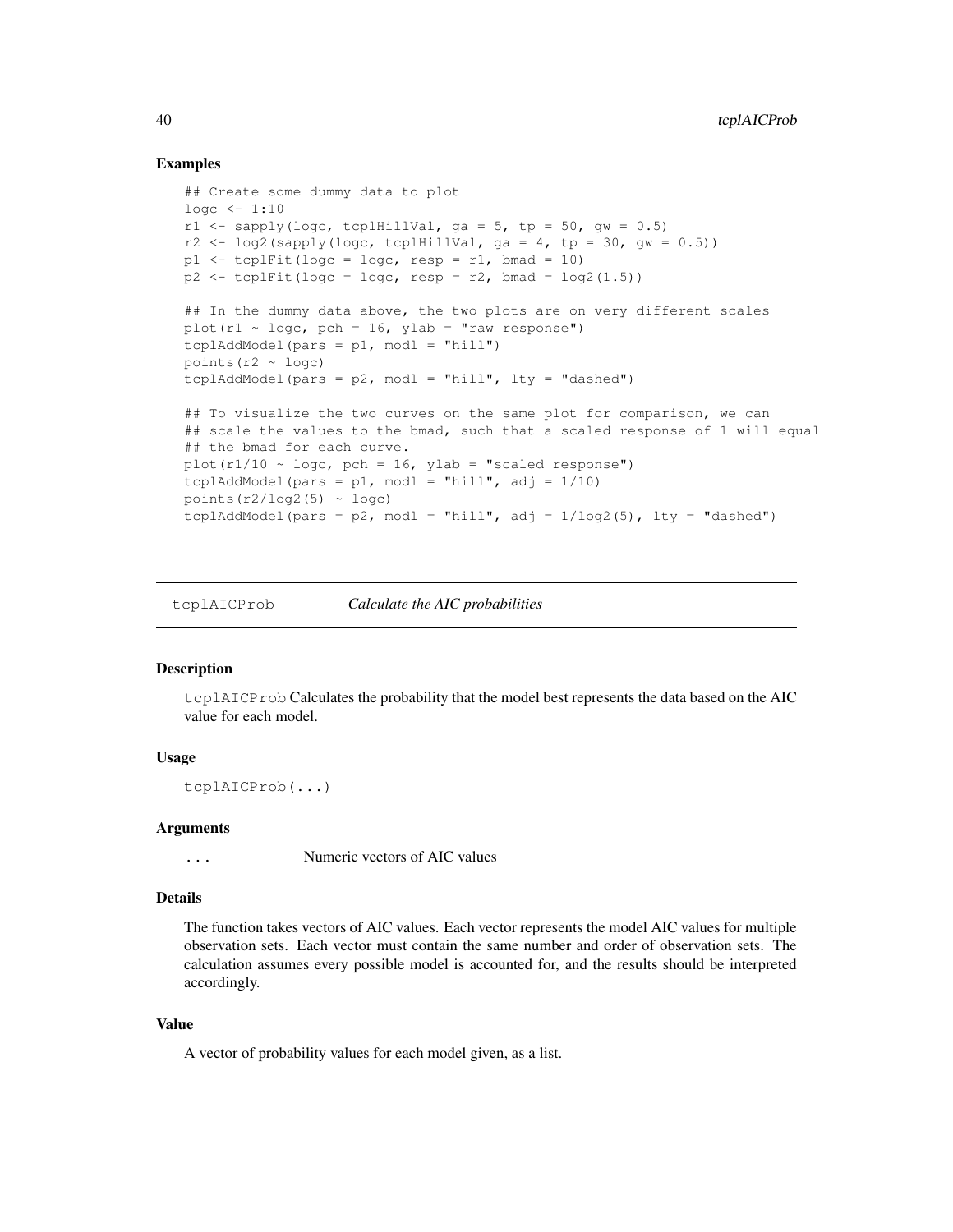### Examples

```
## Create some dummy data to plot
logc <- 1:10
r1 <- sapply(logc, tcplHillVal, ga = 5, tp = 50, gw = 0.5)
r2 <- log2(sapply(logc, tcplHillVal, ga = 4, tp = 30, gw = 0.5))
p1 <- tcplFit(logc = logc, resp = r1, bmad = 10)
p2 <- tcplFit(logc = logc, resp = r2, bmad = log2(1.5))

## In the dummy data above, the two plots are on very different scales
plot(r1 ~ logc, pch = 16, ylab = "raw response")
tcplAddModel(pars = p1, modl = "hill")
points(r2 ~ logc)
tcplAddModel(pars = p2, modl = "hill", lty = "dashed")

## To visualize the two curves on the same plot for comparison, we can
## scale the values to the bmad, such that a scaled response of 1 will equal
## the bmad for each curve.
plot(r1/10 ~ logc, pch = 16, ylab = "scaled response")
tcplAddModel(pars = p1, modl = "hill", adj = 1/10)
points(r2/log2(5) ~ logc)
tcplAddModel(pars = p2, modl = "hill", adj = 1/log2(5), lty = "dashed")
```

---

## tcplAICProb *Calculate the AIC probabilities*

### Description

`tcplAICProb` Calculates the probability that the model best represents the data based on the AIC value for each model.

### Usage

```
tcplAICProb(...)
```

### Arguments

| | |
|---|---|
| `...` | Numeric vectors of AIC values |

### Details

The function takes vectors of AIC values. Each vector represents the model AIC values for multiple observation sets. Each vector must contain the same number and order of observation sets. The calculation assumes every possible model is accounted for, and the results should be interpreted accordingly.

### Value

A vector of probability values for each model given, as a list.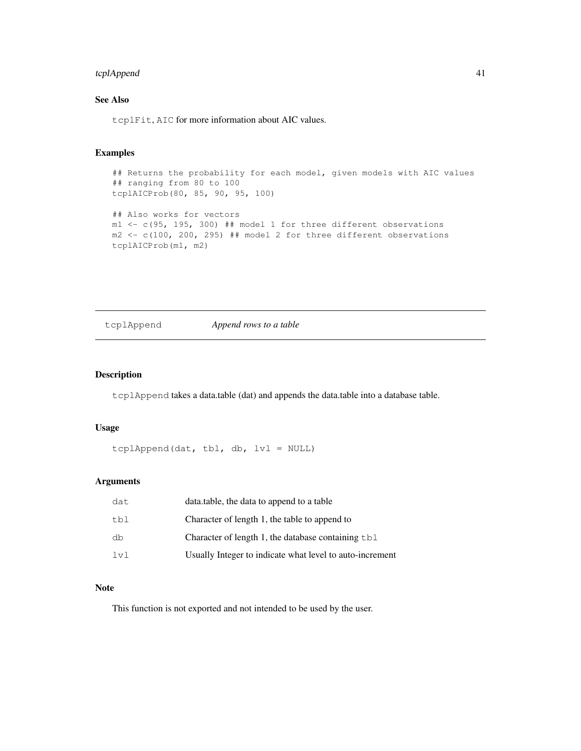## See Also

`tcplFit`, `AIC` for more information about AIC values.

## Examples

```
## Returns the probability for each model, given models with AIC values
## ranging from 80 to 100
tcplAICProb(80, 85, 90, 95, 100)

## Also works for vectors
m1 <- c(95, 195, 300) ## model 1 for three different observations
m2 <- c(100, 200, 295) ## model 2 for three different observations
tcplAICProb(m1, m2)
```

---

# tcplAppend *Append rows to a table*

---

## Description

`tcplAppend` takes a data.table (dat) and appends the data.table into a database table.

## Usage

```
tcplAppend(dat, tbl, db, lvl = NULL)
```

## Arguments

| | |
|---|---|
| `dat` | data.table, the data to append to a table |
| `tbl` | Character of length 1, the table to append to |
| `db` | Character of length 1, the database containing `tbl` |
| `lvl` | Usually Integer to indicate what level to auto-increment |

## Note

This function is not exported and not intended to be used by the user.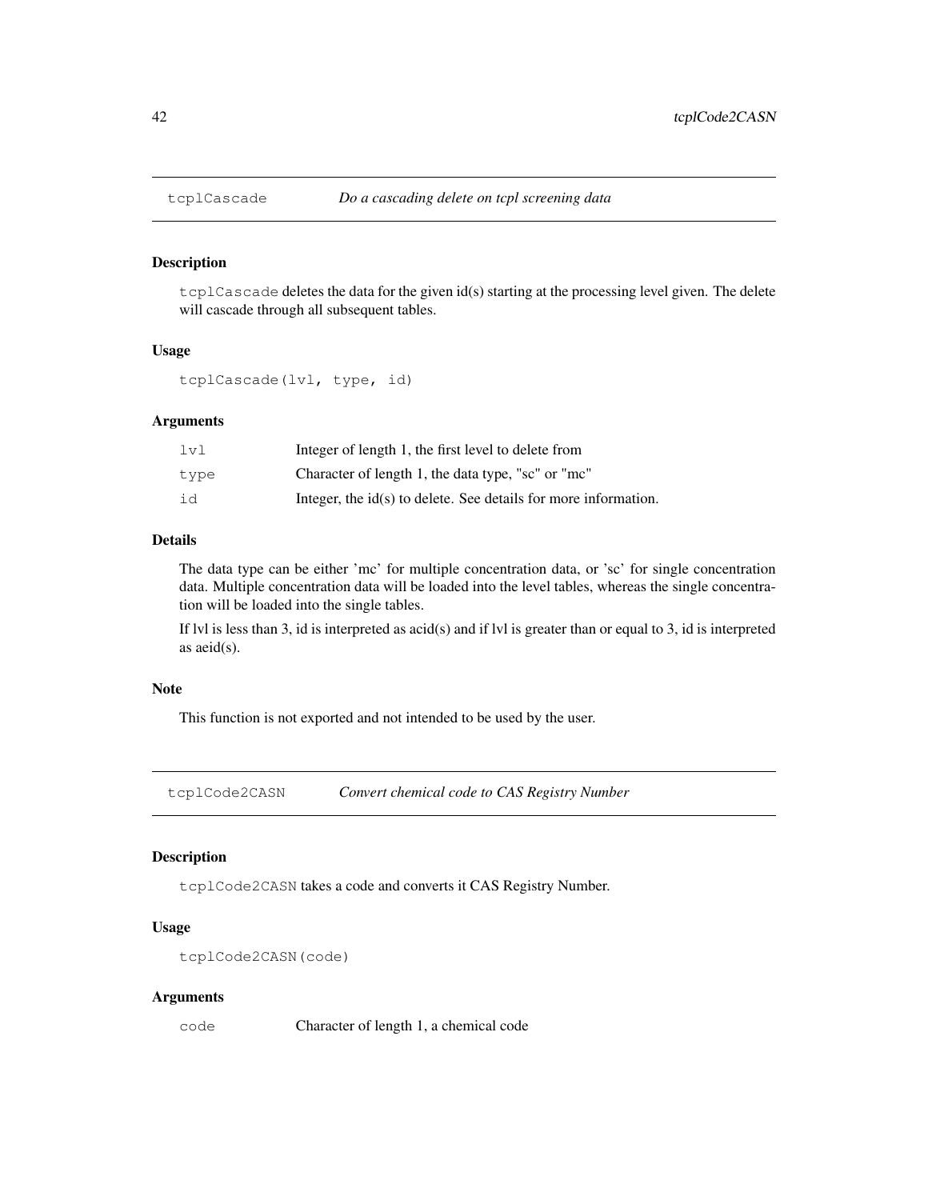## tcplCascade *Do a cascading delete on tcpl screening data*

### Description

`tcplCascade` deletes the data for the given id(s) starting at the processing level given. The delete will cascade through all subsequent tables.

### Usage

```
tcplCascade(lvl, type, id)
```

### Arguments

| | |
|---|---|
| `lvl` | Integer of length 1, the first level to delete from |
| `type` | Character of length 1, the data type, "sc" or "mc" |
| `id` | Integer, the id(s) to delete. See details for more information. |

### Details

The data type can be either 'mc' for multiple concentration data, or 'sc' for single concentration data. Multiple concentration data will be loaded into the level tables, whereas the single concentration will be loaded into the single tables.

If lvl is less than 3, id is interpreted as acid(s) and if lvl is greater than or equal to 3, id is interpreted as aeid(s).

### Note

This function is not exported and not intended to be used by the user.

## tcplCode2CASN *Convert chemical code to CAS Registry Number*

### Description

`tcplCode2CASN` takes a code and converts it CAS Registry Number.

### Usage

```
tcplCode2CASN(code)
```

### Arguments

| | |
|---|---|
| `code` | Character of length 1, a chemical code |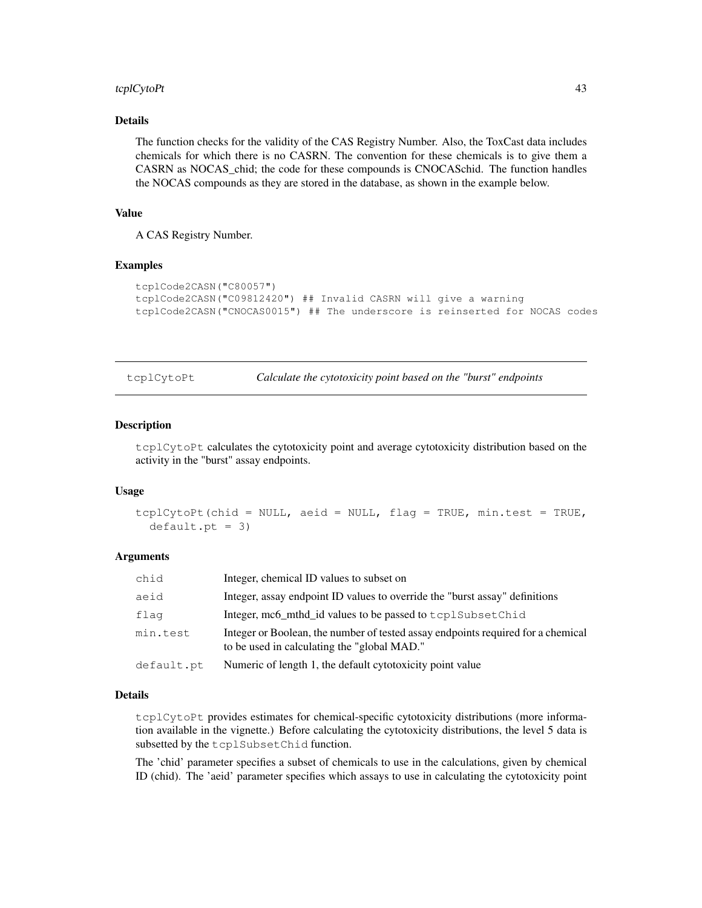### Details

The function checks for the validity of the CAS Registry Number. Also, the ToxCast data includes chemicals for which there is no CASRN. The convention for these chemicals is to give them a CASRN as NOCAS_chid; the code for these compounds is CNOCASchid. The function handles the NOCAS compounds as they are stored in the database, as shown in the example below.

### Value

A CAS Registry Number.

### Examples

```
tcplCode2CASN("C80057")
tcplCode2CASN("C09812420") ## Invalid CASRN will give a warning
tcplCode2CASN("CNOCAS0015") ## The underscore is reinserted for NOCAS codes
```

---

## tcplCytoPt — *Calculate the cytotoxicity point based on the "burst" endpoints*

---

### Description

`tcplCytoPt` calculates the cytotoxicity point and average cytotoxicity distribution based on the activity in the "burst" assay endpoints.

### Usage

```
tcplCytoPt(chid = NULL, aeid = NULL, flag = TRUE, min.test = TRUE,
  default.pt = 3)
```

### Arguments

| | |
|---|---|
| `chid` | Integer, chemical ID values to subset on |
| `aeid` | Integer, assay endpoint ID values to override the "burst assay" definitions |
| `flag` | Integer, mc6_mthd_id values to be passed to `tcplSubsetChid` |
| `min.test` | Integer or Boolean, the number of tested assay endpoints required for a chemical to be used in calculating the "global MAD." |
| `default.pt` | Numeric of length 1, the default cytotoxicity point value |

### Details

`tcplCytoPt` provides estimates for chemical-specific cytotoxicity distributions (more information available in the vignette.) Before calculating the cytotoxicity distributions, the level 5 data is subsetted by the `tcplSubsetChid` function.

The 'chid' parameter specifies a subset of chemicals to use in the calculations, given by chemical ID (chid). The 'aeid' parameter specifies which assays to use in calculating the cytotoxicity point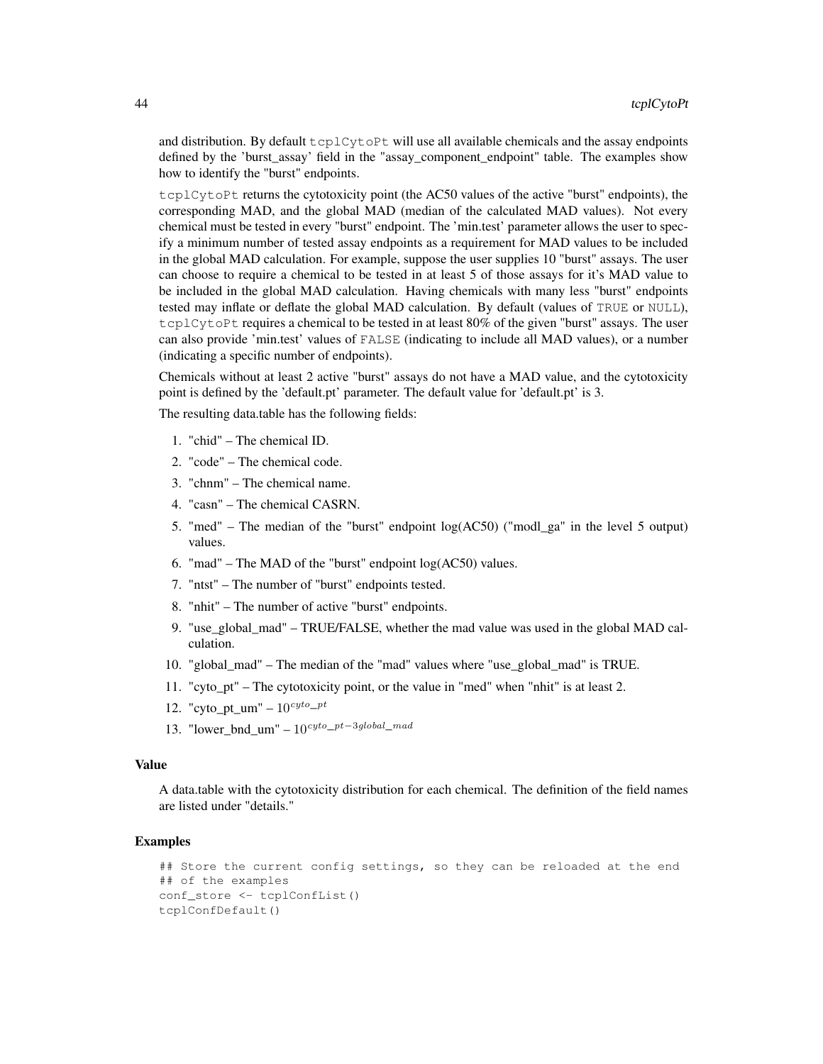and distribution. By default `tcplCytoPt` will use all available chemicals and the assay endpoints defined by the 'burst_assay' field in the "assay_component_endpoint" table. The examples show how to identify the "burst" endpoints.

`tcplCytoPt` returns the cytotoxicity point (the AC50 values of the active "burst" endpoints), the corresponding MAD, and the global MAD (median of the calculated MAD values). Not every chemical must be tested in every "burst" endpoint. The 'min.test' parameter allows the user to specify a minimum number of tested assay endpoints as a requirement for MAD values to be included in the global MAD calculation. For example, suppose the user supplies 10 "burst" assays. The user can choose to require a chemical to be tested in at least 5 of those assays for it's MAD value to be included in the global MAD calculation. Having chemicals with many less "burst" endpoints tested may inflate or deflate the global MAD calculation. By default (values of `TRUE` or `NULL`), `tcplCytoPt` requires a chemical to be tested in at least 80% of the given "burst" assays. The user can also provide 'min.test' values of `FALSE` (indicating to include all MAD values), or a number (indicating a specific number of endpoints).

Chemicals without at least 2 active "burst" assays do not have a MAD value, and the cytotoxicity point is defined by the 'default.pt' parameter. The default value for 'default.pt' is 3.

The resulting data.table has the following fields:

1. "chid" – The chemical ID.
2. "code" – The chemical code.
3. "chnm" – The chemical name.
4. "casn" – The chemical CASRN.
5. "med" – The median of the "burst" endpoint log(AC50) ("modl_ga" in the level 5 output) values.
6. "mad" – The MAD of the "burst" endpoint log(AC50) values.
7. "ntst" – The number of "burst" endpoints tested.
8. "nhit" – The number of active "burst" endpoints.
9. "use_global_mad" – TRUE/FALSE, whether the mad value was used in the global MAD calculation.
10. "global_mad" – The median of the "mad" values where "use_global_mad" is TRUE.
11. "cyto_pt" – The cytotoxicity point, or the value in "med" when "nhit" is at least 2.
12. "cyto_pt_um" – $10^{cyto\_pt}$
13. "lower_bnd_um" – $10^{cyto\_pt - 3global\_mad}$

### Value

A data.table with the cytotoxicity distribution for each chemical. The definition of the field names are listed under "details."

### Examples

```
## Store the current config settings, so they can be reloaded at the end
## of the examples
conf_store <- tcplConfList()
tcplConfDefault()
```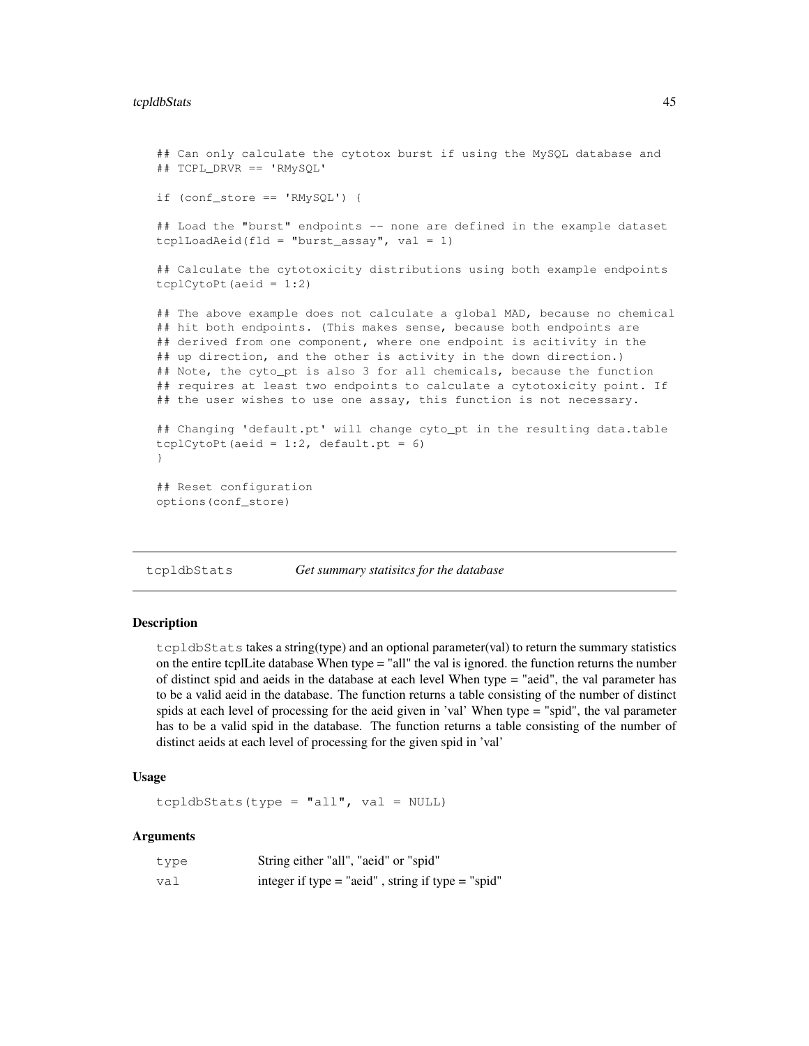```
## Can only calculate the cytotox burst if using the MySQL database and
## TCPL_DRVR == 'RMySQL'

if (conf_store == 'RMySQL') {

## Load the "burst" endpoints -- none are defined in the example dataset
tcplLoadAeid(fld = "burst_assay", val = 1)

## Calculate the cytotoxicity distributions using both example endpoints
tcplCytoPt(aeid = 1:2)

## The above example does not calculate a global MAD, because no chemical
## hit both endpoints. (This makes sense, because both endpoints are
## derived from one component, where one endpoint is acitivity in the
## up direction, and the other is activity in the down direction.)
## Note, the cyto_pt is also 3 for all chemicals, because the function
## requires at least two endpoints to calculate a cytotoxicity point. If
## the user wishes to use one assay, this function is not necessary.

## Changing 'default.pt' will change cyto_pt in the resulting data.table
tcplCytoPt(aeid = 1:2, default.pt = 6)
}

## Reset configuration
options(conf_store)
```

---

## tcpldbStats — *Get summary statisitcs for the database*

### Description

`tcpldbStats` takes a string(type) and an optional parameter(val) to return the summary statistics on the entire tcplLite database When type = "all" the val is ignored. the function returns the number of distinct spid and aeids in the database at each level When type = "aeid", the val parameter has to be a valid aeid in the database. The function returns a table consisting of the number of distinct spids at each level of processing for the aeid given in 'val' When type = "spid", the val parameter has to be a valid spid in the database. The function returns a table consisting of the number of distinct aeids at each level of processing for the given spid in 'val'

### Usage

```
tcpldbStats(type = "all", val = NULL)
```

### Arguments

| | |
|---|---|
| `type` | String either "all", "aeid" or "spid" |
| `val` | integer if type = "aeid" , string if type = "spid" |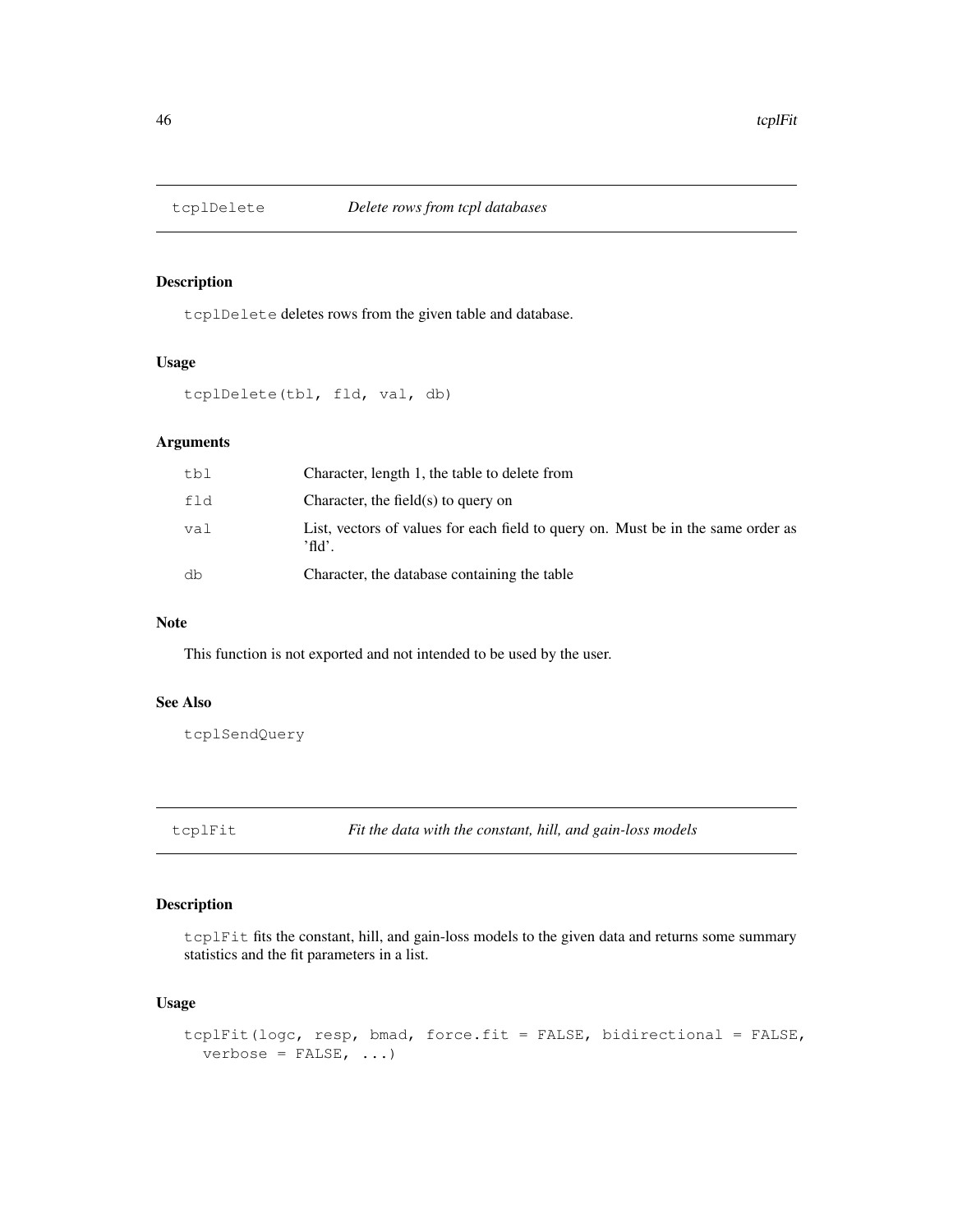## tcplDelete *Delete rows from tcpl databases*

### Description

`tcplDelete` deletes rows from the given table and database.

### Usage

```
tcplDelete(tbl, fld, val, db)
```

### Arguments

| | |
|---|---|
| tbl | Character, length 1, the table to delete from |
| fld | Character, the field(s) to query on |
| val | List, vectors of values for each field to query on. Must be in the same order as 'fld'. |
| db | Character, the database containing the table |

### Note

This function is not exported and not intended to be used by the user.

### See Also

`tcplSendQuery`

## tcplFit *Fit the data with the constant, hill, and gain-loss models*

### Description

`tcplFit` fits the constant, hill, and gain-loss models to the given data and returns some summary statistics and the fit parameters in a list.

### Usage

```
tcplFit(logc, resp, bmad, force.fit = FALSE, bidirectional = FALSE,
  verbose = FALSE, ...)
```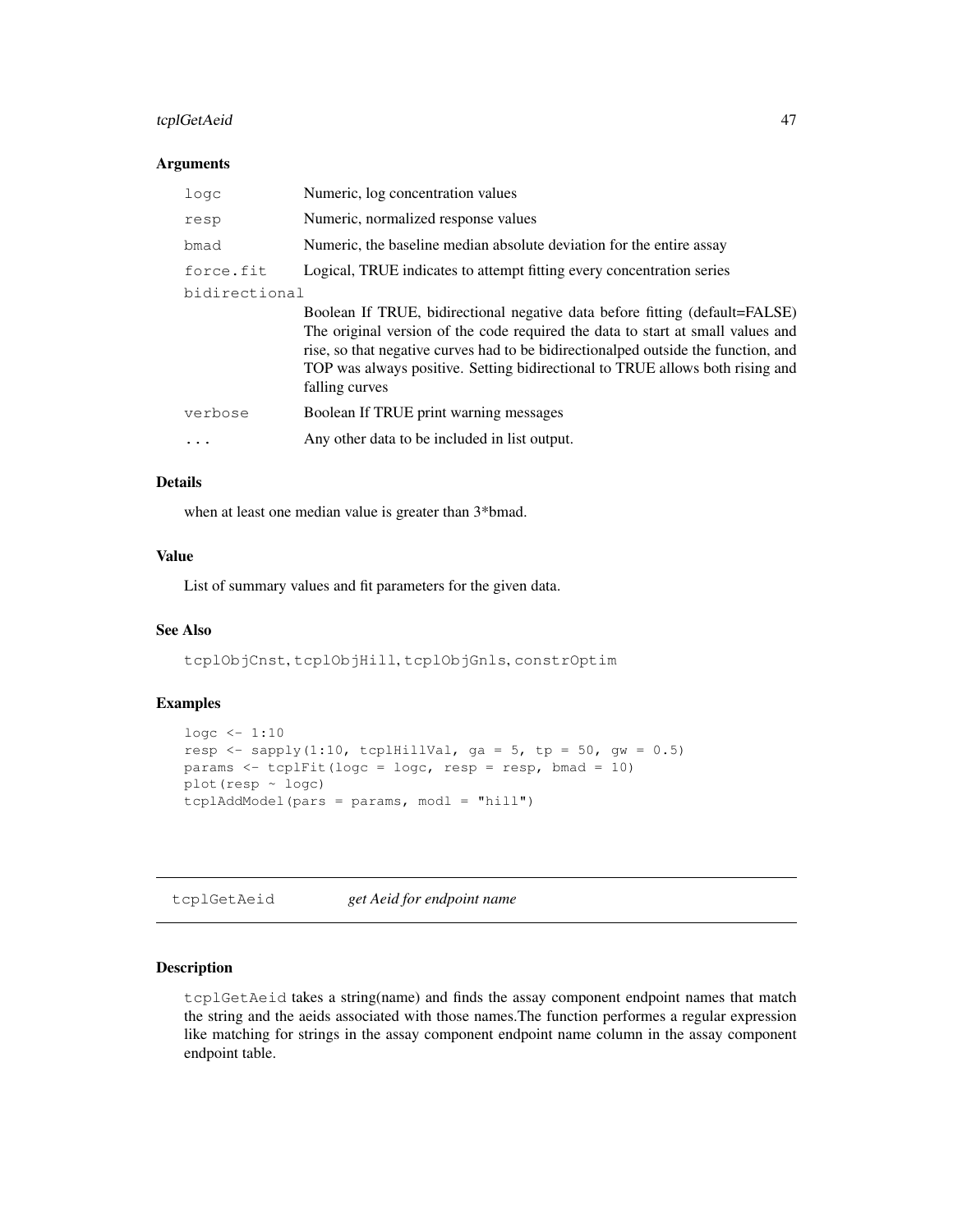### Arguments

| | |
|---|---|
| `logc` | Numeric, log concentration values |
| `resp` | Numeric, normalized response values |
| `bmad` | Numeric, the baseline median absolute deviation for the entire assay |
| `force.fit` | Logical, TRUE indicates to attempt fitting every concentration series |
| `bidirectional` | Boolean If TRUE, bidirectional negative data before fitting (default=FALSE) The original version of the code required the data to start at small values and rise, so that negative curves had to be bidirectionalped outside the function, and TOP was always positive. Setting bidirectional to TRUE allows both rising and falling curves |
| `verbose` | Boolean If TRUE print warning messages |
| `...` | Any other data to be included in list output. |

### Details

when at least one median value is greater than 3*bmad.

### Value

List of summary values and fit parameters for the given data.

### See Also

`tcplObjCnst`, `tcplObjHill`, `tcplObjGnls`, `constrOptim`

### Examples

```
logc <- 1:10
resp <- sapply(1:10, tcplHillVal, ga = 5, tp = 50, gw = 0.5)
params <- tcplFit(logc = logc, resp = resp, bmad = 10)
plot(resp ~ logc)
tcplAddModel(pars = params, modl = "hill")
```

---

## tcplGetAeid &nbsp;&nbsp;&nbsp; *get Aeid for endpoint name*

### Description

`tcplGetAeid` takes a string(name) and finds the assay component endpoint names that match the string and the aeids associated with those names.The function performes a regular expression like matching for strings in the assay component endpoint name column in the assay component endpoint table.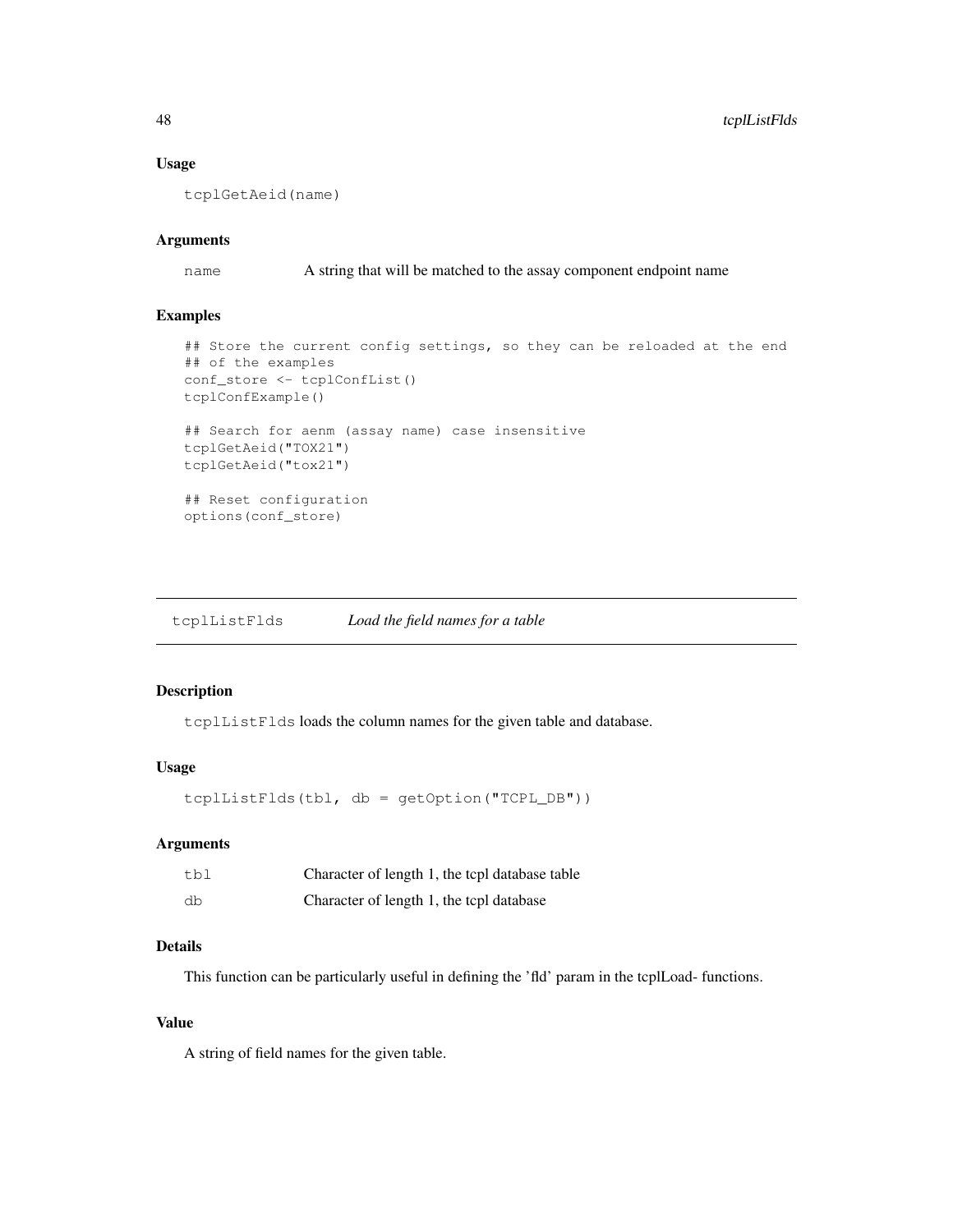### Usage

```
tcplGetAeid(name)
```

### Arguments

| | |
|---|---|
| name | A string that will be matched to the assay component endpoint name |

### Examples

```
## Store the current config settings, so they can be reloaded at the end
## of the examples
conf_store <- tcplConfList()
tcplConfExample()

## Search for aenm (assay name) case insensitive
tcplGetAeid("TOX21")
tcplGetAeid("tox21")

## Reset configuration
options(conf_store)
```

---

## tcplListFlds *Load the field names for a table*

### Description

`tcplListFlds` loads the column names for the given table and database.

### Usage

```
tcplListFlds(tbl, db = getOption("TCPL_DB"))
```

### Arguments

| | |
|---|---|
| tbl | Character of length 1, the tcpl database table |
| db | Character of length 1, the tcpl database |

### Details

This function can be particularly useful in defining the 'fld' param in the tcplLoad- functions.

### Value

A string of field names for the given table.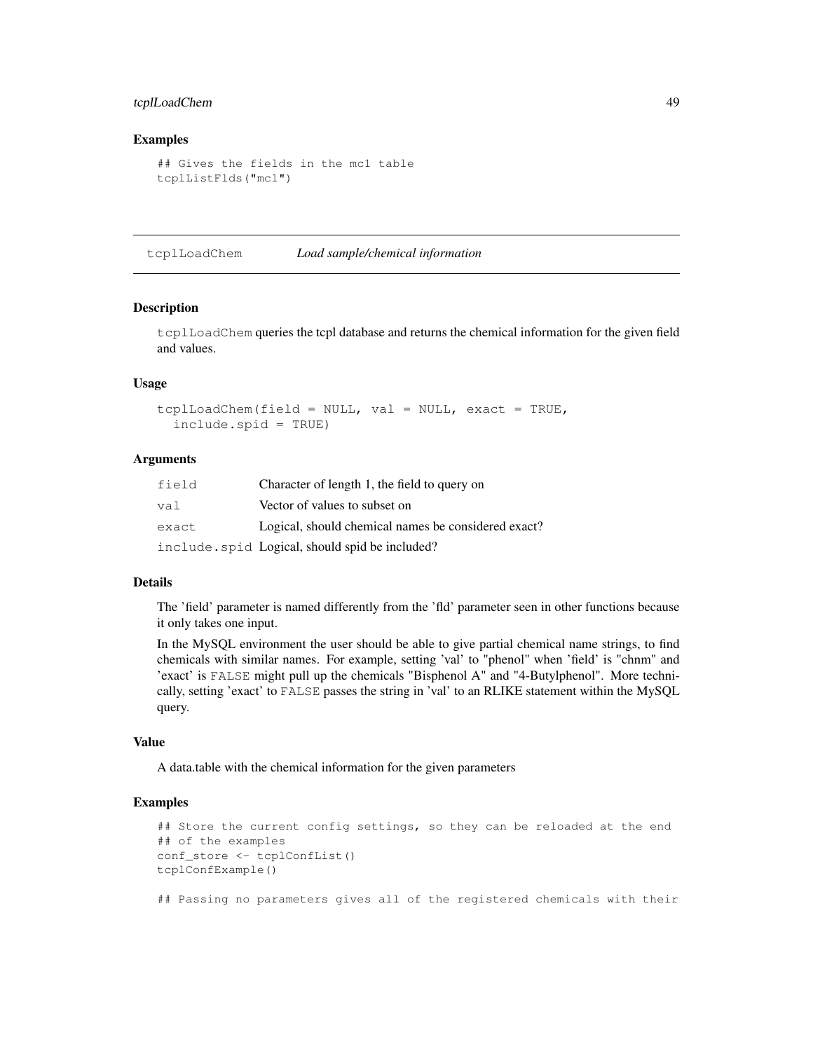### Examples

```
## Gives the fields in the mc1 table
tcplListFlds("mc1")
```

---

## tcplLoadChem — *Load sample/chemical information*

### Description

`tcplLoadChem` queries the tcpl database and returns the chemical information for the given field and values.

### Usage

```
tcplLoadChem(field = NULL, val = NULL, exact = TRUE,
  include.spid = TRUE)
```

### Arguments

| | |
|---|---|
| `field` | Character of length 1, the field to query on |
| `val` | Vector of values to subset on |
| `exact` | Logical, should chemical names be considered exact? |
| `include.spid` | Logical, should spid be included? |

### Details

The 'field' parameter is named differently from the 'fld' parameter seen in other functions because it only takes one input.

In the MySQL environment the user should be able to give partial chemical name strings, to find chemicals with similar names. For example, setting 'val' to "phenol" when 'field' is "chnm" and 'exact' is `FALSE` might pull up the chemicals "Bisphenol A" and "4-Butylphenol". More technically, setting 'exact' to `FALSE` passes the string in 'val' to an RLIKE statement within the MySQL query.

### Value

A data.table with the chemical information for the given parameters

### Examples

```
## Store the current config settings, so they can be reloaded at the end
## of the examples
conf_store <- tcplConfList()
tcplConfExample()

## Passing no parameters gives all of the registered chemicals with their
```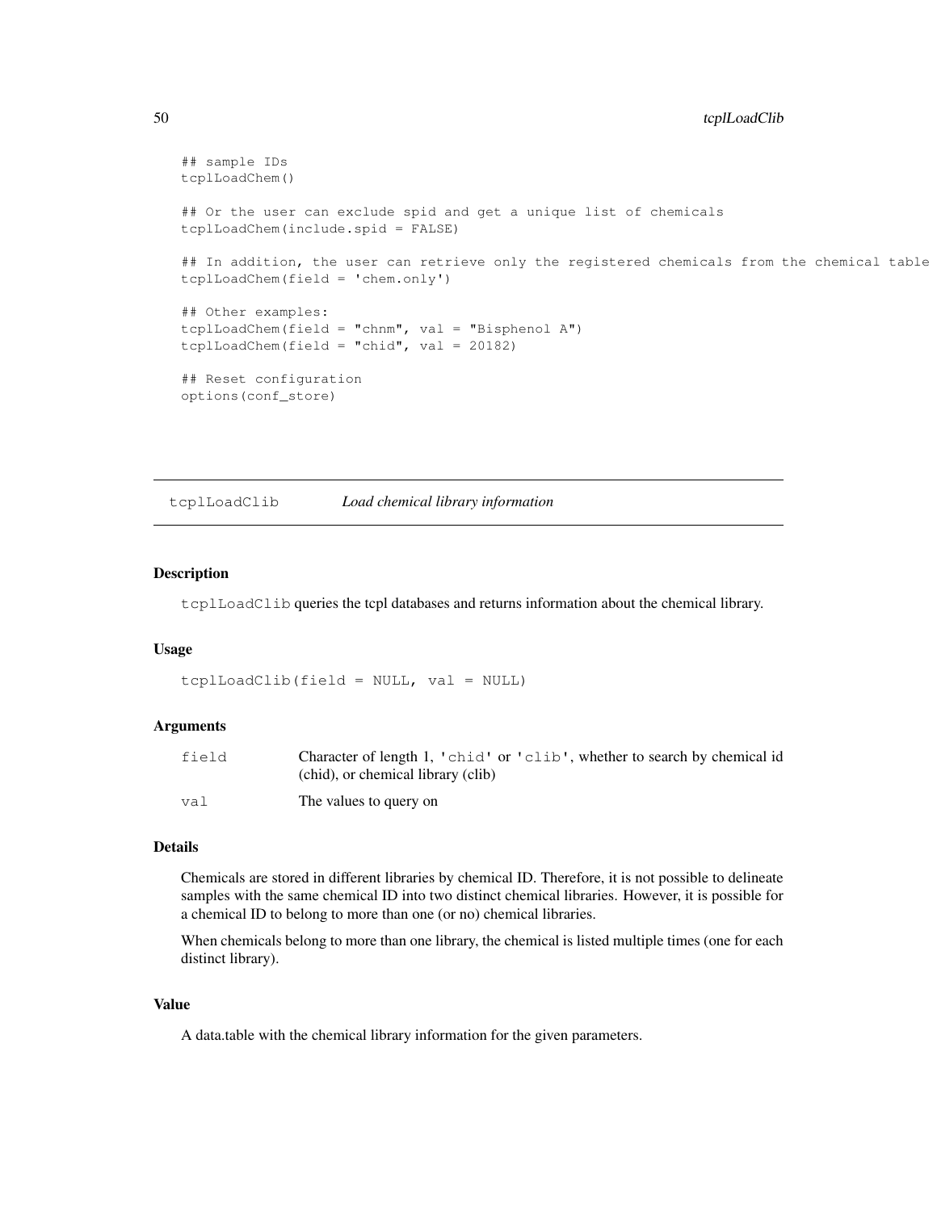```
## sample IDs
tcplLoadChem()

## Or the user can exclude spid and get a unique list of chemicals
tcplLoadChem(include.spid = FALSE)

## In addition, the user can retrieve only the registered chemicals from the chemical table
tcplLoadChem(field = 'chem.only')

## Other examples:
tcplLoadChem(field = "chnm", val = "Bisphenol A")
tcplLoadChem(field = "chid", val = 20182)

## Reset configuration
options(conf_store)
```

---

## tcplLoadClib — *Load chemical library information*

---

### Description

`tcplLoadClib` queries the tcpl databases and returns information about the chemical library.

### Usage

```
tcplLoadClib(field = NULL, val = NULL)
```

### Arguments

| | |
|---|---|
| `field` | Character of length 1, `'chid'` or `'clib'`, whether to search by chemical id (chid), or chemical library (clib) |
| `val` | The values to query on |

### Details

Chemicals are stored in different libraries by chemical ID. Therefore, it is not possible to delineate samples with the same chemical ID into two distinct chemical libraries. However, it is possible for a chemical ID to belong to more than one (or no) chemical libraries.

When chemicals belong to more than one library, the chemical is listed multiple times (one for each distinct library).

### Value

A data.table with the chemical library information for the given parameters.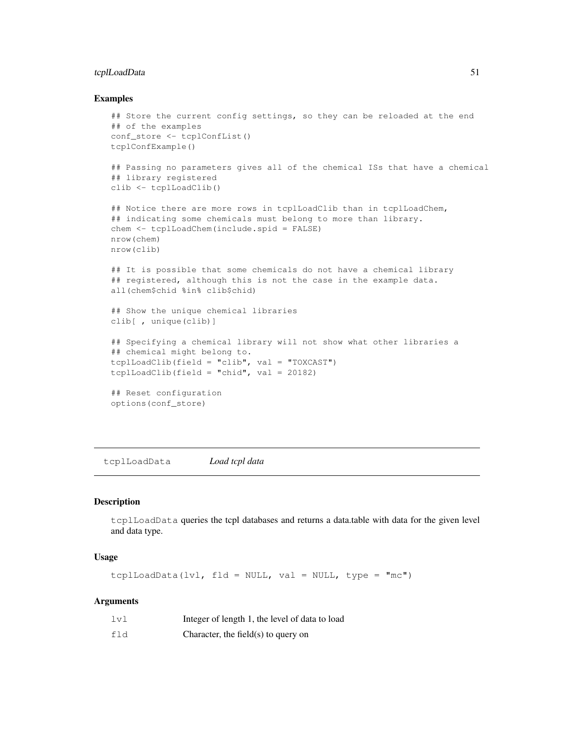## Examples

```
## Store the current config settings, so they can be reloaded at the end
## of the examples
conf_store <- tcplConfList()
tcplConfExample()

## Passing no parameters gives all of the chemical ISs that have a chemical
## library registered
clib <- tcplLoadClib()

## Notice there are more rows in tcplLoadClib than in tcplLoadChem,
## indicating some chemicals must belong to more than library.
chem <- tcplLoadChem(include.spid = FALSE)
nrow(chem)
nrow(clib)

## It is possible that some chemicals do not have a chemical library
## registered, although this is not the case in the example data.
all(chem$chid %in% clib$chid)

## Show the unique chemical libraries
clib[ , unique(clib)]

## Specifying a chemical library will not show what other libraries a
## chemical might belong to.
tcplLoadClib(field = "clib", val = "TOXCAST")
tcplLoadClib(field = "chid", val = 20182)

## Reset configuration
options(conf_store)
```

---

# tcplLoadData — *Load tcpl data*

## Description

`tcplLoadData` queries the tcpl databases and returns a data.table with data for the given level and data type.

## Usage

```
tcplLoadData(lvl, fld = NULL, val = NULL, type = "mc")
```

## Arguments

| | |
|---|---|
| `lvl` | Integer of length 1, the level of data to load |
| `fld` | Character, the field(s) to query on |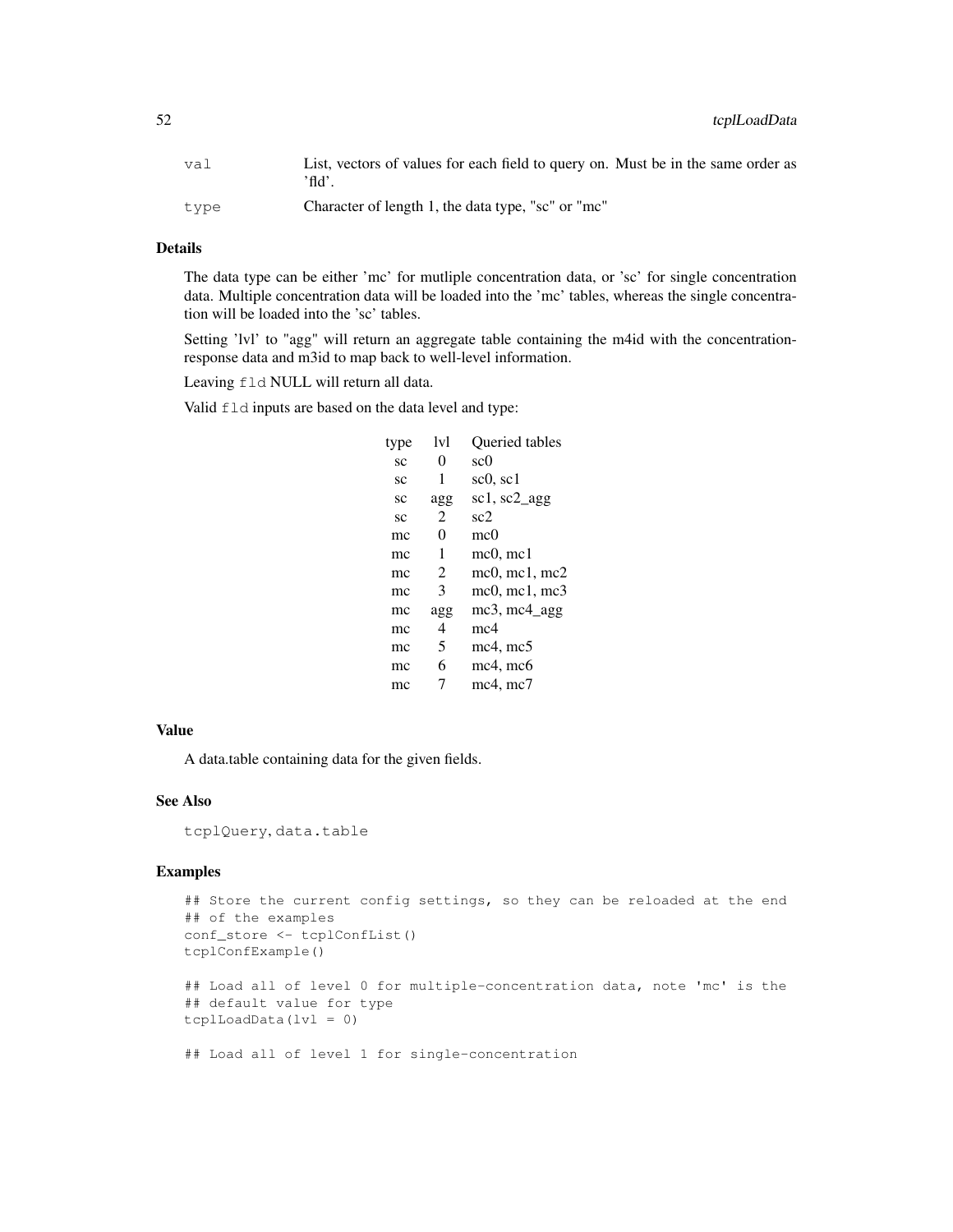| | |
|---|---|
| `val` | List, vectors of values for each field to query on. Must be in the same order as 'fld'. |
| `type` | Character of length 1, the data type, "sc" or "mc" |

### Details

The data type can be either 'mc' for mutliple concentration data, or 'sc' for single concentration data. Multiple concentration data will be loaded into the 'mc' tables, whereas the single concentration will be loaded into the 'sc' tables.

Setting 'lvl' to "agg" will return an aggregate table containing the m4id with the concentration-response data and m3id to map back to well-level information.

Leaving `fld` NULL will return all data.

Valid `fld` inputs are based on the data level and type:

| type | lvl | Queried tables |
|---|---|---|
| sc | 0 | sc0 |
| sc | 1 | sc0, sc1 |
| sc | agg | sc1, sc2_agg |
| sc | 2 | sc2 |
| mc | 0 | mc0 |
| mc | 1 | mc0, mc1 |
| mc | 2 | mc0, mc1, mc2 |
| mc | 3 | mc0, mc1, mc3 |
| mc | agg | mc3, mc4_agg |
| mc | 4 | mc4 |
| mc | 5 | mc4, mc5 |
| mc | 6 | mc4, mc6 |
| mc | 7 | mc4, mc7 |

### Value

A data.table containing data for the given fields.

### See Also

`tcplQuery`, `data.table`

### Examples

```
## Store the current config settings, so they can be reloaded at the end
## of the examples
conf_store <- tcplConfList()
tcplConfExample()

## Load all of level 0 for multiple-concentration data, note 'mc' is the
## default value for type
tcplLoadData(lvl = 0)

## Load all of level 1 for single-concentration
```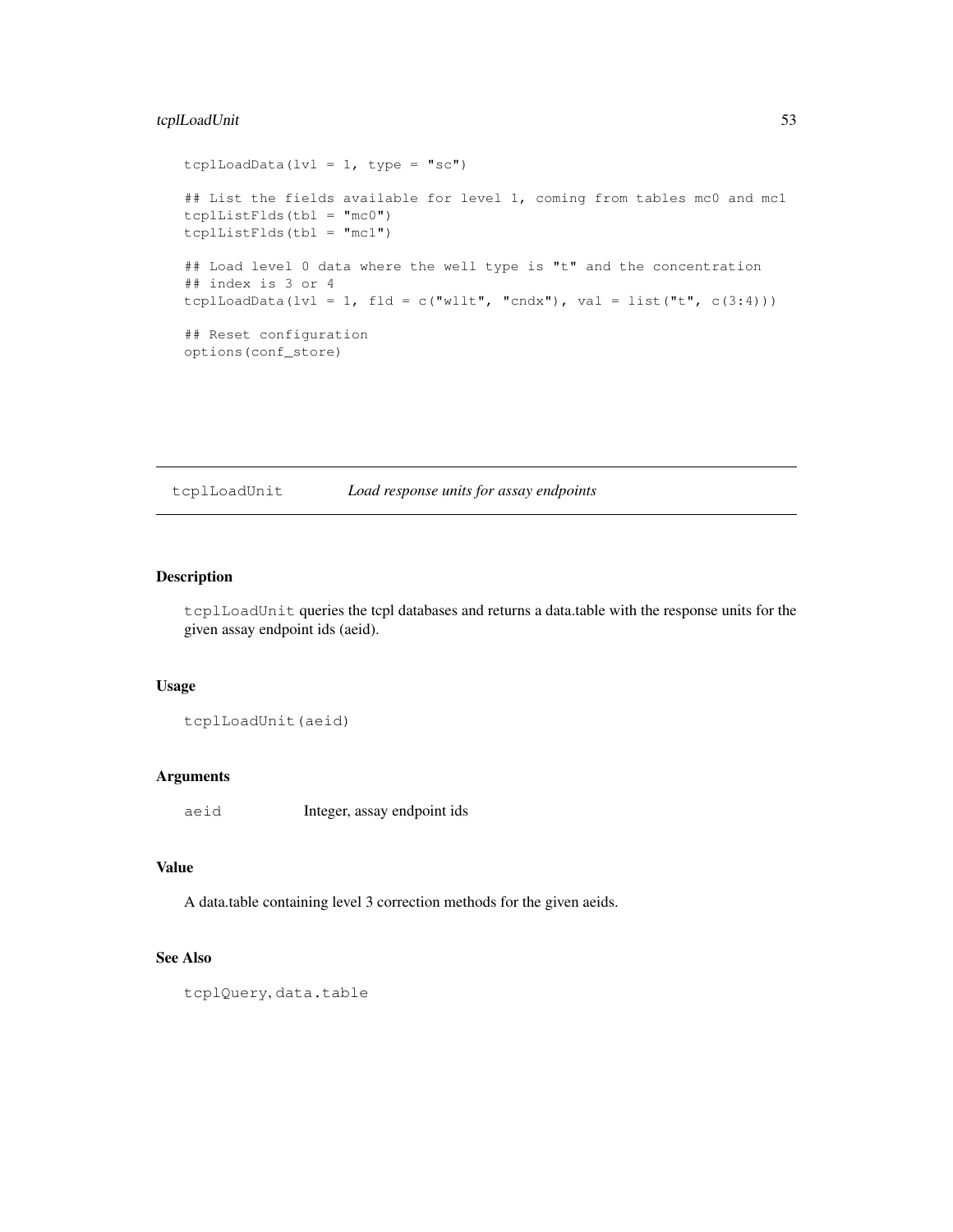```
tcplLoadData(lvl = 1, type = "sc")

## List the fields available for level 1, coming from tables mc0 and mc1
tcplListFlds(tbl = "mc0")
tcplListFlds(tbl = "mc1")

## Load level 0 data where the well type is "t" and the concentration
## index is 3 or 4
tcplLoadData(lvl = 1, fld = c("wllt", "cndx"), val = list("t", c(3:4)))

## Reset configuration
options(conf_store)
```

---

## tcplLoadUnit    *Load response units for assay endpoints*

---

### Description

`tcplLoadUnit` queries the tcpl databases and returns a data.table with the response units for the given assay endpoint ids (aeid).

### Usage

```
tcplLoadUnit(aeid)
```

### Arguments

| | |
|---|---|
| `aeid` | Integer, assay endpoint ids |

### Value

A data.table containing level 3 correction methods for the given aeids.

### See Also

`tcplQuery`, `data.table`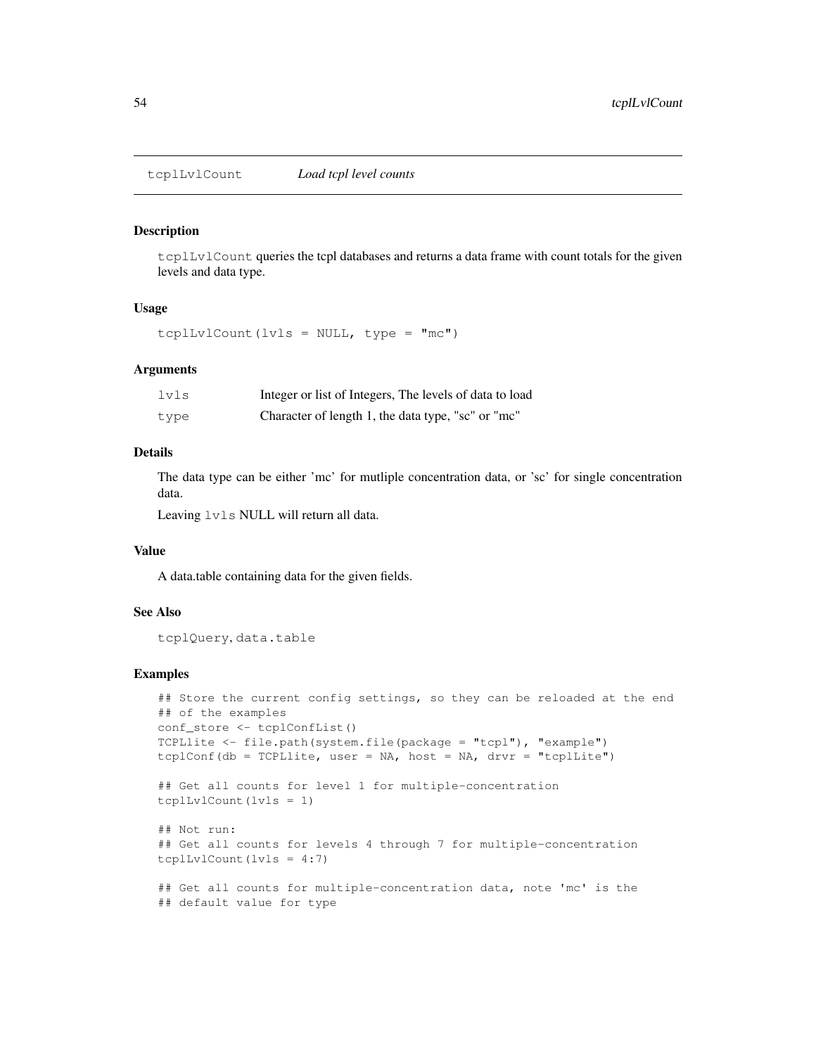## tcplLvlCount *Load tcpl level counts*

### Description

`tcplLvlCount` queries the tcpl databases and returns a data frame with count totals for the given levels and data type.

### Usage

```
tcplLvlCount(lvls = NULL, type = "mc")
```

### Arguments

| | |
|---|---|
| `lvls` | Integer or list of Integers, The levels of data to load |
| `type` | Character of length 1, the data type, "sc" or "mc" |

### Details

The data type can be either 'mc' for mutliple concentration data, or 'sc' for single concentration data.

Leaving `lvls` NULL will return all data.

### Value

A data.table containing data for the given fields.

### See Also

`tcplQuery`, `data.table`

### Examples

```
## Store the current config settings, so they can be reloaded at the end
## of the examples
conf_store <- tcplConfList()
TCPLlite <- file.path(system.file(package = "tcpl"), "example")
tcplConf(db = TCPLlite, user = NA, host = NA, drvr = "tcplLite")

## Get all counts for level 1 for multiple-concentration
tcplLvlCount(lvls = 1)

## Not run:
## Get all counts for levels 4 through 7 for multiple-concentration
tcplLvlCount(lvls = 4:7)

## Get all counts for multiple-concentration data, note 'mc' is the
## default value for type
```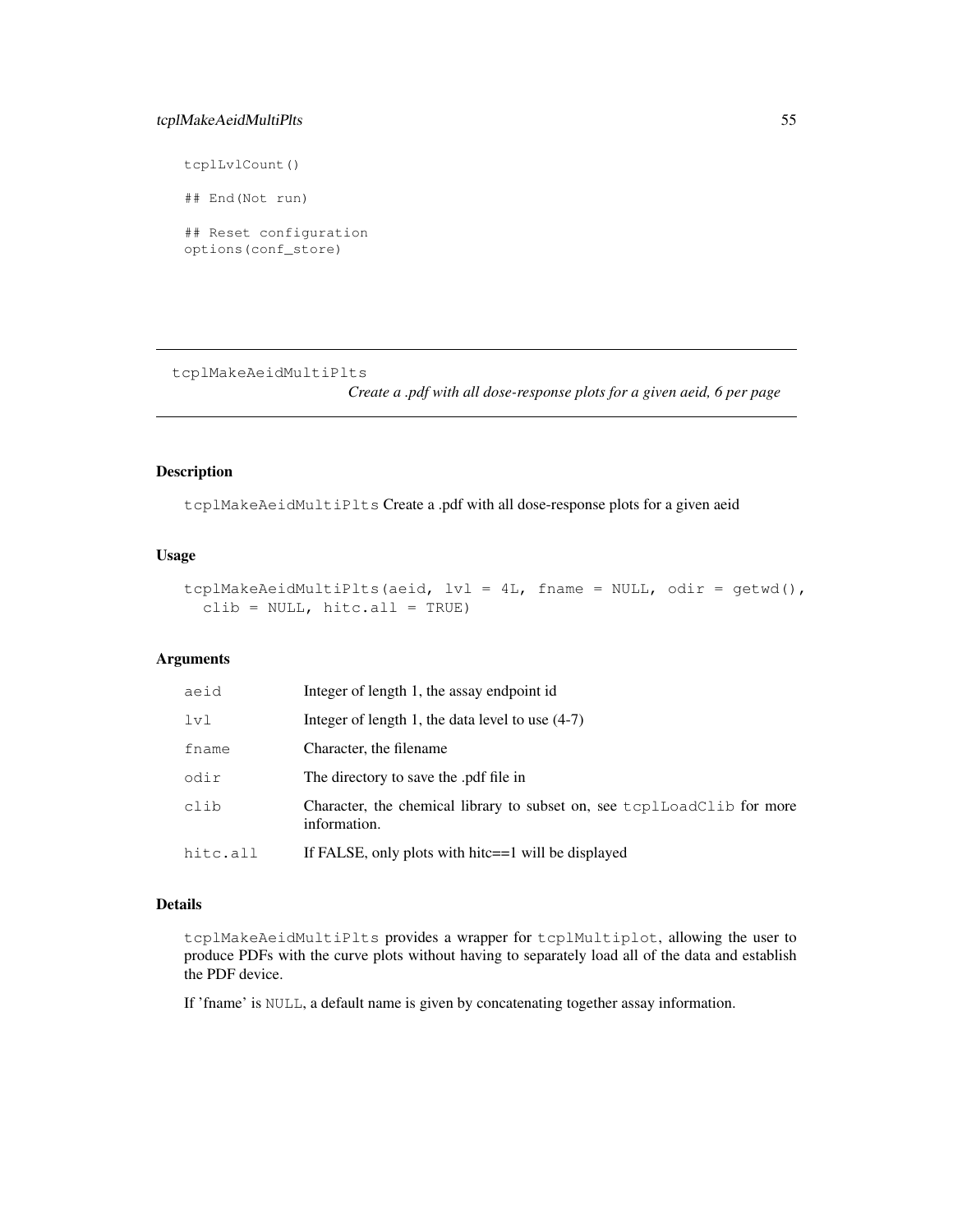```
tcplLvlCount()

## End(Not run)

## Reset configuration
options(conf_store)
```

---

tcplMakeAeidMultiPlts *Create a .pdf with all dose-response plots for a given aeid, 6 per page*

---

## Description

`tcplMakeAeidMultiPlts` Create a .pdf with all dose-response plots for a given aeid

## Usage

```
tcplMakeAeidMultiPlts(aeid, lvl = 4L, fname = NULL, odir = getwd(),
  clib = NULL, hitc.all = TRUE)
```

## Arguments

| | |
|---|---|
| `aeid` | Integer of length 1, the assay endpoint id |
| `lvl` | Integer of length 1, the data level to use (4-7) |
| `fname` | Character, the filename |
| `odir` | The directory to save the .pdf file in |
| `clib` | Character, the chemical library to subset on, see `tcplLoadClib` for more information. |
| `hitc.all` | If FALSE, only plots with hitc==1 will be displayed |

## Details

`tcplMakeAeidMultiPlts` provides a wrapper for `tcplMultiplot`, allowing the user to produce PDFs with the curve plots without having to separately load all of the data and establish the PDF device.

If 'fname' is `NULL`, a default name is given by concatenating together assay information.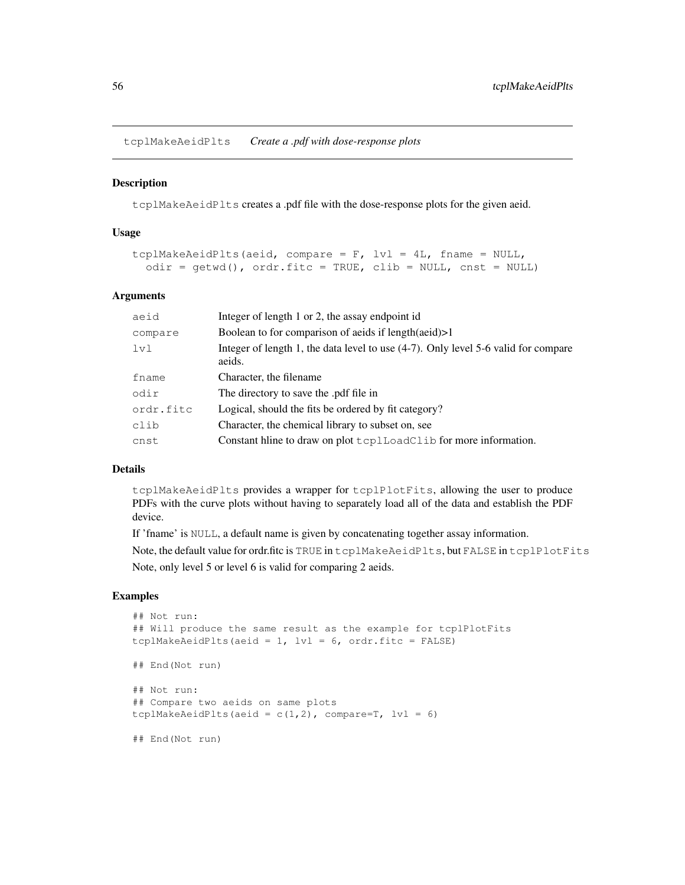## tcplMakeAeidPlts *Create a .pdf with dose-response plots*

### Description

`tcplMakeAeidPlts` creates a .pdf file with the dose-response plots for the given aeid.

### Usage

```
tcplMakeAeidPlts(aeid, compare = F, lvl = 4L, fname = NULL,
  odir = getwd(), ordr.fitc = TRUE, clib = NULL, cnst = NULL)
```

### Arguments

| | |
|---|---|
| `aeid` | Integer of length 1 or 2, the assay endpoint id |
| `compare` | Boolean to for comparison of aeids if length(aeid)>1 |
| `lvl` | Integer of length 1, the data level to use (4-7). Only level 5-6 valid for compare aeids. |
| `fname` | Character, the filename |
| `odir` | The directory to save the .pdf file in |
| `ordr.fitc` | Logical, should the fits be ordered by fit category? |
| `clib` | Character, the chemical library to subset on, see |
| `cnst` | Constant hline to draw on plot `tcplLoadClib` for more information. |

### Details

`tcplMakeAeidPlts` provides a wrapper for `tcplPlotFits`, allowing the user to produce PDFs with the curve plots without having to separately load all of the data and establish the PDF device.

If 'fname' is `NULL`, a default name is given by concatenating together assay information.

Note, the default value for ordr.fitc is `TRUE` in `tcplMakeAeidPlts`, but `FALSE` in `tcplPlotFits`

Note, only level 5 or level 6 is valid for comparing 2 aeids.

### Examples

```
## Not run:
## Will produce the same result as the example for tcplPlotFits
tcplMakeAeidPlts(aeid = 1, lvl = 6, ordr.fitc = FALSE)

## End(Not run)

## Not run:
## Compare two aeids on same plots
tcplMakeAeidPlts(aeid = c(1,2), compare=T, lvl = 6)

## End(Not run)
```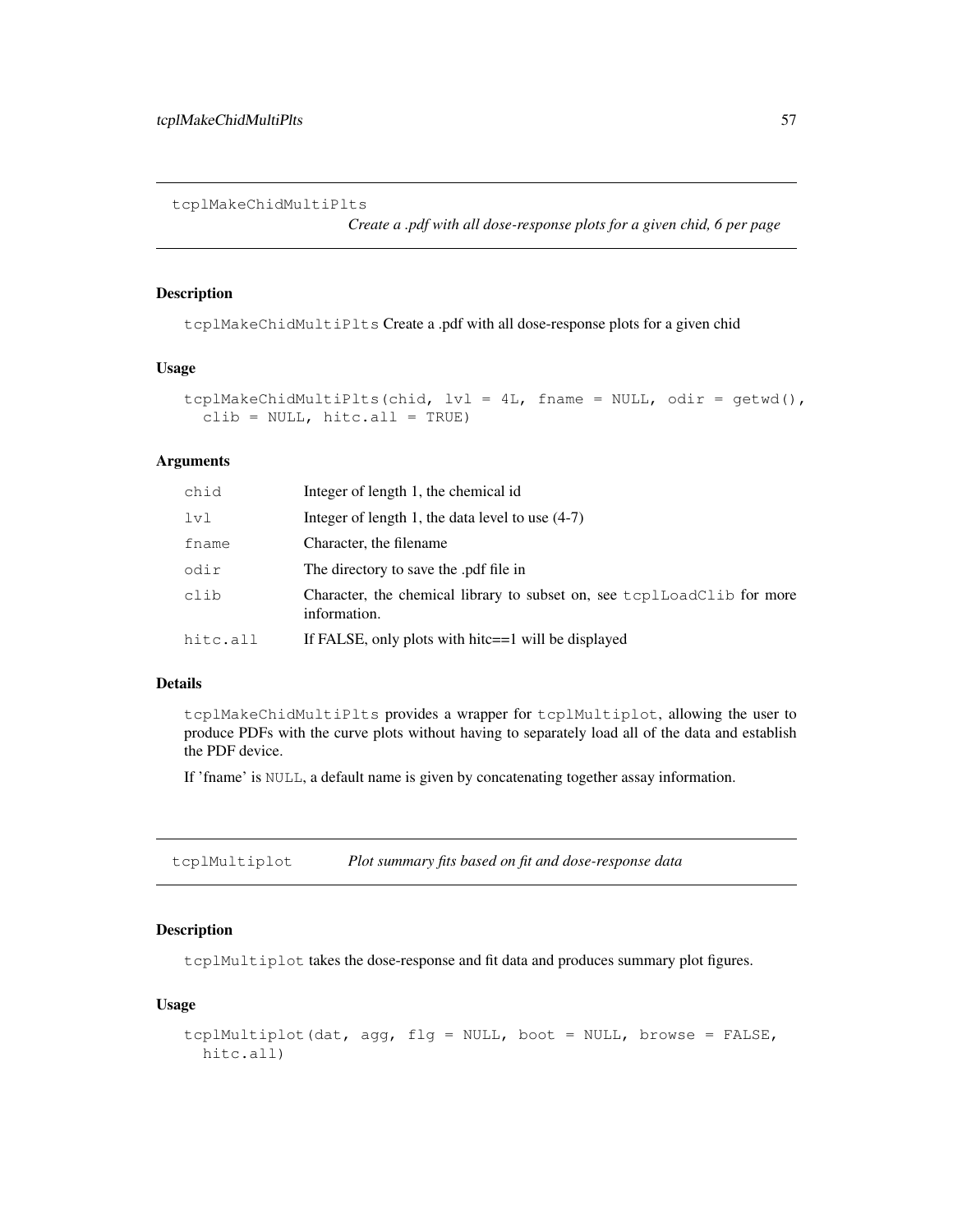## tcplMakeChidMultiPlts

*Create a .pdf with all dose-response plots for a given chid, 6 per page*

### Description

`tcplMakeChidMultiPlts` Create a .pdf with all dose-response plots for a given chid

### Usage

```
tcplMakeChidMultiPlts(chid, lvl = 4L, fname = NULL, odir = getwd(),
  clib = NULL, hitc.all = TRUE)
```

### Arguments

| | |
|---|---|
| `chid` | Integer of length 1, the chemical id |
| `lvl` | Integer of length 1, the data level to use (4-7) |
| `fname` | Character, the filename |
| `odir` | The directory to save the .pdf file in |
| `clib` | Character, the chemical library to subset on, see `tcplLoadClib` for more information. |
| `hitc.all` | If FALSE, only plots with hitc==1 will be displayed |

### Details

`tcplMakeChidMultiPlts` provides a wrapper for `tcplMultiplot`, allowing the user to produce PDFs with the curve plots without having to separately load all of the data and establish the PDF device.

If 'fname' is `NULL`, a default name is given by concatenating together assay information.

## tcplMultiplot

*Plot summary fits based on fit and dose-response data*

### Description

`tcplMultiplot` takes the dose-response and fit data and produces summary plot figures.

### Usage

```
tcplMultiplot(dat, agg, flg = NULL, boot = NULL, browse = FALSE,
  hitc.all)
```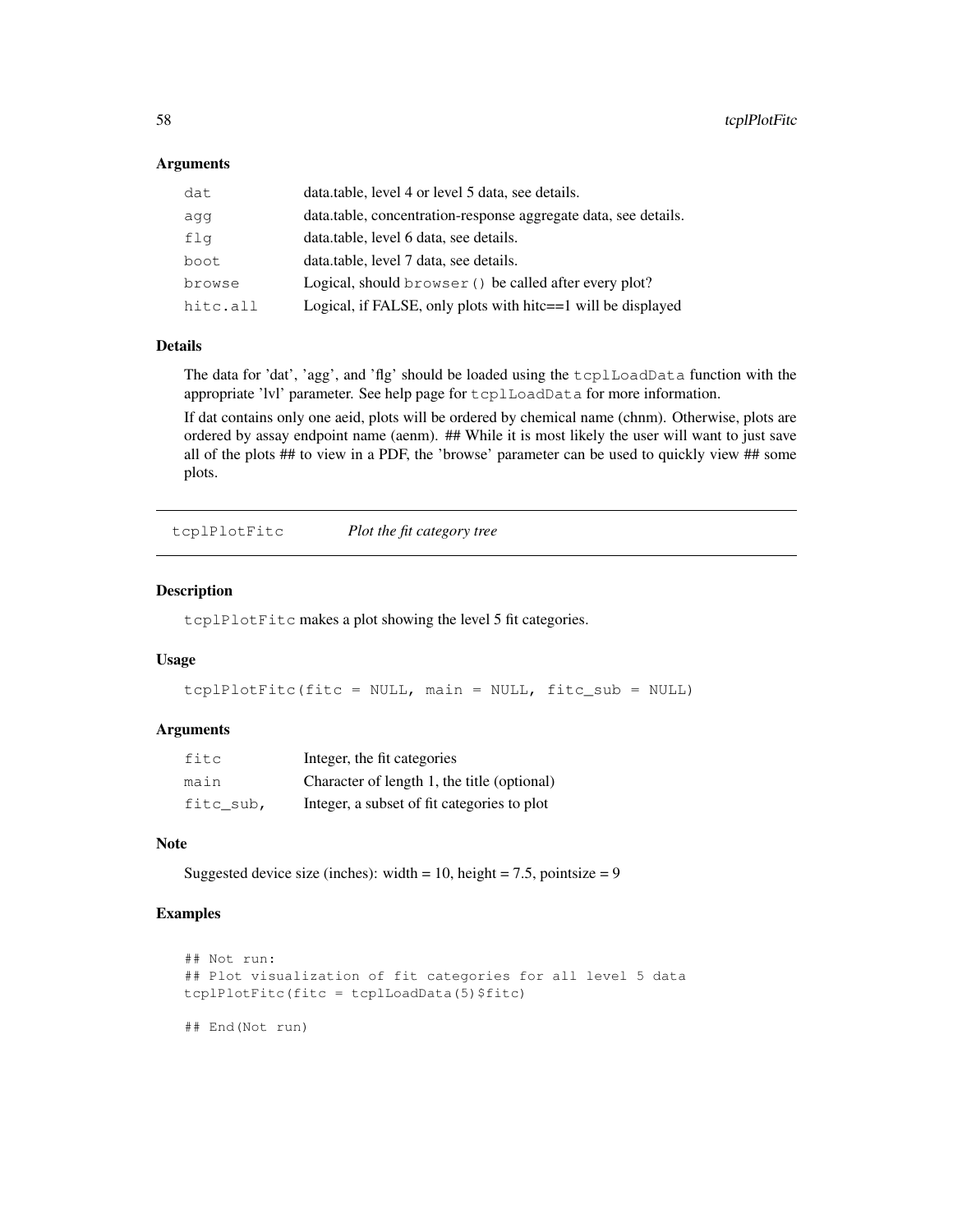### Arguments

| | |
|---|---|
| dat | data.table, level 4 or level 5 data, see details. |
| agg | data.table, concentration-response aggregate data, see details. |
| flg | data.table, level 6 data, see details. |
| boot | data.table, level 7 data, see details. |
| browse | Logical, should `browser()` be called after every plot? |
| hitc.all | Logical, if FALSE, only plots with hitc==1 will be displayed |

### Details

The data for 'dat', 'agg', and 'flg' should be loaded using the `tcplLoadData` function with the appropriate 'lvl' parameter. See help page for `tcplLoadData` for more information.

If dat contains only one aeid, plots will be ordered by chemical name (chnm). Otherwise, plots are ordered by assay endpoint name (aenm). ## While it is most likely the user will want to just save all of the plots ## to view in a PDF, the 'browse' parameter can be used to quickly view ## some plots.

## tcplPlotFitc — *Plot the fit category tree*

### Description

`tcplPlotFitc` makes a plot showing the level 5 fit categories.

### Usage

```
tcplPlotFitc(fitc = NULL, main = NULL, fitc_sub = NULL)
```

### Arguments

| | |
|---|---|
| fitc | Integer, the fit categories |
| main | Character of length 1, the title (optional) |
| fitc_sub, | Integer, a subset of fit categories to plot |

### Note

Suggested device size (inches): width = 10, height = 7.5, pointsize = 9

### Examples

```
## Not run:
## Plot visualization of fit categories for all level 5 data
tcplPlotFitc(fitc = tcplLoadData(5)$fitc)

## End(Not run)
```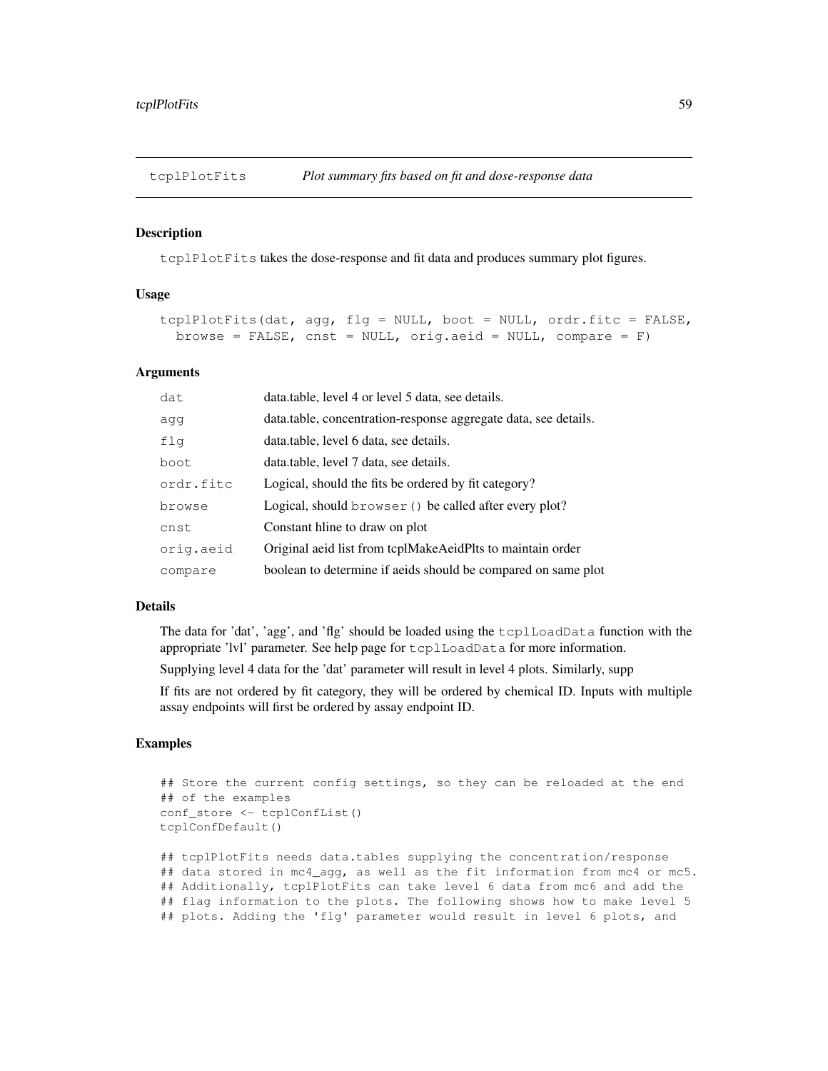## tcplPlotFits — *Plot summary fits based on fit and dose-response data*

### Description

`tcplPlotFits` takes the dose-response and fit data and produces summary plot figures.

### Usage

```
tcplPlotFits(dat, agg, flg = NULL, boot = NULL, ordr.fitc = FALSE,
  browse = FALSE, cnst = NULL, orig.aeid = NULL, compare = F)
```

### Arguments

| Argument | Description |
|---|---|
| `dat` | data.table, level 4 or level 5 data, see details. |
| `agg` | data.table, concentration-response aggregate data, see details. |
| `flg` | data.table, level 6 data, see details. |
| `boot` | data.table, level 7 data, see details. |
| `ordr.fitc` | Logical, should the fits be ordered by fit category? |
| `browse` | Logical, should `browser()` be called after every plot? |
| `cnst` | Constant hline to draw on plot |
| `orig.aeid` | Original aeid list from tcplMakeAeidPlts to maintain order |
| `compare` | boolean to determine if aeids should be compared on same plot |

### Details

The data for 'dat', 'agg', and 'flg' should be loaded using the `tcplLoadData` function with the appropriate 'lvl' parameter. See help page for `tcplLoadData` for more information.

Supplying level 4 data for the 'dat' parameter will result in level 4 plots. Similarly, supp

If fits are not ordered by fit category, they will be ordered by chemical ID. Inputs with multiple assay endpoints will first be ordered by assay endpoint ID.

### Examples

```
## Store the current config settings, so they can be reloaded at the end
## of the examples
conf_store <- tcplConfList()
tcplConfDefault()

## tcplPlotFits needs data.tables supplying the concentration/response
## data stored in mc4_agg, as well as the fit information from mc4 or mc5.
## Additionally, tcplPlotFits can take level 6 data from mc6 and add the
## flag information to the plots. The following shows how to make level 5
## plots. Adding the 'flg' parameter would result in level 6 plots, and
```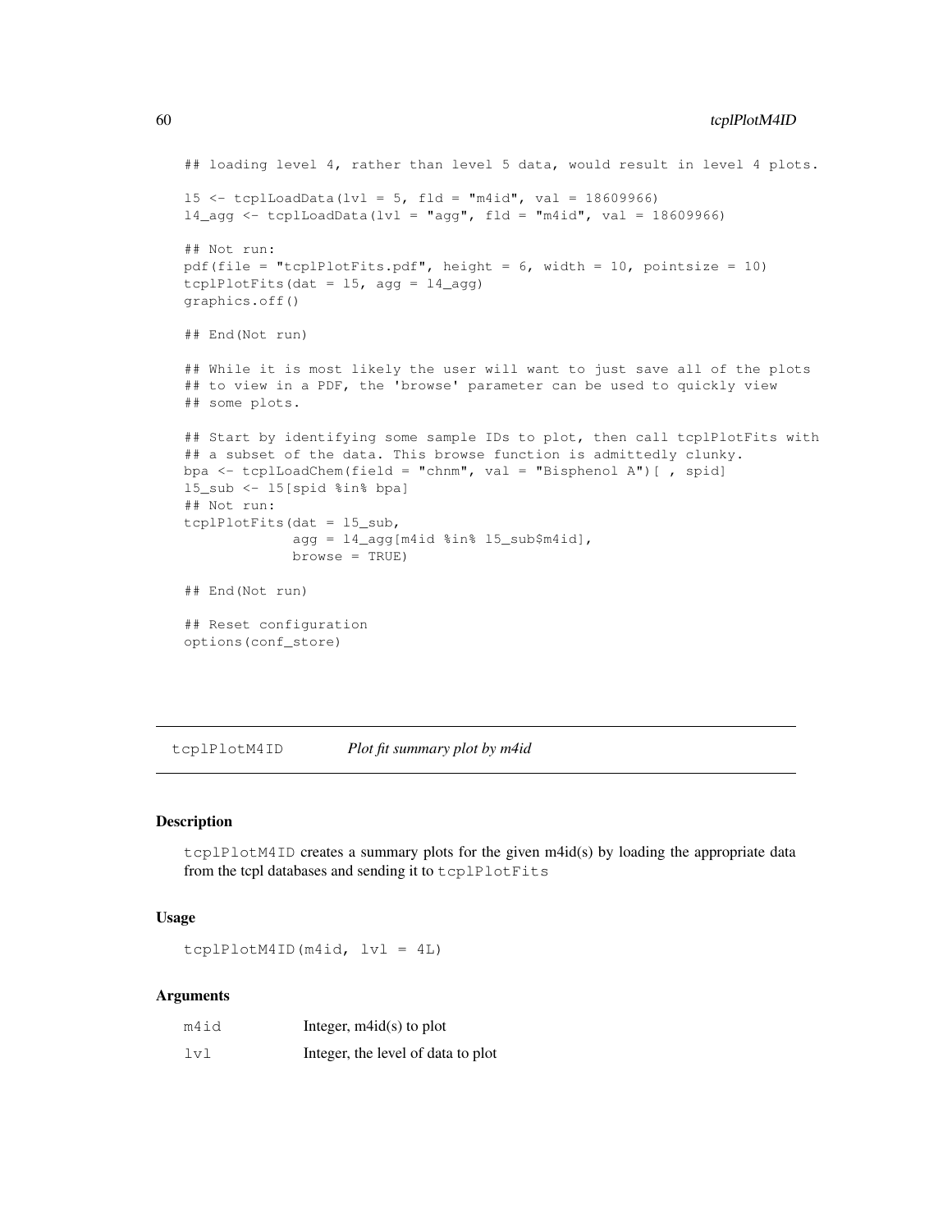```
## loading level 4, rather than level 5 data, would result in level 4 plots.

l5 <- tcplLoadData(lvl = 5, fld = "m4id", val = 18609966)
l4_agg <- tcplLoadData(lvl = "agg", fld = "m4id", val = 18609966)

## Not run:
pdf(file = "tcplPlotFits.pdf", height = 6, width = 10, pointsize = 10)
tcplPlotFits(dat = l5, agg = l4_agg)
graphics.off()

## End(Not run)

## While it is most likely the user will want to just save all of the plots
## to view in a PDF, the 'browse' parameter can be used to quickly view
## some plots.

## Start by identifying some sample IDs to plot, then call tcplPlotFits with
## a subset of the data. This browse function is admittedly clunky.
bpa <- tcplLoadChem(field = "chnm", val = "Bisphenol A")[ , spid]
l5_sub <- l5[spid %in% bpa]
## Not run:
tcplPlotFits(dat = l5_sub,
             agg = l4_agg[m4id %in% l5_sub$m4id],
             browse = TRUE)

## End(Not run)

## Reset configuration
options(conf_store)
```

---

## tcplPlotM4ID — *Plot fit summary plot by m4id*

### Description

tcplPlotM4ID creates a summary plots for the given m4id(s) by loading the appropriate data from the tcpl databases and sending it to tcplPlotFits

### Usage

```
tcplPlotM4ID(m4id, lvl = 4L)
```

### Arguments

| | |
|---|---|
| m4id | Integer, m4id(s) to plot |
| lvl | Integer, the level of data to plot |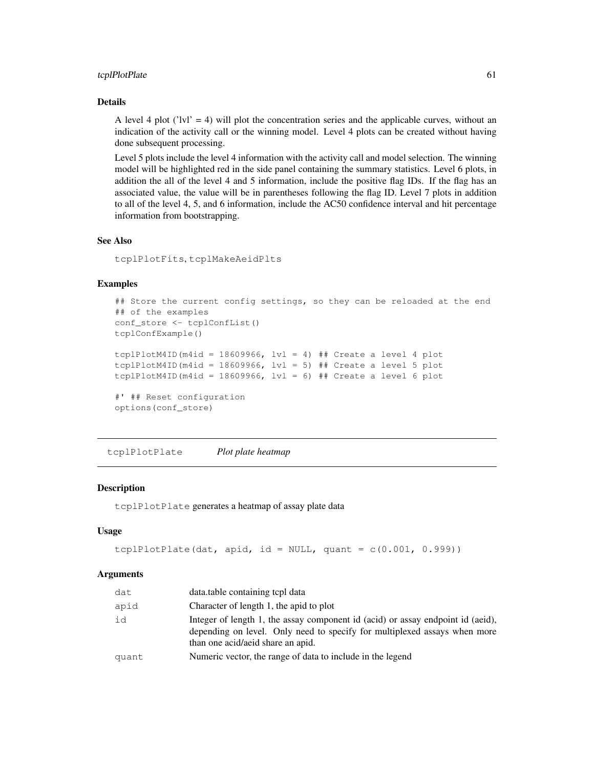## Details

A level 4 plot ('lvl' = 4) will plot the concentration series and the applicable curves, without an indication of the activity call or the winning model. Level 4 plots can be created without having done subsequent processing.

Level 5 plots include the level 4 information with the activity call and model selection. The winning model will be highlighted red in the side panel containing the summary statistics. Level 6 plots, in addition the all of the level 4 and 5 information, include the positive flag IDs. If the flag has an associated value, the value will be in parentheses following the flag ID. Level 7 plots in addition to all of the level 4, 5, and 6 information, include the AC50 confidence interval and hit percentage information from bootstrapping.

## See Also

`tcplPlotFits`, `tcplMakeAeidPlts`

## Examples

```
## Store the current config settings, so they can be reloaded at the end
## of the examples
conf_store <- tcplConfList()
tcplConfExample()

tcplPlotM4ID(m4id = 18609966, lvl = 4) ## Create a level 4 plot
tcplPlotM4ID(m4id = 18609966, lvl = 5) ## Create a level 5 plot
tcplPlotM4ID(m4id = 18609966, lvl = 6) ## Create a level 6 plot

#' ## Reset configuration
options(conf_store)
```

---

# tcplPlotPlate *Plot plate heatmap*

## Description

`tcplPlotPlate` generates a heatmap of assay plate data

## Usage

```
tcplPlotPlate(dat, apid, id = NULL, quant = c(0.001, 0.999))
```

## Arguments

| | |
|---|---|
| `dat` | data.table containing tcpl data |
| `apid` | Character of length 1, the apid to plot |
| `id` | Integer of length 1, the assay component id (acid) or assay endpoint id (aeid), depending on level. Only need to specify for multiplexed assays when more than one acid/aeid share an apid. |
| `quant` | Numeric vector, the range of data to include in the legend |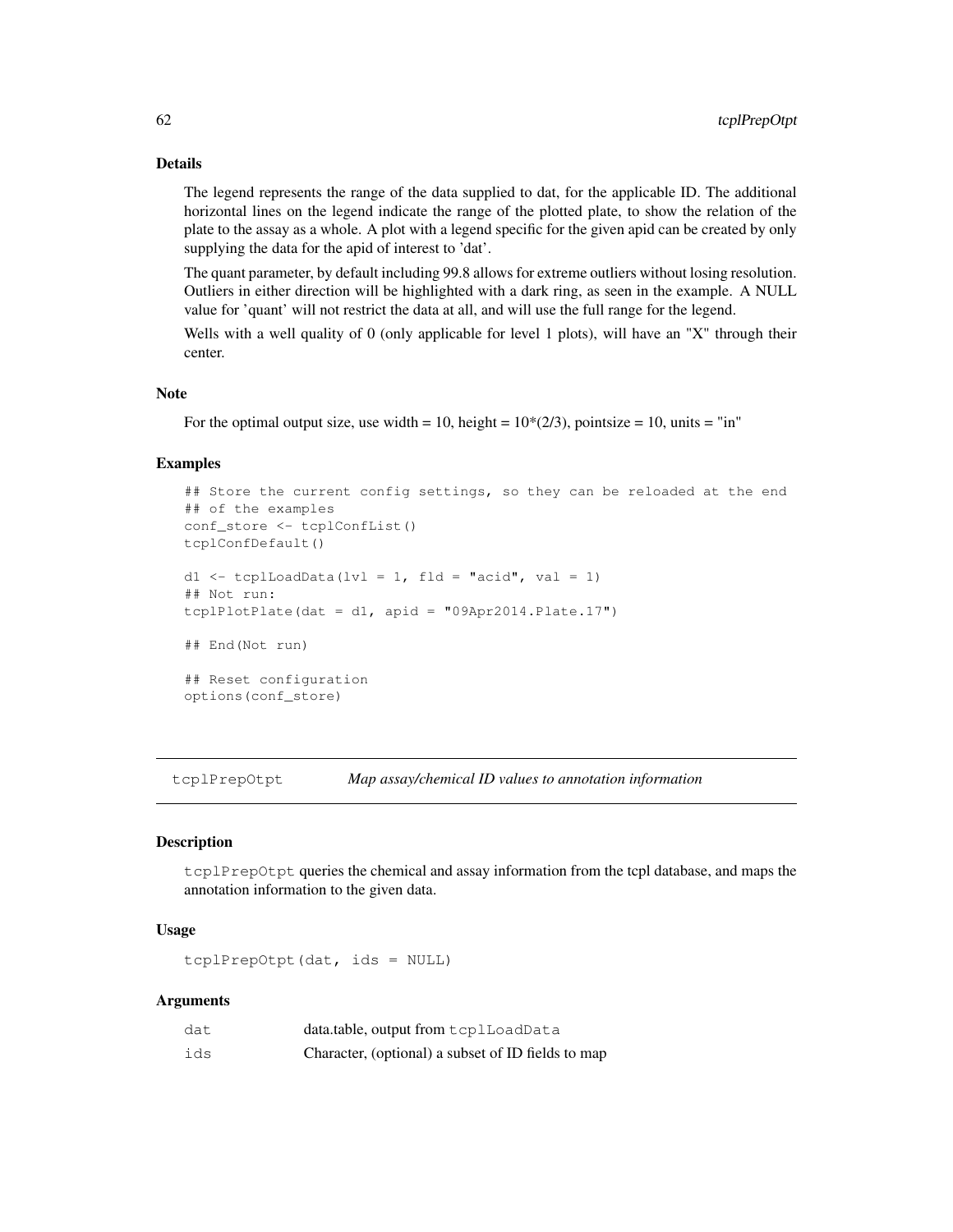### Details

The legend represents the range of the data supplied to dat, for the applicable ID. The additional horizontal lines on the legend indicate the range of the plotted plate, to show the relation of the plate to the assay as a whole. A plot with a legend specific for the given apid can be created by only supplying the data for the apid of interest to 'dat'.

The quant parameter, by default including 99.8 allows for extreme outliers without losing resolution. Outliers in either direction will be highlighted with a dark ring, as seen in the example. A NULL value for 'quant' will not restrict the data at all, and will use the full range for the legend.

Wells with a well quality of 0 (only applicable for level 1 plots), will have an "X" through their center.

### Note

For the optimal output size, use width = 10, height = 10*(2/3), pointsize = 10, units = "in"

### Examples

```
## Store the current config settings, so they can be reloaded at the end
## of the examples
conf_store <- tcplConfList()
tcplConfDefault()

d1 <- tcplLoadData(lvl = 1, fld = "acid", val = 1)
## Not run:
tcplPlotPlate(dat = d1, apid = "09Apr2014.Plate.17")

## End(Not run)

## Reset configuration
options(conf_store)
```

---

## tcplPrepOtpt — *Map assay/chemical ID values to annotation information*

### Description

`tcplPrepOtpt` queries the chemical and assay information from the tcpl database, and maps the annotation information to the given data.

### Usage

```
tcplPrepOtpt(dat, ids = NULL)
```

### Arguments

| | |
|---|---|
| dat | data.table, output from `tcplLoadData` |
| ids | Character, (optional) a subset of ID fields to map |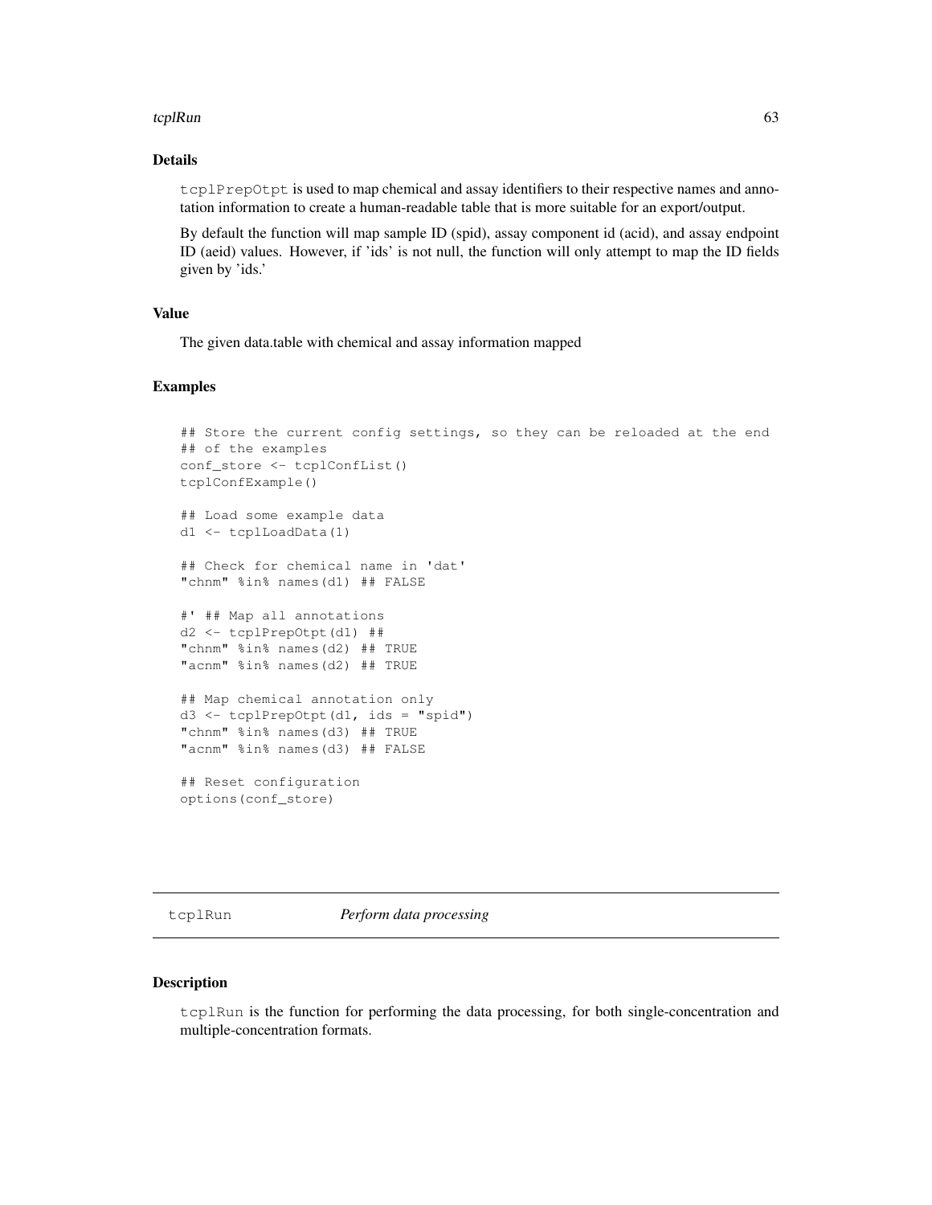### Details

`tcplPrepOtpt` is used to map chemical and assay identifiers to their respective names and annotation information to create a human-readable table that is more suitable for an export/output.

By default the function will map sample ID (spid), assay component id (acid), and assay endpoint ID (aeid) values. However, if 'ids' is not null, the function will only attempt to map the ID fields given by 'ids.'

### Value

The given data.table with chemical and assay information mapped

### Examples

```
## Store the current config settings, so they can be reloaded at the end
## of the examples
conf_store <- tcplConfList()
tcplConfExample()

## Load some example data
d1 <- tcplLoadData(1)

## Check for chemical name in 'dat'
"chnm" %in% names(d1) ## FALSE

#' ## Map all annotations
d2 <- tcplPrepOtpt(d1) ##
"chnm" %in% names(d2) ## TRUE
"acnm" %in% names(d2) ## TRUE

## Map chemical annotation only
d3 <- tcplPrepOtpt(d1, ids = "spid")
"chnm" %in% names(d3) ## TRUE
"acnm" %in% names(d3) ## FALSE

## Reset configuration
options(conf_store)
```

---

## tcplRun *Perform data processing*

### Description

`tcplRun` is the function for performing the data processing, for both single-concentration and multiple-concentration formats.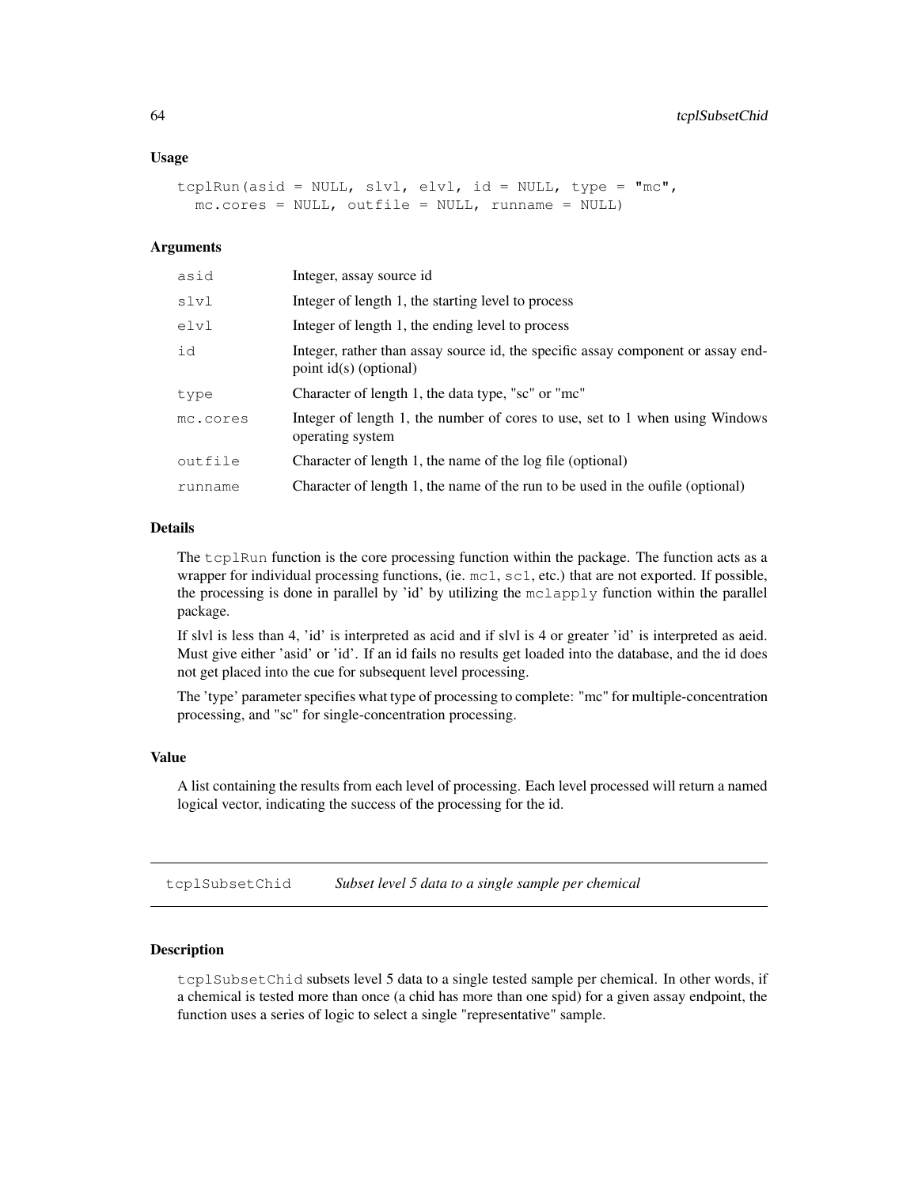### Usage

```
tcplRun(asid = NULL, slvl, elvl, id = NULL, type = "mc",
  mc.cores = NULL, outfile = NULL, runname = NULL)
```

### Arguments

| | |
|---|---|
| asid | Integer, assay source id |
| slvl | Integer of length 1, the starting level to process |
| elvl | Integer of length 1, the ending level to process |
| id | Integer, rather than assay source id, the specific assay component or assay endpoint id(s) (optional) |
| type | Character of length 1, the data type, "sc" or "mc" |
| mc.cores | Integer of length 1, the number of cores to use, set to 1 when using Windows operating system |
| outfile | Character of length 1, the name of the log file (optional) |
| runname | Character of length 1, the name of the run to be used in the oufile (optional) |

### Details

The `tcplRun` function is the core processing function within the package. The function acts as a wrapper for individual processing functions, (ie. `mc1`, `sc1`, etc.) that are not exported. If possible, the processing is done in parallel by 'id' by utilizing the `mclapply` function within the parallel package.

If slvl is less than 4, 'id' is interpreted as acid and if slvl is 4 or greater 'id' is interpreted as aeid. Must give either 'asid' or 'id'. If an id fails no results get loaded into the database, and the id does not get placed into the cue for subsequent level processing.

The 'type' parameter specifies what type of processing to complete: "mc" for multiple-concentration processing, and "sc" for single-concentration processing.

### Value

A list containing the results from each level of processing. Each level processed will return a named logical vector, indicating the success of the processing for the id.

---

## tcplSubsetChid — *Subset level 5 data to a single sample per chemical*

---

### Description

`tcplSubsetChid` subsets level 5 data to a single tested sample per chemical. In other words, if a chemical is tested more than once (a chid has more than one spid) for a given assay endpoint, the function uses a series of logic to select a single "representative" sample.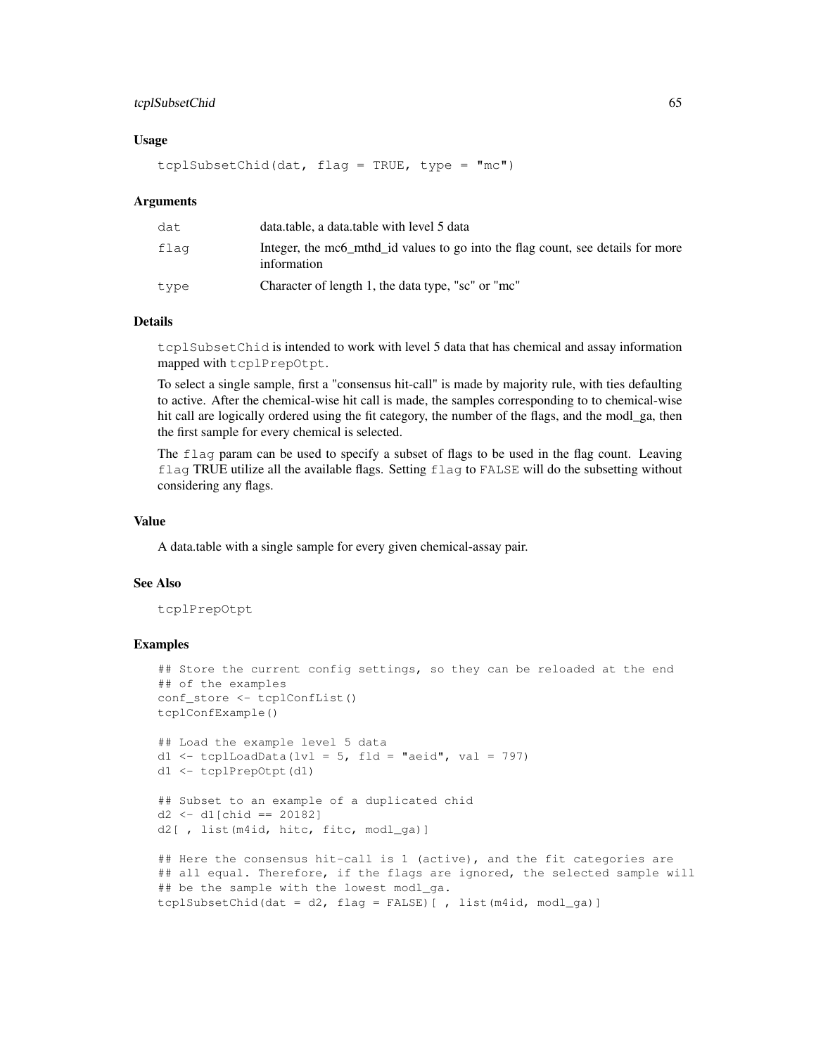### Usage

```
tcplSubsetChid(dat, flag = TRUE, type = "mc")
```

### Arguments

| | |
|---|---|
| dat | data.table, a data.table with level 5 data |
| flag | Integer, the mc6_mthd_id values to go into the flag count, see details for more information |
| type | Character of length 1, the data type, "sc" or "mc" |

### Details

`tcplSubsetChid` is intended to work with level 5 data that has chemical and assay information mapped with `tcplPrepOtpt`.

To select a single sample, first a "consensus hit-call" is made by majority rule, with ties defaulting to active. After the chemical-wise hit call is made, the samples corresponding to to chemical-wise hit call are logically ordered using the fit category, the number of the flags, and the modl_ga, then the first sample for every chemical is selected.

The `flag` param can be used to specify a subset of flags to be used in the flag count. Leaving `flag` TRUE utilize all the available flags. Setting `flag` to `FALSE` will do the subsetting without considering any flags.

### Value

A data.table with a single sample for every given chemical-assay pair.

### See Also

`tcplPrepOtpt`

### Examples

```
## Store the current config settings, so they can be reloaded at the end
## of the examples
conf_store <- tcplConfList()
tcplConfExample()

## Load the example level 5 data
d1 <- tcplLoadData(lvl = 5, fld = "aeid", val = 797)
d1 <- tcplPrepOtpt(d1)

## Subset to an example of a duplicated chid
d2 <- d1[chid == 20182]
d2[ , list(m4id, hitc, fitc, modl_ga)]

## Here the consensus hit-call is 1 (active), and the fit categories are
## all equal. Therefore, if the flags are ignored, the selected sample will
## be the sample with the lowest modl_ga.
tcplSubsetChid(dat = d2, flag = FALSE)[ , list(m4id, modl_ga)]
```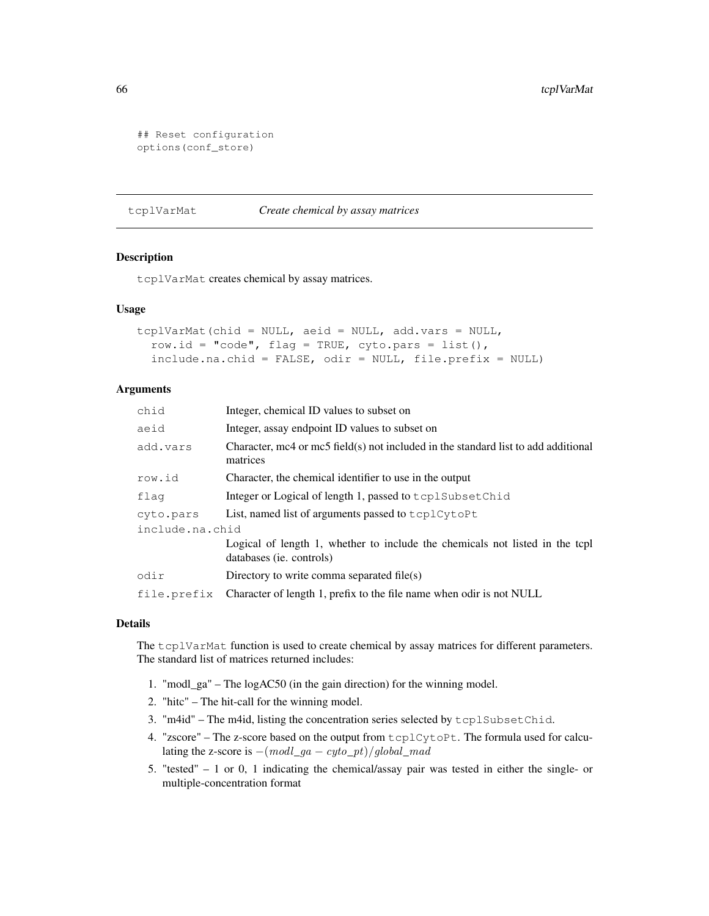```
## Reset configuration
options(conf_store)
```

---

## tcplVarMat — *Create chemical by assay matrices*

### Description

tcplVarMat creates chemical by assay matrices.

### Usage

```
tcplVarMat(chid = NULL, aeid = NULL, add.vars = NULL,
  row.id = "code", flag = TRUE, cyto.pars = list(),
  include.na.chid = FALSE, odir = NULL, file.prefix = NULL)
```

### Arguments

| Argument | Description |
|---|---|
| chid | Integer, chemical ID values to subset on |
| aeid | Integer, assay endpoint ID values to subset on |
| add.vars | Character, mc4 or mc5 field(s) not included in the standard list to add additional matrices |
| row.id | Character, the chemical identifier to use in the output |
| flag | Integer or Logical of length 1, passed to tcplSubsetChid |
| cyto.pars | List, named list of arguments passed to tcplCytoPt |
| include.na.chid | Logical of length 1, whether to include the chemicals not listed in the tcpl databases (ie. controls) |
| odir | Directory to write comma separated file(s) |
| file.prefix | Character of length 1, prefix to the file name when odir is not NULL |

### Details

The tcplVarMat function is used to create chemical by assay matrices for different parameters. The standard list of matrices returned includes:

1. "modl_ga" – The logAC50 (in the gain direction) for the winning model.
2. "hitc" – The hit-call for the winning model.
3. "m4id" – The m4id, listing the concentration series selected by tcplSubsetChid.
4. "zscore" – The z-score based on the output from tcplCytoPt. The formula used for calculating the z-score is $-(modl\_ga - cyto\_pt)/global\_mad$
5. "tested" – 1 or 0, 1 indicating the chemical/assay pair was tested in either the single- or multiple-concentration format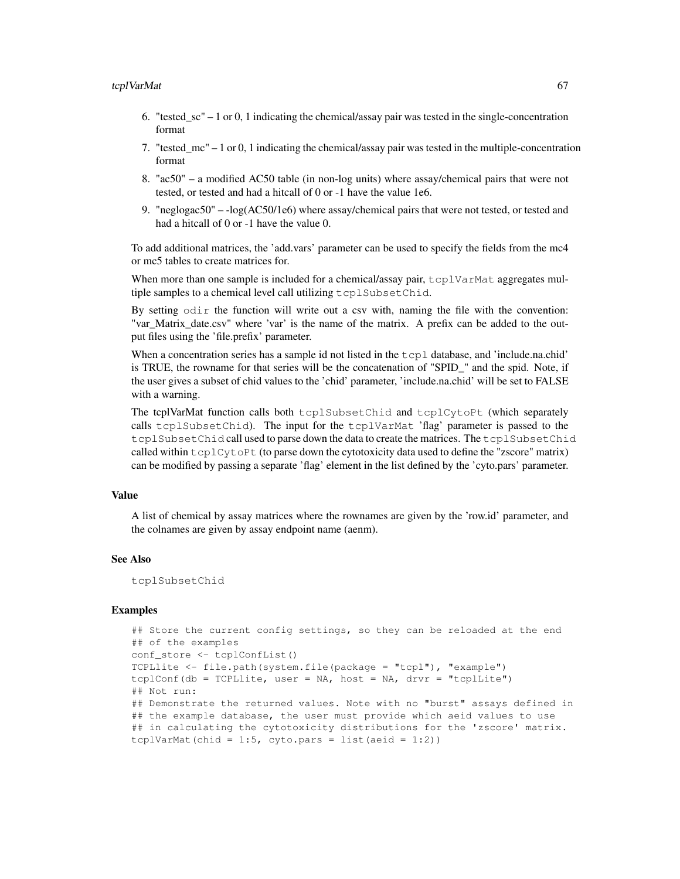6. "tested_sc" – 1 or 0, 1 indicating the chemical/assay pair was tested in the single-concentration format
7. "tested_mc" – 1 or 0, 1 indicating the chemical/assay pair was tested in the multiple-concentration format
8. "ac50" – a modified AC50 table (in non-log units) where assay/chemical pairs that were not tested, or tested and had a hitcall of 0 or -1 have the value 1e6.
9. "neglogac50" – -log(AC50/1e6) where assay/chemical pairs that were not tested, or tested and had a hitcall of 0 or -1 have the value 0.

To add additional matrices, the 'add.vars' parameter can be used to specify the fields from the mc4 or mc5 tables to create matrices for.

When more than one sample is included for a chemical/assay pair, `tcplVarMat` aggregates multiple samples to a chemical level call utilizing `tcplSubsetChid`.

By setting `odir` the function will write out a csv with, naming the file with the convention: "var_Matrix_date.csv" where 'var' is the name of the matrix. A prefix can be added to the output files using the 'file.prefix' parameter.

When a concentration series has a sample id not listed in the `tcpl` database, and 'include.na.chid' is TRUE, the rowname for that series will be the concatenation of "SPID_" and the spid. Note, if the user gives a subset of chid values to the 'chid' parameter, 'include.na.chid' will be set to FALSE with a warning.

The tcplVarMat function calls both `tcplSubsetChid` and `tcplCytoPt` (which separately calls `tcplSubsetChid`). The input for the `tcplVarMat` 'flag' parameter is passed to the `tcplSubsetChid` call used to parse down the data to create the matrices. The `tcplSubsetChid` called within `tcplCytoPt` (to parse down the cytotoxicity data used to define the "zscore" matrix) can be modified by passing a separate 'flag' element in the list defined by the 'cyto.pars' parameter.

### Value

A list of chemical by assay matrices where the rownames are given by the 'row.id' parameter, and the colnames are given by assay endpoint name (aenm).

### See Also

`tcplSubsetChid`

### Examples

```
## Store the current config settings, so they can be reloaded at the end
## of the examples
conf_store <- tcplConfList()
TCPLlite <- file.path(system.file(package = "tcpl"), "example")
tcplConf(db = TCPLlite, user = NA, host = NA, drvr = "tcplLite")
## Not run:
## Demonstrate the returned values. Note with no "burst" assays defined in
## the example database, the user must provide which aeid values to use
## in calculating the cytotoxicity distributions for the 'zscore' matrix.
tcplVarMat(chid = 1:5, cyto.pars = list(aeid = 1:2))
```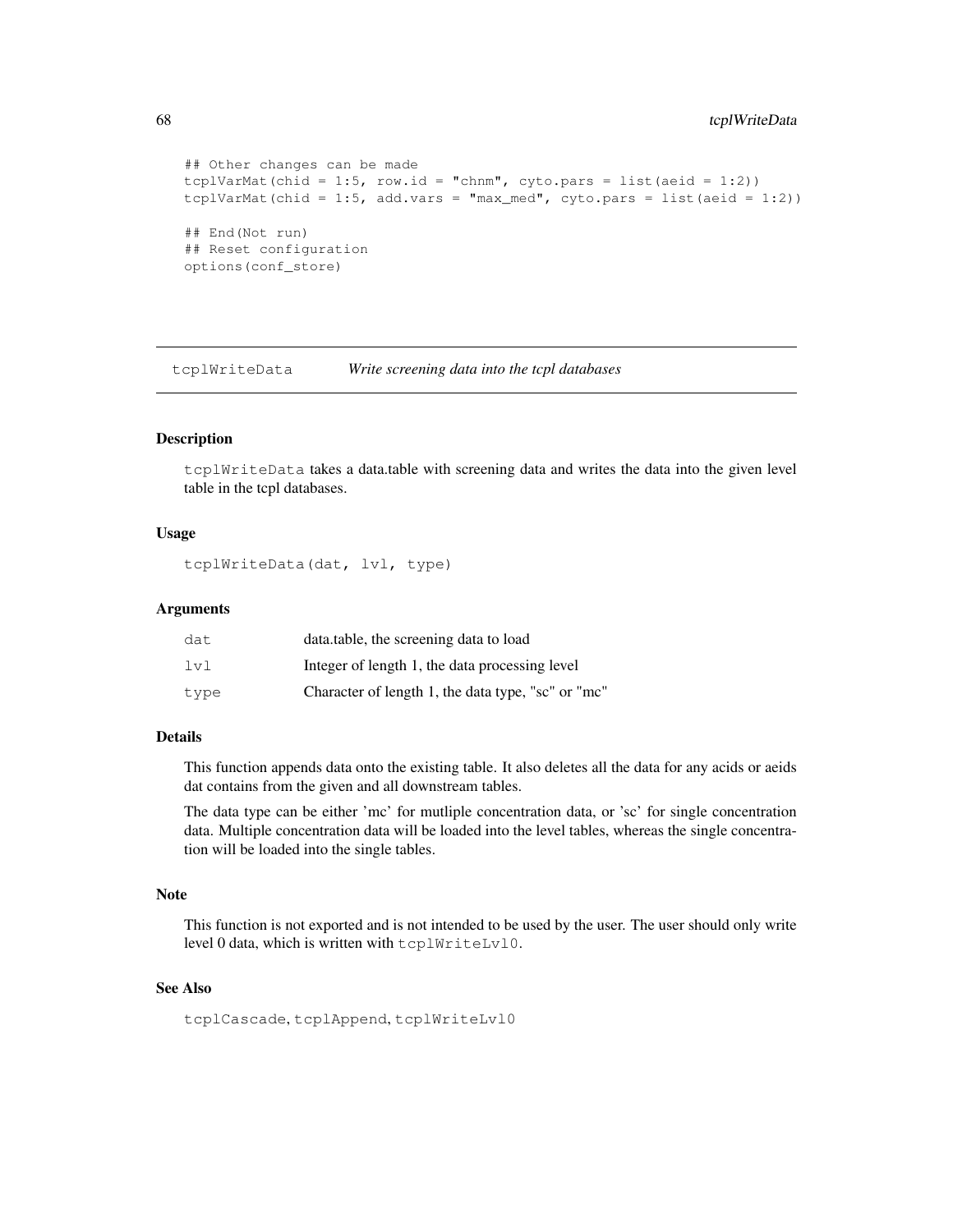```
## Other changes can be made
tcplVarMat(chid = 1:5, row.id = "chnm", cyto.pars = list(aeid = 1:2))
tcplVarMat(chid = 1:5, add.vars = "max_med", cyto.pars = list(aeid = 1:2))

## End(Not run)
## Reset configuration
options(conf_store)
```

## tcplWriteData    *Write screening data into the tcpl databases*

### Description

tcplWriteData takes a data.table with screening data and writes the data into the given level table in the tcpl databases.

### Usage

```
tcplWriteData(dat, lvl, type)
```

### Arguments

| | |
|---|---|
| dat | data.table, the screening data to load |
| lvl | Integer of length 1, the data processing level |
| type | Character of length 1, the data type, "sc" or "mc" |

### Details

This function appends data onto the existing table. It also deletes all the data for any acids or aeids dat contains from the given and all downstream tables.

The data type can be either 'mc' for mutliple concentration data, or 'sc' for single concentration data. Multiple concentration data will be loaded into the level tables, whereas the single concentration will be loaded into the single tables.

### Note

This function is not exported and is not intended to be used by the user. The user should only write level 0 data, which is written with tcplWriteLvl0.

### See Also

tcplCascade, tcplAppend, tcplWriteLvl0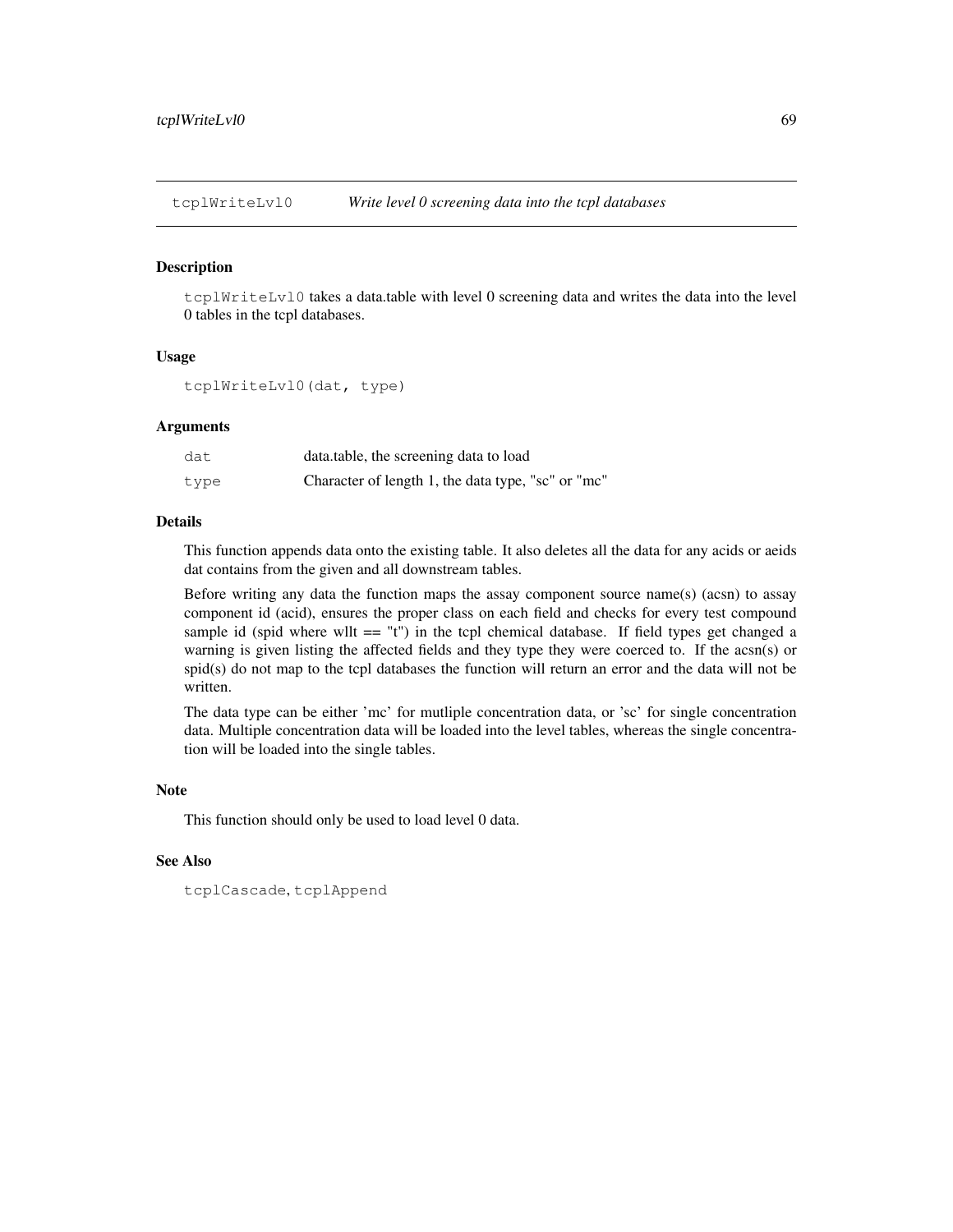## tcplWriteLvl0 — *Write level 0 screening data into the tcpl databases*

### Description

tcplWriteLvl0 takes a data.table with level 0 screening data and writes the data into the level 0 tables in the tcpl databases.

### Usage

```
tcplWriteLvl0(dat, type)
```

### Arguments

| | |
|---|---|
| dat | data.table, the screening data to load |
| type | Character of length 1, the data type, "sc" or "mc" |

### Details

This function appends data onto the existing table. It also deletes all the data for any acids or aeids dat contains from the given and all downstream tables.

Before writing any data the function maps the assay component source name(s) (acsn) to assay component id (acid), ensures the proper class on each field and checks for every test compound sample id (spid where wllt == "t") in the tcpl chemical database. If field types get changed a warning is given listing the affected fields and they type they were coerced to. If the acsn(s) or spid(s) do not map to the tcpl databases the function will return an error and the data will not be written.

The data type can be either 'mc' for mutliple concentration data, or 'sc' for single concentration data. Multiple concentration data will be loaded into the level tables, whereas the single concentration will be loaded into the single tables.

### Note

This function should only be used to load level 0 data.

### See Also

tcplCascade, tcplAppend